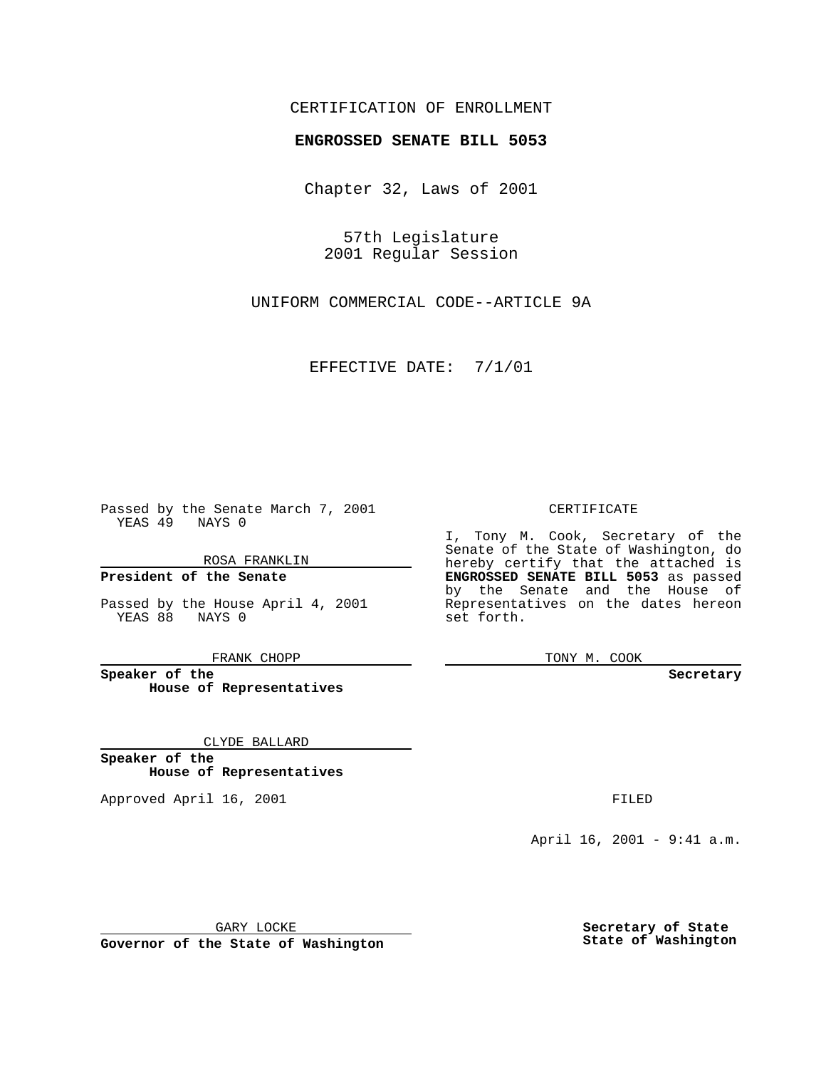CERTIFICATION OF ENROLLMENT

**ENGROSSED SENATE BILL 5053**

Chapter 32, Laws of 2001

57th Legislature
2001 Regular Session

UNIFORM COMMERCIAL CODE--ARTICLE 9A

EFFECTIVE DATE: 7/1/01

Passed by the Senate March 7, 2001
YEAS 49 NAYS 0

ROSA FRANKLIN

**President of the Senate**

Passed by the House April 4, 2001
YEAS 88 NAYS 0

FRANK CHOPP

**Speaker of the House of Representatives**

CLYDE BALLARD

**Speaker of the House of Representatives**

Approved April 16, 2001

GARY LOCKE

**Governor of the State of Washington**

CERTIFICATE

I, Tony M. Cook, Secretary of the Senate of the State of Washington, do hereby certify that the attached is **ENGROSSED SENATE BILL 5053** as passed by the Senate and the House of Representatives on the dates hereon set forth.

TONY M. COOK

**Secretary**

FILED

April 16, 2001 - 9:41 a.m.

**Secretary of State**
**State of Washington**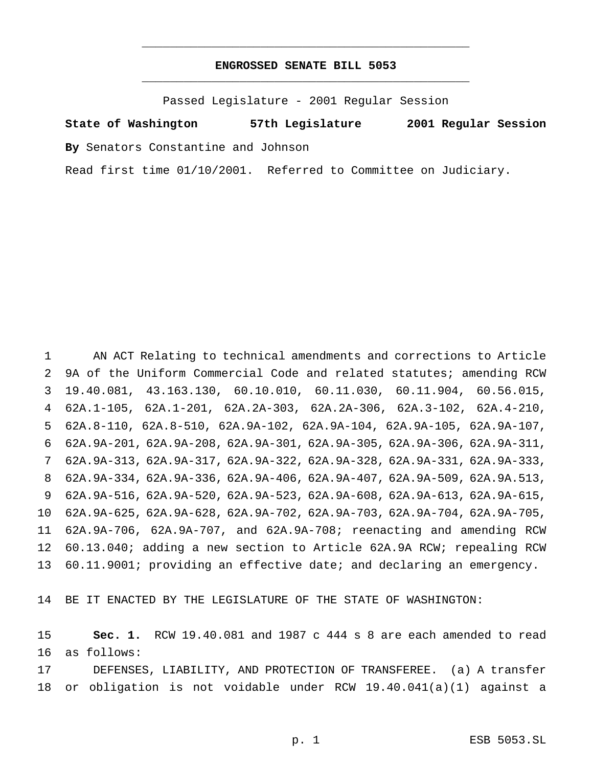# ENGROSSED SENATE BILL 5053

Passed Legislature - 2001 Regular Session

**State of Washington 57th Legislature 2001 Regular Session**

**By** Senators Constantine and Johnson

Read first time 01/10/2001. Referred to Committee on Judiciary.

AN ACT Relating to technical amendments and corrections to Article 9A of the Uniform Commercial Code and related statutes; amending RCW 19.40.081, 43.163.130, 60.10.010, 60.11.030, 60.11.904, 60.56.015, 62A.1-105, 62A.1-201, 62A.2A-303, 62A.2A-306, 62A.3-102, 62A.4-210, 62A.8-110, 62A.8-510, 62A.9A-102, 62A.9A-104, 62A.9A-105, 62A.9A-107, 62A.9A-201, 62A.9A-208, 62A.9A-301, 62A.9A-305, 62A.9A-306, 62A.9A-311, 62A.9A-313, 62A.9A-317, 62A.9A-322, 62A.9A-328, 62A.9A-331, 62A.9A-333, 62A.9A-334, 62A.9A-336, 62A.9A-406, 62A.9A-407, 62A.9A-509, 62A.9A.513, 62A.9A-516, 62A.9A-520, 62A.9A-523, 62A.9A-608, 62A.9A-613, 62A.9A-615, 62A.9A-625, 62A.9A-628, 62A.9A-702, 62A.9A-703, 62A.9A-704, 62A.9A-705, 62A.9A-706, 62A.9A-707, and 62A.9A-708; reenacting and amending RCW 60.13.040; adding a new section to Article 62A.9A RCW; repealing RCW 60.11.9001; providing an effective date; and declaring an emergency.

BE IT ENACTED BY THE LEGISLATURE OF THE STATE OF WASHINGTON:

**Sec. 1.** RCW 19.40.081 and 1987 c 444 s 8 are each amended to read as follows:

DEFENSES, LIABILITY, AND PROTECTION OF TRANSFEREE. (a) A transfer or obligation is not voidable under RCW 19.40.041(a)(1) against a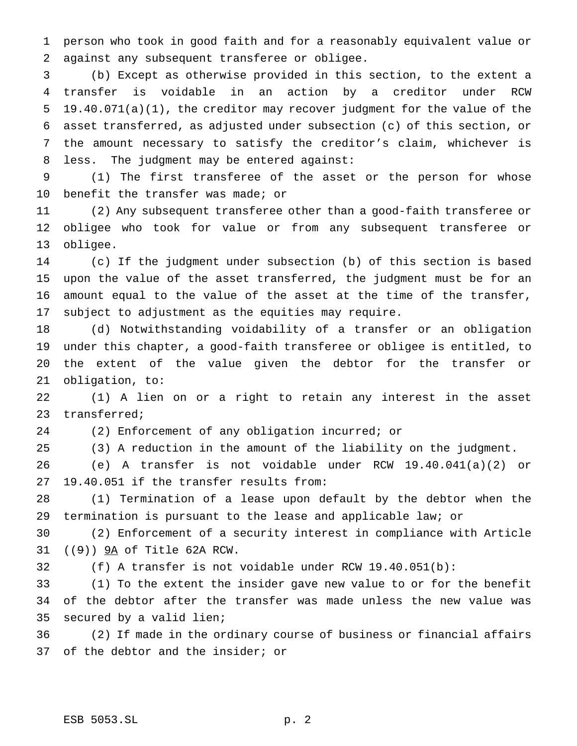person who took in good faith and for a reasonably equivalent value or against any subsequent transferee or obligee.

(b) Except as otherwise provided in this section, to the extent a transfer is voidable in an action by a creditor under RCW 19.40.071(a)(1), the creditor may recover judgment for the value of the asset transferred, as adjusted under subsection (c) of this section, or the amount necessary to satisfy the creditor's claim, whichever is less. The judgment may be entered against:

(1) The first transferee of the asset or the person for whose benefit the transfer was made; or

(2) Any subsequent transferee other than a good-faith transferee or obligee who took for value or from any subsequent transferee or obligee.

(c) If the judgment under subsection (b) of this section is based upon the value of the asset transferred, the judgment must be for an amount equal to the value of the asset at the time of the transfer, subject to adjustment as the equities may require.

(d) Notwithstanding voidability of a transfer or an obligation under this chapter, a good-faith transferee or obligee is entitled, to the extent of the value given the debtor for the transfer or obligation, to:

(1) A lien on or a right to retain any interest in the asset transferred;

(2) Enforcement of any obligation incurred; or

(3) A reduction in the amount of the liability on the judgment.

(e) A transfer is not voidable under RCW 19.40.041(a)(2) or 19.40.051 if the transfer results from:

(1) Termination of a lease upon default by the debtor when the termination is pursuant to the lease and applicable law; or

(2) Enforcement of a security interest in compliance with Article ((~~9~~)) 9A of Title 62A RCW.

(f) A transfer is not voidable under RCW 19.40.051(b):

(1) To the extent the insider gave new value to or for the benefit of the debtor after the transfer was made unless the new value was secured by a valid lien;

(2) If made in the ordinary course of business or financial affairs of the debtor and the insider; or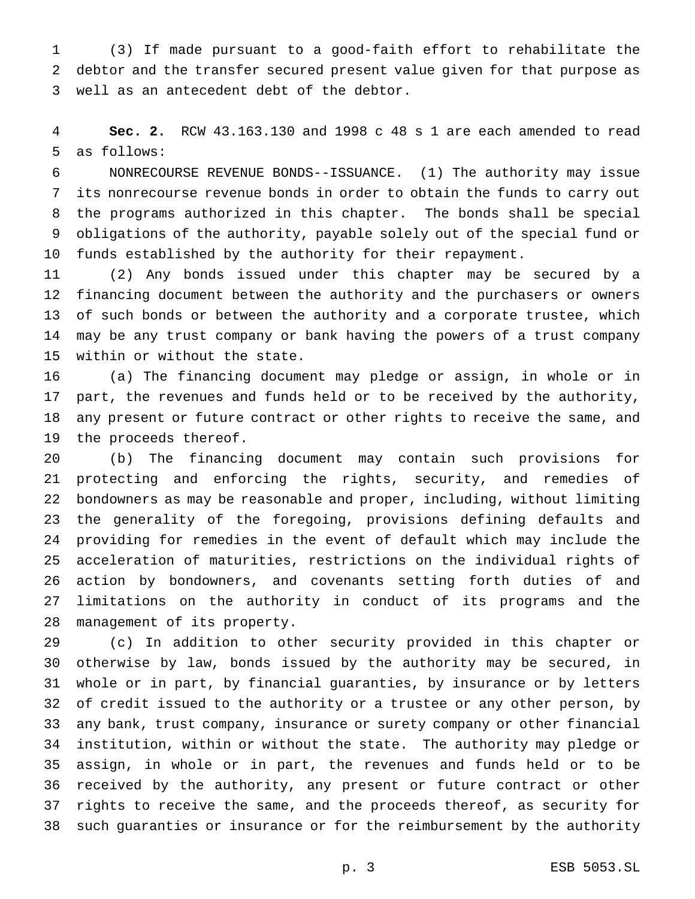(3) If made pursuant to a good-faith effort to rehabilitate the debtor and the transfer secured present value given for that purpose as well as an antecedent debt of the debtor.

**Sec. 2.** RCW 43.163.130 and 1998 c 48 s 1 are each amended to read as follows:

NONRECOURSE REVENUE BONDS--ISSUANCE. (1) The authority may issue its nonrecourse revenue bonds in order to obtain the funds to carry out the programs authorized in this chapter. The bonds shall be special obligations of the authority, payable solely out of the special fund or funds established by the authority for their repayment.

(2) Any bonds issued under this chapter may be secured by a financing document between the authority and the purchasers or owners of such bonds or between the authority and a corporate trustee, which may be any trust company or bank having the powers of a trust company within or without the state.

(a) The financing document may pledge or assign, in whole or in part, the revenues and funds held or to be received by the authority, any present or future contract or other rights to receive the same, and the proceeds thereof.

(b) The financing document may contain such provisions for protecting and enforcing the rights, security, and remedies of bondowners as may be reasonable and proper, including, without limiting the generality of the foregoing, provisions defining defaults and providing for remedies in the event of default which may include the acceleration of maturities, restrictions on the individual rights of action by bondowners, and covenants setting forth duties of and limitations on the authority in conduct of its programs and the management of its property.

(c) In addition to other security provided in this chapter or otherwise by law, bonds issued by the authority may be secured, in whole or in part, by financial guaranties, by insurance or by letters of credit issued to the authority or a trustee or any other person, by any bank, trust company, insurance or surety company or other financial institution, within or without the state. The authority may pledge or assign, in whole or in part, the revenues and funds held or to be received by the authority, any present or future contract or other rights to receive the same, and the proceeds thereof, as security for such guaranties or insurance or for the reimbursement by the authority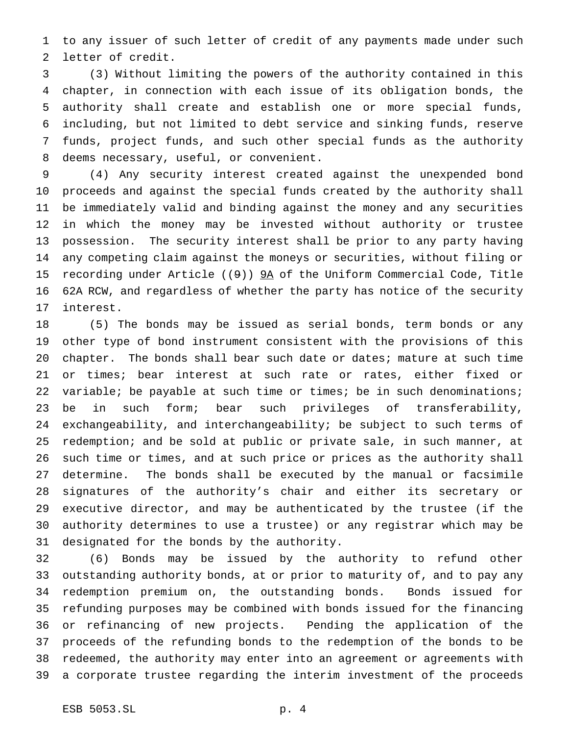to any issuer of such letter of credit of any payments made under such letter of credit.

(3) Without limiting the powers of the authority contained in this chapter, in connection with each issue of its obligation bonds, the authority shall create and establish one or more special funds, including, but not limited to debt service and sinking funds, reserve funds, project funds, and such other special funds as the authority deems necessary, useful, or convenient.

(4) Any security interest created against the unexpended bond proceeds and against the special funds created by the authority shall be immediately valid and binding against the money and any securities in which the money may be invested without authority or trustee possession. The security interest shall be prior to any party having any competing claim against the moneys or securities, without filing or recording under Article ((~~9~~)) <u>9A</u> of the Uniform Commercial Code, Title 62A RCW, and regardless of whether the party has notice of the security interest.

(5) The bonds may be issued as serial bonds, term bonds or any other type of bond instrument consistent with the provisions of this chapter. The bonds shall bear such date or dates; mature at such time or times; bear interest at such rate or rates, either fixed or variable; be payable at such time or times; be in such denominations; be in such form; bear such privileges of transferability, exchangeability, and interchangeability; be subject to such terms of redemption; and be sold at public or private sale, in such manner, at such time or times, and at such price or prices as the authority shall determine. The bonds shall be executed by the manual or facsimile signatures of the authority's chair and either its secretary or executive director, and may be authenticated by the trustee (if the authority determines to use a trustee) or any registrar which may be designated for the bonds by the authority.

(6) Bonds may be issued by the authority to refund other outstanding authority bonds, at or prior to maturity of, and to pay any redemption premium on, the outstanding bonds. Bonds issued for refunding purposes may be combined with bonds issued for the financing or refinancing of new projects. Pending the application of the proceeds of the refunding bonds to the redemption of the bonds to be redeemed, the authority may enter into an agreement or agreements with a corporate trustee regarding the interim investment of the proceeds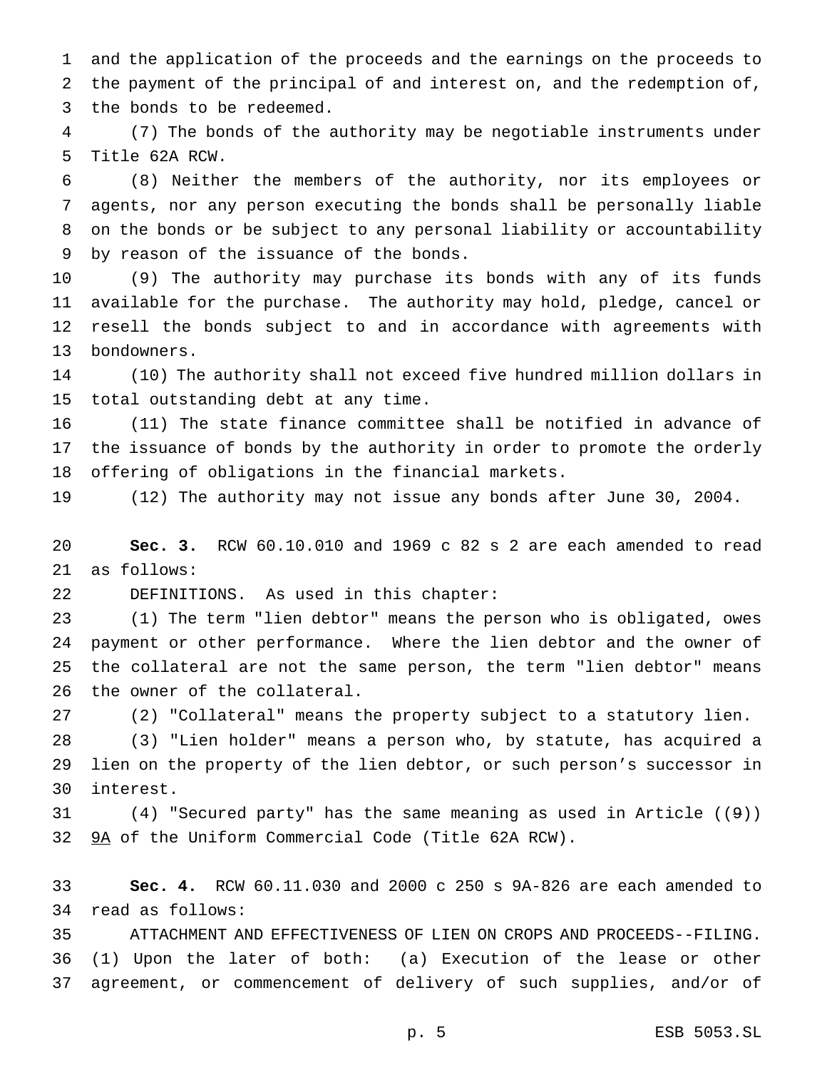and the application of the proceeds and the earnings on the proceeds to the payment of the principal of and interest on, and the redemption of, the bonds to be redeemed.

(7) The bonds of the authority may be negotiable instruments under Title 62A RCW.

(8) Neither the members of the authority, nor its employees or agents, nor any person executing the bonds shall be personally liable on the bonds or be subject to any personal liability or accountability by reason of the issuance of the bonds.

(9) The authority may purchase its bonds with any of its funds available for the purchase. The authority may hold, pledge, cancel or resell the bonds subject to and in accordance with agreements with bondowners.

(10) The authority shall not exceed five hundred million dollars in total outstanding debt at any time.

(11) The state finance committee shall be notified in advance of the issuance of bonds by the authority in order to promote the orderly offering of obligations in the financial markets.

(12) The authority may not issue any bonds after June 30, 2004.

**Sec. 3.** RCW 60.10.010 and 1969 c 82 s 2 are each amended to read as follows:

DEFINITIONS. As used in this chapter:

(1) The term "lien debtor" means the person who is obligated, owes payment or other performance. Where the lien debtor and the owner of the collateral are not the same person, the term "lien debtor" means the owner of the collateral.

(2) "Collateral" means the property subject to a statutory lien.

(3) "Lien holder" means a person who, by statute, has acquired a lien on the property of the lien debtor, or such person's successor in interest.

(4) "Secured party" has the same meaning as used in Article ((~~9~~)) <u>9A</u> of the Uniform Commercial Code (Title 62A RCW).

**Sec. 4.** RCW 60.11.030 and 2000 c 250 s 9A-826 are each amended to read as follows:

ATTACHMENT AND EFFECTIVENESS OF LIEN ON CROPS AND PROCEEDS--FILING. (1) Upon the later of both: (a) Execution of the lease or other agreement, or commencement of delivery of such supplies, and/or of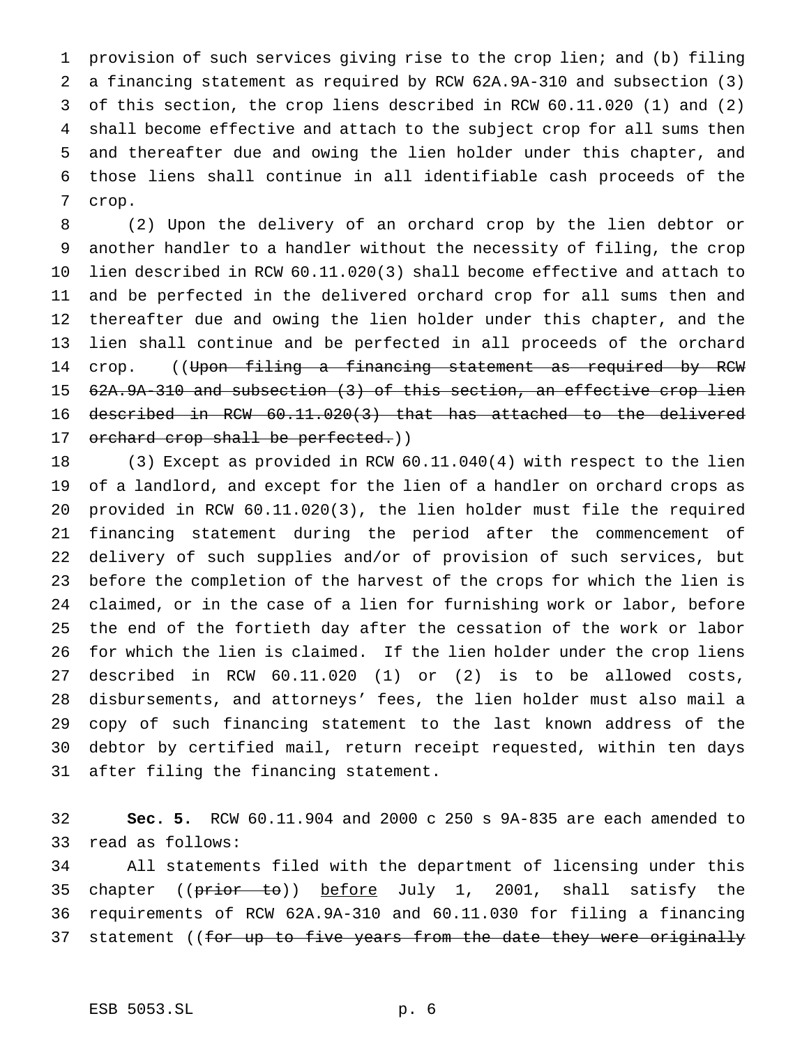provision of such services giving rise to the crop lien; and (b) filing a financing statement as required by RCW 62A.9A-310 and subsection (3) of this section, the crop liens described in RCW 60.11.020 (1) and (2) shall become effective and attach to the subject crop for all sums then and thereafter due and owing the lien holder under this chapter, and those liens shall continue in all identifiable cash proceeds of the crop.

(2) Upon the delivery of an orchard crop by the lien debtor or another handler to a handler without the necessity of filing, the crop lien described in RCW 60.11.020(3) shall become effective and attach to and be perfected in the delivered orchard crop for all sums then and thereafter due and owing the lien holder under this chapter, and the lien shall continue and be perfected in all proceeds of the orchard crop. ((~~Upon filing a financing statement as required by RCW 62A.9A-310 and subsection (3) of this section, an effective crop lien described in RCW 60.11.020(3) that has attached to the delivered orchard crop shall be perfected.~~))

(3) Except as provided in RCW 60.11.040(4) with respect to the lien of a landlord, and except for the lien of a handler on orchard crops as provided in RCW 60.11.020(3), the lien holder must file the required financing statement during the period after the commencement of delivery of such supplies and/or of provision of such services, but before the completion of the harvest of the crops for which the lien is claimed, or in the case of a lien for furnishing work or labor, before the end of the fortieth day after the cessation of the work or labor for which the lien is claimed. If the lien holder under the crop liens described in RCW 60.11.020 (1) or (2) is to be allowed costs, disbursements, and attorneys' fees, the lien holder must also mail a copy of such financing statement to the last known address of the debtor by certified mail, return receipt requested, within ten days after filing the financing statement.

**Sec. 5.** RCW 60.11.904 and 2000 c 250 s 9A-835 are each amended to read as follows:

All statements filed with the department of licensing under this chapter ((~~prior to~~)) <u>before</u> July 1, 2001, shall satisfy the requirements of RCW 62A.9A-310 and 60.11.030 for filing a financing statement ((~~for up to five years from the date they were originally~~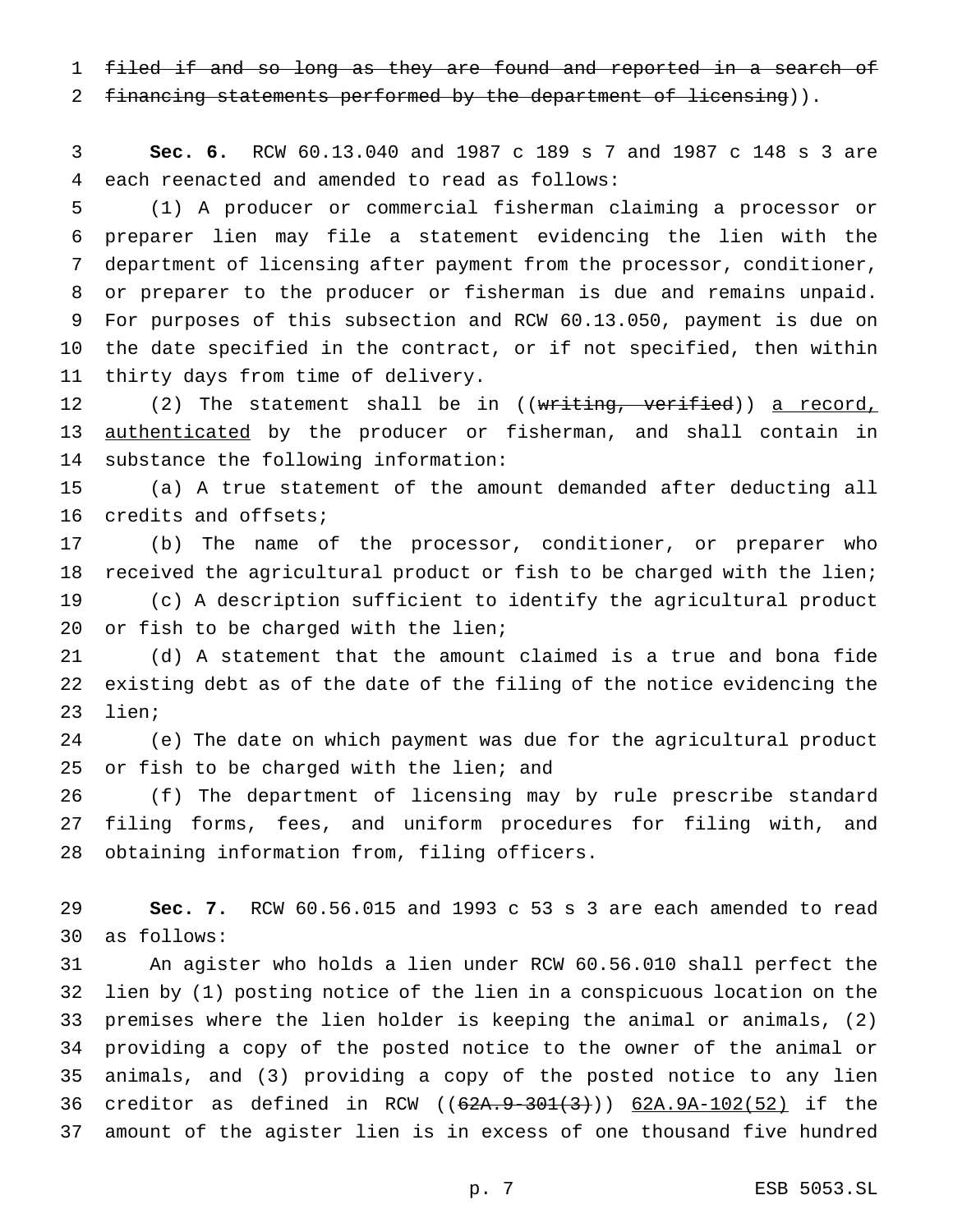~~filed if and so long as they are found and reported in a search of financing statements performed by the department of licensing~~)).

**Sec. 6.** RCW 60.13.040 and 1987 c 189 s 7 and 1987 c 148 s 3 are each reenacted and amended to read as follows:

(1) A producer or commercial fisherman claiming a processor or preparer lien may file a statement evidencing the lien with the department of licensing after payment from the processor, conditioner, or preparer to the producer or fisherman is due and remains unpaid. For purposes of this subsection and RCW 60.13.050, payment is due on the date specified in the contract, or if not specified, then within thirty days from time of delivery.

(2) The statement shall be in ((~~writing, verified~~)) <u>a record, authenticated</u> by the producer or fisherman, and shall contain in substance the following information:

(a) A true statement of the amount demanded after deducting all credits and offsets;

(b) The name of the processor, conditioner, or preparer who received the agricultural product or fish to be charged with the lien;

(c) A description sufficient to identify the agricultural product or fish to be charged with the lien;

(d) A statement that the amount claimed is a true and bona fide existing debt as of the date of the filing of the notice evidencing the lien;

(e) The date on which payment was due for the agricultural product or fish to be charged with the lien; and

(f) The department of licensing may by rule prescribe standard filing forms, fees, and uniform procedures for filing with, and obtaining information from, filing officers.

**Sec. 7.** RCW 60.56.015 and 1993 c 53 s 3 are each amended to read as follows:

An agister who holds a lien under RCW 60.56.010 shall perfect the lien by (1) posting notice of the lien in a conspicuous location on the premises where the lien holder is keeping the animal or animals, (2) providing a copy of the posted notice to the owner of the animal or animals, and (3) providing a copy of the posted notice to any lien creditor as defined in RCW ((~~62A.9-301(3)~~)) <u>62A.9A-102(52)</u> if the amount of the agister lien is in excess of one thousand five hundred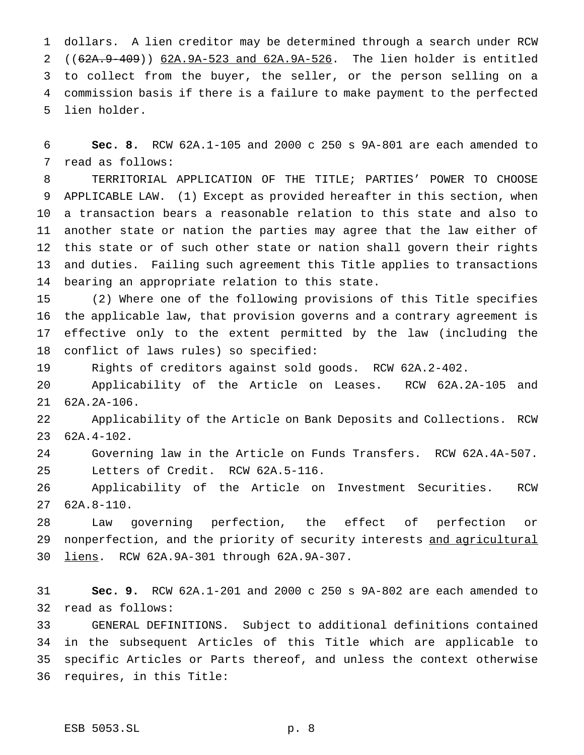dollars. A lien creditor may be determined through a search under RCW ((~~62A.9-409~~)) <u>62A.9A-523 and 62A.9A-526</u>. The lien holder is entitled to collect from the buyer, the seller, or the person selling on a commission basis if there is a failure to make payment to the perfected lien holder.

**Sec. 8.** RCW 62A.1-105 and 2000 c 250 s 9A-801 are each amended to read as follows:

TERRITORIAL APPLICATION OF THE TITLE; PARTIES' POWER TO CHOOSE APPLICABLE LAW. (1) Except as provided hereafter in this section, when a transaction bears a reasonable relation to this state and also to another state or nation the parties may agree that the law either of this state or of such other state or nation shall govern their rights and duties. Failing such agreement this Title applies to transactions bearing an appropriate relation to this state.

(2) Where one of the following provisions of this Title specifies the applicable law, that provision governs and a contrary agreement is effective only to the extent permitted by the law (including the conflict of laws rules) so specified:

Rights of creditors against sold goods. RCW 62A.2-402.

Applicability of the Article on Leases. RCW 62A.2A-105 and 62A.2A-106.

Applicability of the Article on Bank Deposits and Collections. RCW 62A.4-102.

Governing law in the Article on Funds Transfers. RCW 62A.4A-507.

Letters of Credit. RCW 62A.5-116.

Applicability of the Article on Investment Securities. RCW 62A.8-110.

Law governing perfection, the effect of perfection or nonperfection, and the priority of security interests <u>and agricultural liens</u>. RCW 62A.9A-301 through 62A.9A-307.

**Sec. 9.** RCW 62A.1-201 and 2000 c 250 s 9A-802 are each amended to read as follows:

GENERAL DEFINITIONS. Subject to additional definitions contained in the subsequent Articles of this Title which are applicable to specific Articles or Parts thereof, and unless the context otherwise requires, in this Title: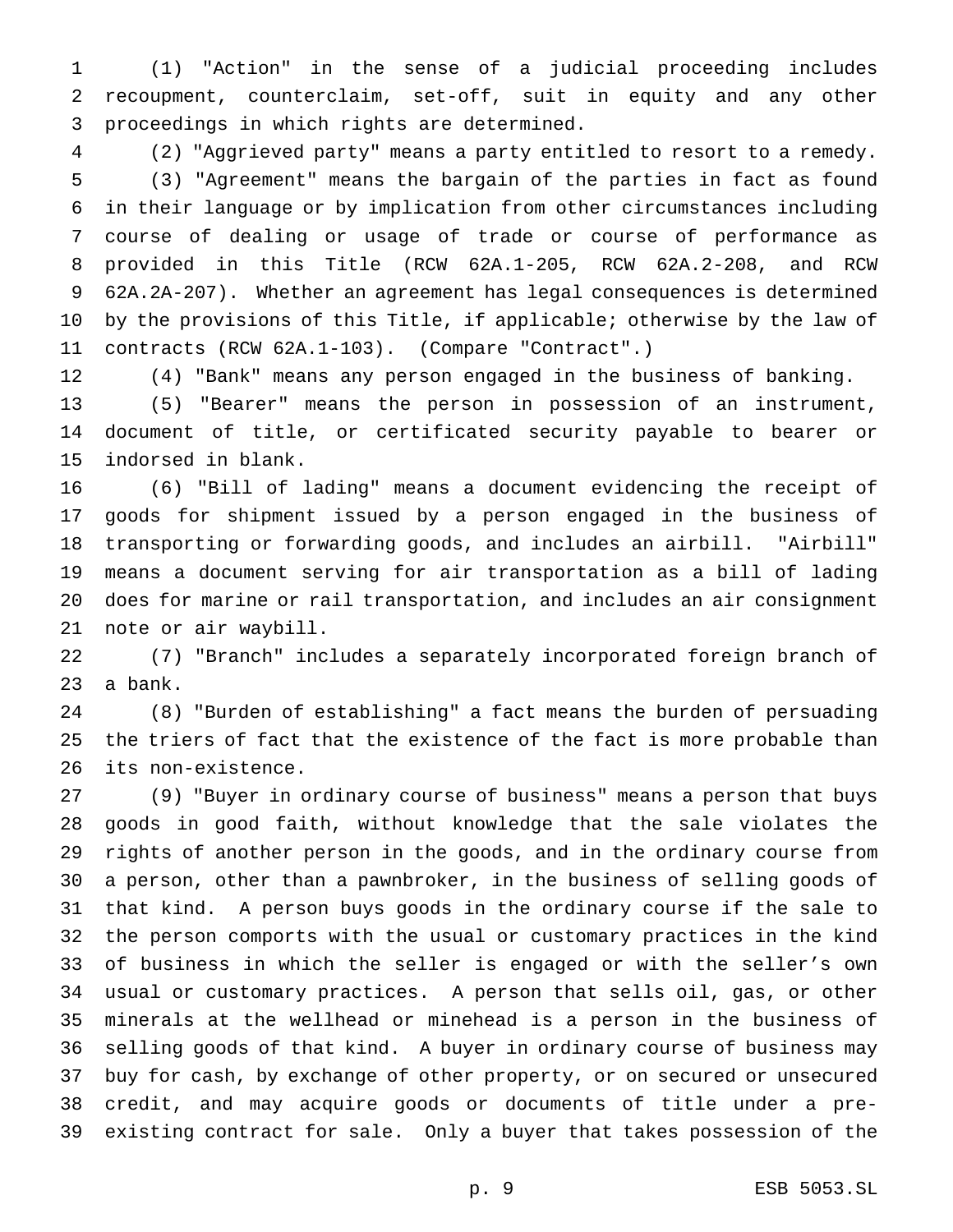(1) "Action" in the sense of a judicial proceeding includes recoupment, counterclaim, set-off, suit in equity and any other proceedings in which rights are determined.

(2) "Aggrieved party" means a party entitled to resort to a remedy.

(3) "Agreement" means the bargain of the parties in fact as found in their language or by implication from other circumstances including course of dealing or usage of trade or course of performance as provided in this Title (RCW 62A.1-205, RCW 62A.2-208, and RCW 62A.2A-207). Whether an agreement has legal consequences is determined by the provisions of this Title, if applicable; otherwise by the law of contracts (RCW 62A.1-103). (Compare "Contract".)

(4) "Bank" means any person engaged in the business of banking.

(5) "Bearer" means the person in possession of an instrument, document of title, or certificated security payable to bearer or indorsed in blank.

(6) "Bill of lading" means a document evidencing the receipt of goods for shipment issued by a person engaged in the business of transporting or forwarding goods, and includes an airbill. "Airbill" means a document serving for air transportation as a bill of lading does for marine or rail transportation, and includes an air consignment note or air waybill.

(7) "Branch" includes a separately incorporated foreign branch of a bank.

(8) "Burden of establishing" a fact means the burden of persuading the triers of fact that the existence of the fact is more probable than its non-existence.

(9) "Buyer in ordinary course of business" means a person that buys goods in good faith, without knowledge that the sale violates the rights of another person in the goods, and in the ordinary course from a person, other than a pawnbroker, in the business of selling goods of that kind. A person buys goods in the ordinary course if the sale to the person comports with the usual or customary practices in the kind of business in which the seller is engaged or with the seller's own usual or customary practices. A person that sells oil, gas, or other minerals at the wellhead or minehead is a person in the business of selling goods of that kind. A buyer in ordinary course of business may buy for cash, by exchange of other property, or on secured or unsecured credit, and may acquire goods or documents of title under a pre-existing contract for sale. Only a buyer that takes possession of the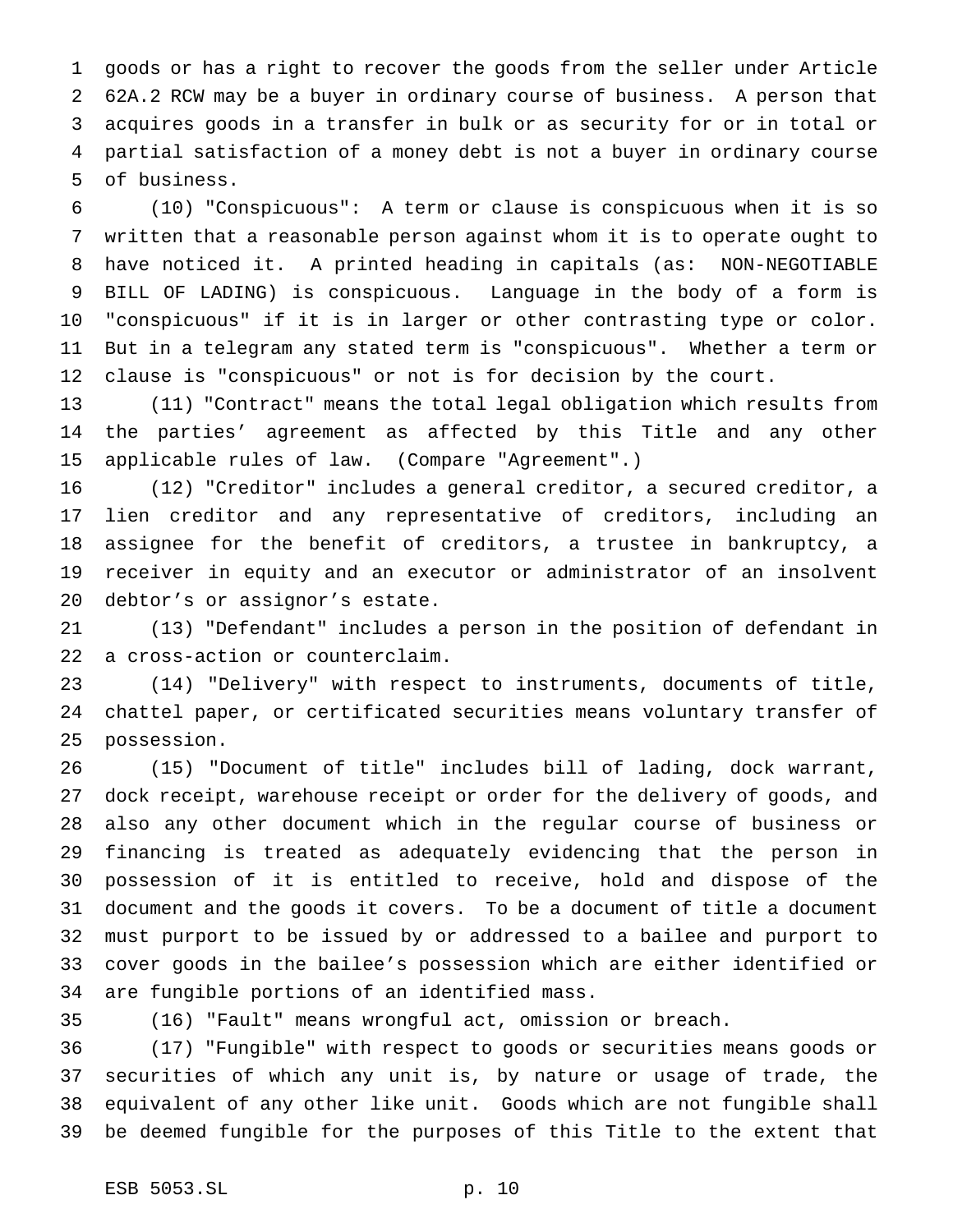goods or has a right to recover the goods from the seller under Article 62A.2 RCW may be a buyer in ordinary course of business. A person that acquires goods in a transfer in bulk or as security for or in total or partial satisfaction of a money debt is not a buyer in ordinary course of business.

(10) "Conspicuous": A term or clause is conspicuous when it is so written that a reasonable person against whom it is to operate ought to have noticed it. A printed heading in capitals (as: NON-NEGOTIABLE BILL OF LADING) is conspicuous. Language in the body of a form is "conspicuous" if it is in larger or other contrasting type or color. But in a telegram any stated term is "conspicuous". Whether a term or clause is "conspicuous" or not is for decision by the court.

(11) "Contract" means the total legal obligation which results from the parties' agreement as affected by this Title and any other applicable rules of law. (Compare "Agreement".)

(12) "Creditor" includes a general creditor, a secured creditor, a lien creditor and any representative of creditors, including an assignee for the benefit of creditors, a trustee in bankruptcy, a receiver in equity and an executor or administrator of an insolvent debtor's or assignor's estate.

(13) "Defendant" includes a person in the position of defendant in a cross-action or counterclaim.

(14) "Delivery" with respect to instruments, documents of title, chattel paper, or certificated securities means voluntary transfer of possession.

(15) "Document of title" includes bill of lading, dock warrant, dock receipt, warehouse receipt or order for the delivery of goods, and also any other document which in the regular course of business or financing is treated as adequately evidencing that the person in possession of it is entitled to receive, hold and dispose of the document and the goods it covers. To be a document of title a document must purport to be issued by or addressed to a bailee and purport to cover goods in the bailee's possession which are either identified or are fungible portions of an identified mass.

(16) "Fault" means wrongful act, omission or breach.

(17) "Fungible" with respect to goods or securities means goods or securities of which any unit is, by nature or usage of trade, the equivalent of any other like unit. Goods which are not fungible shall be deemed fungible for the purposes of this Title to the extent that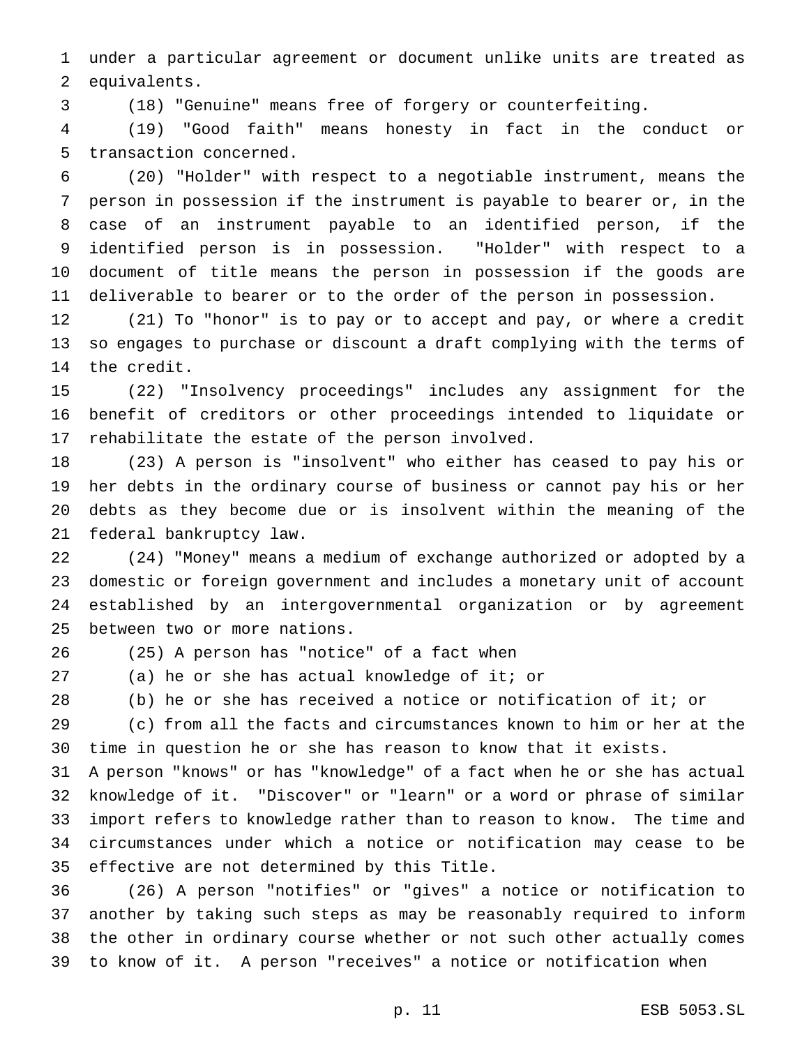under a particular agreement or document unlike units are treated as equivalents.

(18) "Genuine" means free of forgery or counterfeiting.

(19) "Good faith" means honesty in fact in the conduct or transaction concerned.

(20) "Holder" with respect to a negotiable instrument, means the person in possession if the instrument is payable to bearer or, in the case of an instrument payable to an identified person, if the identified person is in possession. "Holder" with respect to a document of title means the person in possession if the goods are deliverable to bearer or to the order of the person in possession.

(21) To "honor" is to pay or to accept and pay, or where a credit so engages to purchase or discount a draft complying with the terms of the credit.

(22) "Insolvency proceedings" includes any assignment for the benefit of creditors or other proceedings intended to liquidate or rehabilitate the estate of the person involved.

(23) A person is "insolvent" who either has ceased to pay his or her debts in the ordinary course of business or cannot pay his or her debts as they become due or is insolvent within the meaning of the federal bankruptcy law.

(24) "Money" means a medium of exchange authorized or adopted by a domestic or foreign government and includes a monetary unit of account established by an intergovernmental organization or by agreement between two or more nations.

(25) A person has "notice" of a fact when

(a) he or she has actual knowledge of it; or

(b) he or she has received a notice or notification of it; or

(c) from all the facts and circumstances known to him or her at the time in question he or she has reason to know that it exists.

A person "knows" or has "knowledge" of a fact when he or she has actual knowledge of it. "Discover" or "learn" or a word or phrase of similar import refers to knowledge rather than to reason to know. The time and circumstances under which a notice or notification may cease to be effective are not determined by this Title.

(26) A person "notifies" or "gives" a notice or notification to another by taking such steps as may be reasonably required to inform the other in ordinary course whether or not such other actually comes to know of it. A person "receives" a notice or notification when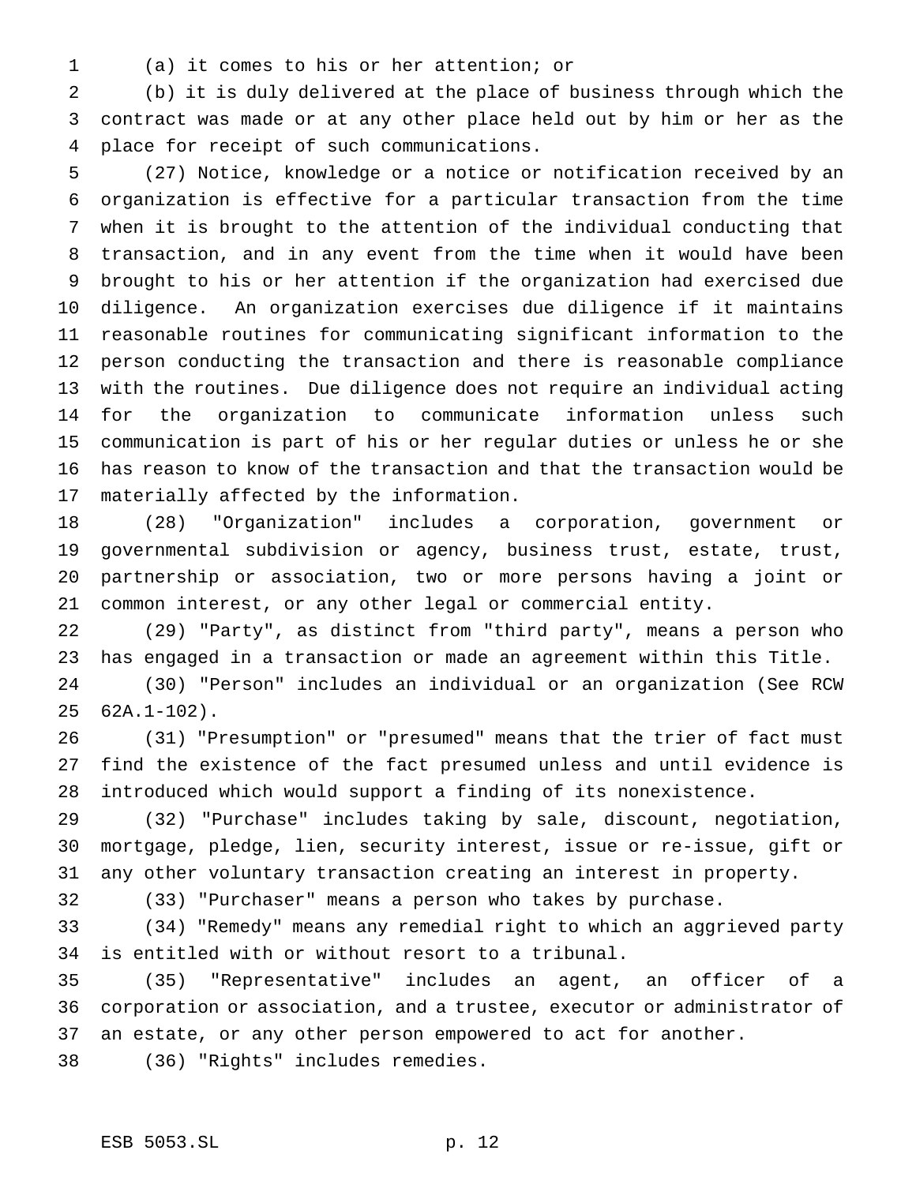(a) it comes to his or her attention; or

(b) it is duly delivered at the place of business through which the contract was made or at any other place held out by him or her as the place for receipt of such communications.

(27) Notice, knowledge or a notice or notification received by an organization is effective for a particular transaction from the time when it is brought to the attention of the individual conducting that transaction, and in any event from the time when it would have been brought to his or her attention if the organization had exercised due diligence. An organization exercises due diligence if it maintains reasonable routines for communicating significant information to the person conducting the transaction and there is reasonable compliance with the routines. Due diligence does not require an individual acting for the organization to communicate information unless such communication is part of his or her regular duties or unless he or she has reason to know of the transaction and that the transaction would be materially affected by the information.

(28) "Organization" includes a corporation, government or governmental subdivision or agency, business trust, estate, trust, partnership or association, two or more persons having a joint or common interest, or any other legal or commercial entity.

(29) "Party", as distinct from "third party", means a person who has engaged in a transaction or made an agreement within this Title.

(30) "Person" includes an individual or an organization (See RCW 62A.1-102).

(31) "Presumption" or "presumed" means that the trier of fact must find the existence of the fact presumed unless and until evidence is introduced which would support a finding of its nonexistence.

(32) "Purchase" includes taking by sale, discount, negotiation, mortgage, pledge, lien, security interest, issue or re-issue, gift or any other voluntary transaction creating an interest in property.

(33) "Purchaser" means a person who takes by purchase.

(34) "Remedy" means any remedial right to which an aggrieved party is entitled with or without resort to a tribunal.

(35) "Representative" includes an agent, an officer of a corporation or association, and a trustee, executor or administrator of an estate, or any other person empowered to act for another.

(36) "Rights" includes remedies.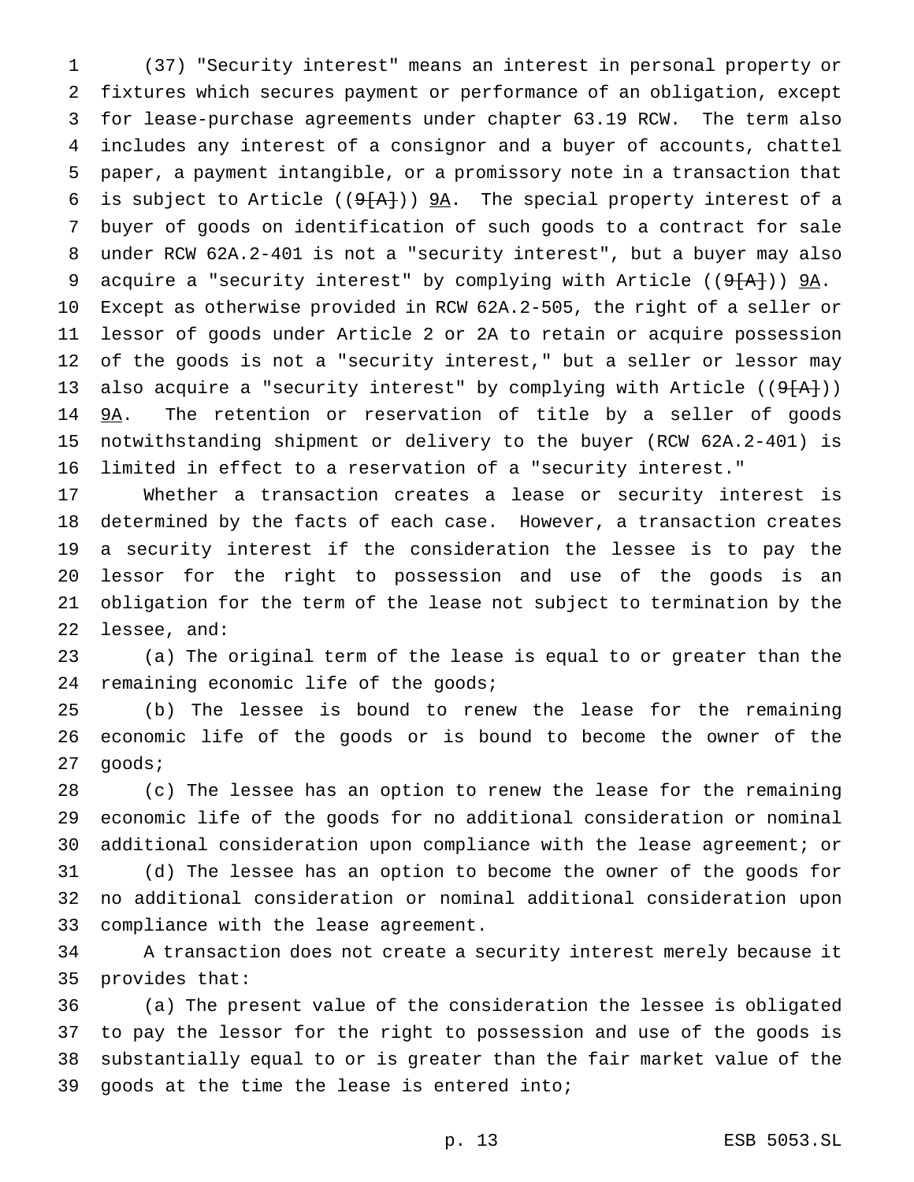(37) "Security interest" means an interest in personal property or fixtures which secures payment or performance of an obligation, except for lease-purchase agreements under chapter 63.19 RCW. The term also includes any interest of a consignor and a buyer of accounts, chattel paper, a payment intangible, or a promissory note in a transaction that is subject to Article ((~~9[A]~~)) 9A. The special property interest of a buyer of goods on identification of such goods to a contract for sale under RCW 62A.2-401 is not a "security interest", but a buyer may also acquire a "security interest" by complying with Article ((~~9[A]~~)) 9A. Except as otherwise provided in RCW 62A.2-505, the right of a seller or lessor of goods under Article 2 or 2A to retain or acquire possession of the goods is not a "security interest," but a seller or lessor may also acquire a "security interest" by complying with Article ((~~9[A]~~)) 9A. The retention or reservation of title by a seller of goods notwithstanding shipment or delivery to the buyer (RCW 62A.2-401) is limited in effect to a reservation of a "security interest."

Whether a transaction creates a lease or security interest is determined by the facts of each case. However, a transaction creates a security interest if the consideration the lessee is to pay the lessor for the right to possession and use of the goods is an obligation for the term of the lease not subject to termination by the lessee, and:

(a) The original term of the lease is equal to or greater than the remaining economic life of the goods;

(b) The lessee is bound to renew the lease for the remaining economic life of the goods or is bound to become the owner of the goods;

(c) The lessee has an option to renew the lease for the remaining economic life of the goods for no additional consideration or nominal additional consideration upon compliance with the lease agreement; or

(d) The lessee has an option to become the owner of the goods for no additional consideration or nominal additional consideration upon compliance with the lease agreement.

A transaction does not create a security interest merely because it provides that:

(a) The present value of the consideration the lessee is obligated to pay the lessor for the right to possession and use of the goods is substantially equal to or is greater than the fair market value of the goods at the time the lease is entered into;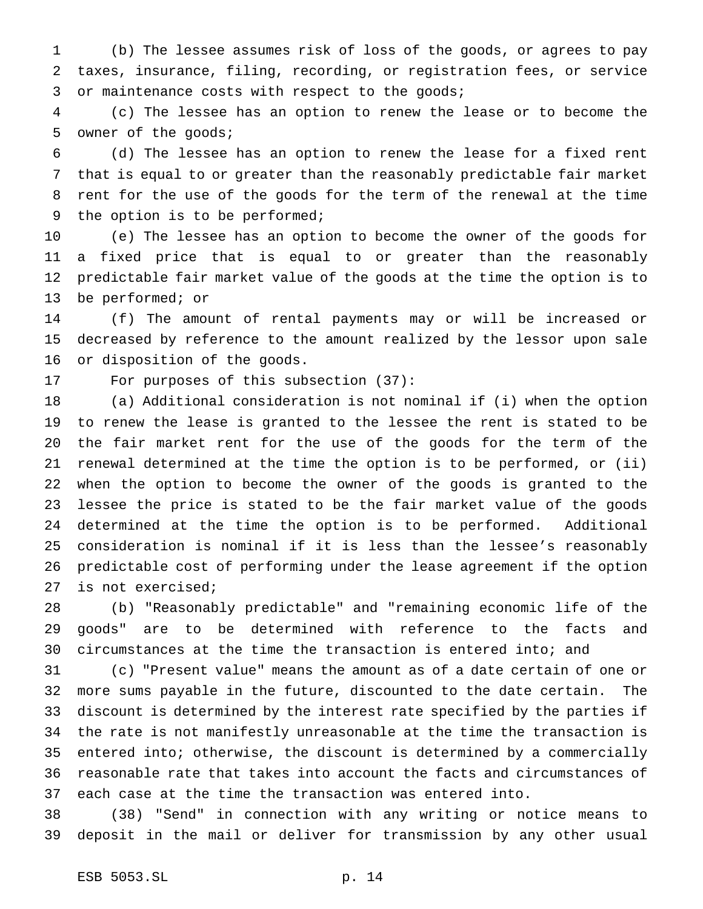(b) The lessee assumes risk of loss of the goods, or agrees to pay taxes, insurance, filing, recording, or registration fees, or service or maintenance costs with respect to the goods;

(c) The lessee has an option to renew the lease or to become the owner of the goods;

(d) The lessee has an option to renew the lease for a fixed rent that is equal to or greater than the reasonably predictable fair market rent for the use of the goods for the term of the renewal at the time the option is to be performed;

(e) The lessee has an option to become the owner of the goods for a fixed price that is equal to or greater than the reasonably predictable fair market value of the goods at the time the option is to be performed; or

(f) The amount of rental payments may or will be increased or decreased by reference to the amount realized by the lessor upon sale or disposition of the goods.

For purposes of this subsection (37):

(a) Additional consideration is not nominal if (i) when the option to renew the lease is granted to the lessee the rent is stated to be the fair market rent for the use of the goods for the term of the renewal determined at the time the option is to be performed, or (ii) when the option to become the owner of the goods is granted to the lessee the price is stated to be the fair market value of the goods determined at the time the option is to be performed. Additional consideration is nominal if it is less than the lessee's reasonably predictable cost of performing under the lease agreement if the option is not exercised;

(b) "Reasonably predictable" and "remaining economic life of the goods" are to be determined with reference to the facts and circumstances at the time the transaction is entered into; and

(c) "Present value" means the amount as of a date certain of one or more sums payable in the future, discounted to the date certain. The discount is determined by the interest rate specified by the parties if the rate is not manifestly unreasonable at the time the transaction is entered into; otherwise, the discount is determined by a commercially reasonable rate that takes into account the facts and circumstances of each case at the time the transaction was entered into.

(38) "Send" in connection with any writing or notice means to deposit in the mail or deliver for transmission by any other usual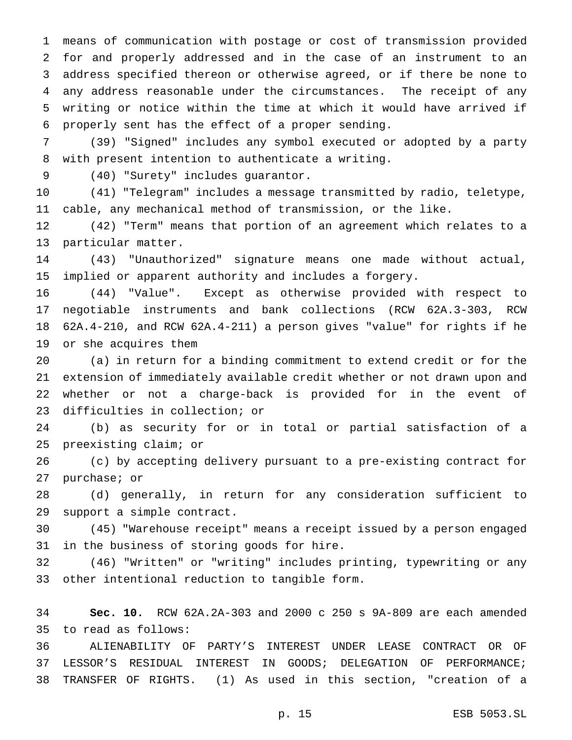means of communication with postage or cost of transmission provided for and properly addressed and in the case of an instrument to an address specified thereon or otherwise agreed, or if there be none to any address reasonable under the circumstances. The receipt of any writing or notice within the time at which it would have arrived if properly sent has the effect of a proper sending.

(39) "Signed" includes any symbol executed or adopted by a party with present intention to authenticate a writing.

(40) "Surety" includes guarantor.

(41) "Telegram" includes a message transmitted by radio, teletype, cable, any mechanical method of transmission, or the like.

(42) "Term" means that portion of an agreement which relates to a particular matter.

(43) "Unauthorized" signature means one made without actual, implied or apparent authority and includes a forgery.

(44) "Value". Except as otherwise provided with respect to negotiable instruments and bank collections (RCW 62A.3-303, RCW 62A.4-210, and RCW 62A.4-211) a person gives "value" for rights if he or she acquires them

(a) in return for a binding commitment to extend credit or for the extension of immediately available credit whether or not drawn upon and whether or not a charge-back is provided for in the event of difficulties in collection; or

(b) as security for or in total or partial satisfaction of a preexisting claim; or

(c) by accepting delivery pursuant to a pre-existing contract for purchase; or

(d) generally, in return for any consideration sufficient to support a simple contract.

(45) "Warehouse receipt" means a receipt issued by a person engaged in the business of storing goods for hire.

(46) "Written" or "writing" includes printing, typewriting or any other intentional reduction to tangible form.

**Sec. 10.** RCW 62A.2A-303 and 2000 c 250 s 9A-809 are each amended to read as follows:

ALIENABILITY OF PARTY'S INTEREST UNDER LEASE CONTRACT OR OF LESSOR'S RESIDUAL INTEREST IN GOODS; DELEGATION OF PERFORMANCE; TRANSFER OF RIGHTS. (1) As used in this section, "creation of a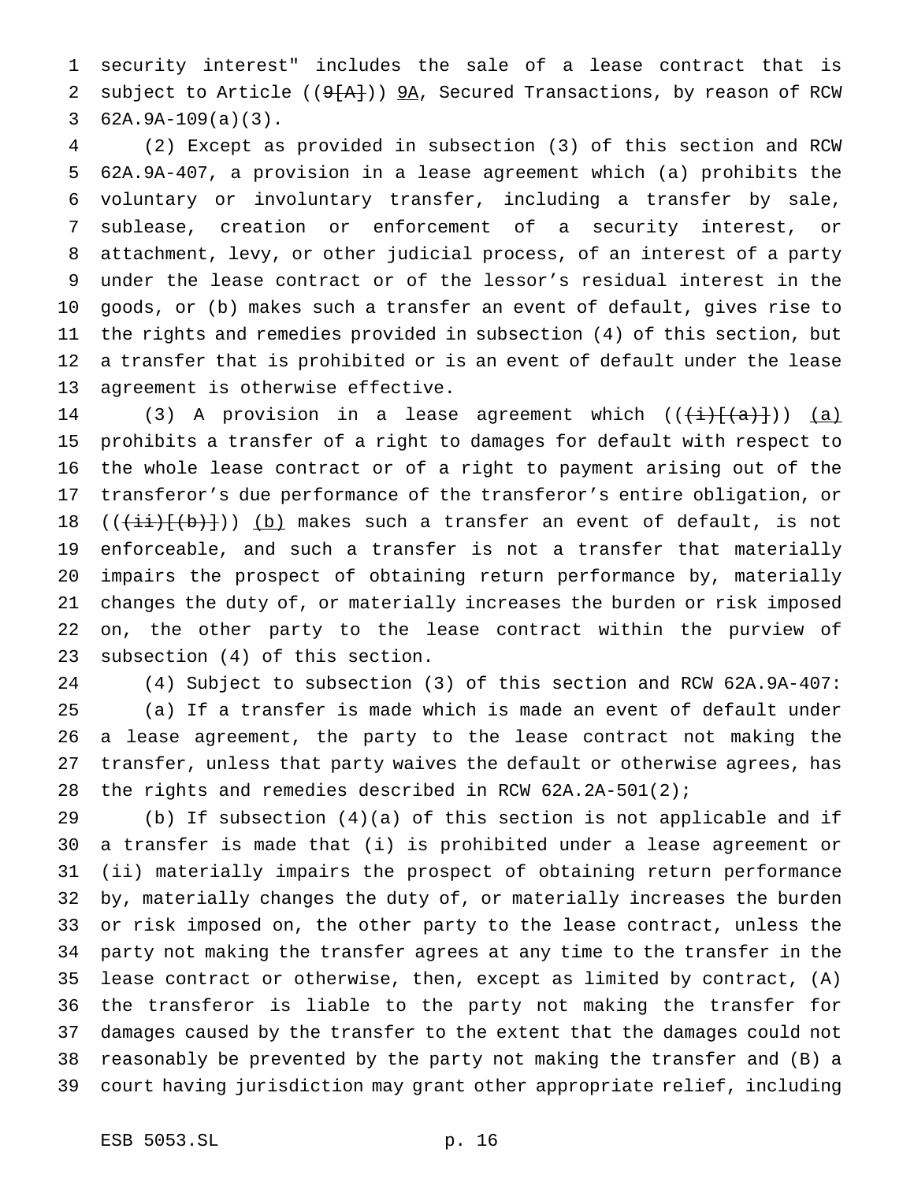security interest" includes the sale of a lease contract that is subject to Article ((~~9[A]~~)) <u>9A</u>, Secured Transactions, by reason of RCW 62A.9A-109(a)(3).

(2) Except as provided in subsection (3) of this section and RCW 62A.9A-407, a provision in a lease agreement which (a) prohibits the voluntary or involuntary transfer, including a transfer by sale, sublease, creation or enforcement of a security interest, or attachment, levy, or other judicial process, of an interest of a party under the lease contract or of the lessor's residual interest in the goods, or (b) makes such a transfer an event of default, gives rise to the rights and remedies provided in subsection (4) of this section, but a transfer that is prohibited or is an event of default under the lease agreement is otherwise effective.

(3) A provision in a lease agreement which ((~~(i)[(a)]~~)) <u>(a)</u> prohibits a transfer of a right to damages for default with respect to the whole lease contract or of a right to payment arising out of the transferor's due performance of the transferor's entire obligation, or ((~~(ii)[(b)]~~)) <u>(b)</u> makes such a transfer an event of default, is not enforceable, and such a transfer is not a transfer that materially impairs the prospect of obtaining return performance by, materially changes the duty of, or materially increases the burden or risk imposed on, the other party to the lease contract within the purview of subsection (4) of this section.

(4) Subject to subsection (3) of this section and RCW 62A.9A-407:

(a) If a transfer is made which is made an event of default under a lease agreement, the party to the lease contract not making the transfer, unless that party waives the default or otherwise agrees, has the rights and remedies described in RCW 62A.2A-501(2);

(b) If subsection (4)(a) of this section is not applicable and if a transfer is made that (i) is prohibited under a lease agreement or (ii) materially impairs the prospect of obtaining return performance by, materially changes the duty of, or materially increases the burden or risk imposed on, the other party to the lease contract, unless the party not making the transfer agrees at any time to the transfer in the lease contract or otherwise, then, except as limited by contract, (A) the transferor is liable to the party not making the transfer for damages caused by the transfer to the extent that the damages could not reasonably be prevented by the party not making the transfer and (B) a court having jurisdiction may grant other appropriate relief, including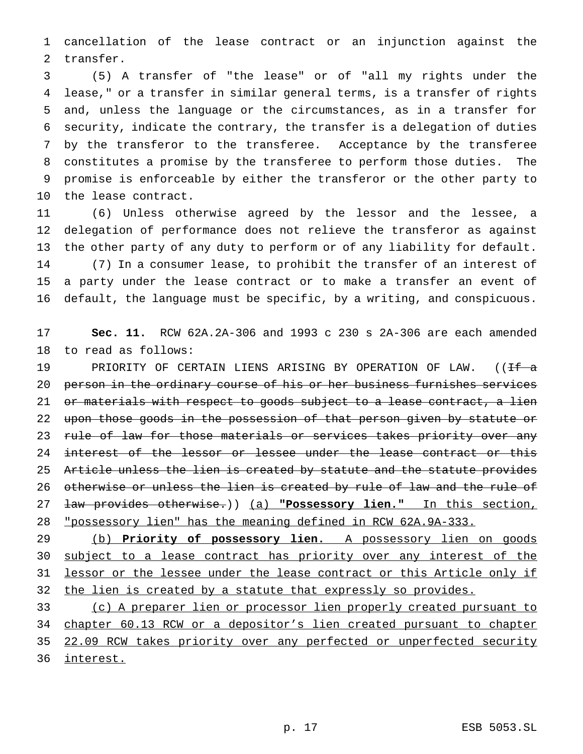cancellation of the lease contract or an injunction against the transfer.

(5) A transfer of "the lease" or of "all my rights under the lease," or a transfer in similar general terms, is a transfer of rights and, unless the language or the circumstances, as in a transfer for security, indicate the contrary, the transfer is a delegation of duties by the transferor to the transferee. Acceptance by the transferee constitutes a promise by the transferee to perform those duties. The promise is enforceable by either the transferor or the other party to the lease contract.

(6) Unless otherwise agreed by the lessor and the lessee, a delegation of performance does not relieve the transferor as against the other party of any duty to perform or of any liability for default.

(7) In a consumer lease, to prohibit the transfer of an interest of a party under the lease contract or to make a transfer an event of default, the language must be specific, by a writing, and conspicuous.

**Sec. 11.** RCW 62A.2A-306 and 1993 c 230 s 2A-306 are each amended to read as follows:

PRIORITY OF CERTAIN LIENS ARISING BY OPERATION OF LAW. ((~~If a person in the ordinary course of his or her business furnishes services or materials with respect to goods subject to a lease contract, a lien upon those goods in the possession of that person given by statute or rule of law for those materials or services takes priority over any interest of the lessor or lessee under the lease contract or this Article unless the lien is created by statute and the statute provides otherwise or unless the lien is created by rule of law and the rule of law provides otherwise.~~)) <u>(a) **"Possessory lien."** In this section, "possessory lien" has the meaning defined in RCW 62A.9A-333.</u>

<u>(b) **Priority of possessory lien.** A possessory lien on goods subject to a lease contract has priority over any interest of the lessor or the lessee under the lease contract or this Article only if the lien is created by a statute that expressly so provides.</u>

<u>(c) A preparer lien or processor lien properly created pursuant to chapter 60.13 RCW or a depositor's lien created pursuant to chapter 22.09 RCW takes priority over any perfected or unperfected security interest.</u>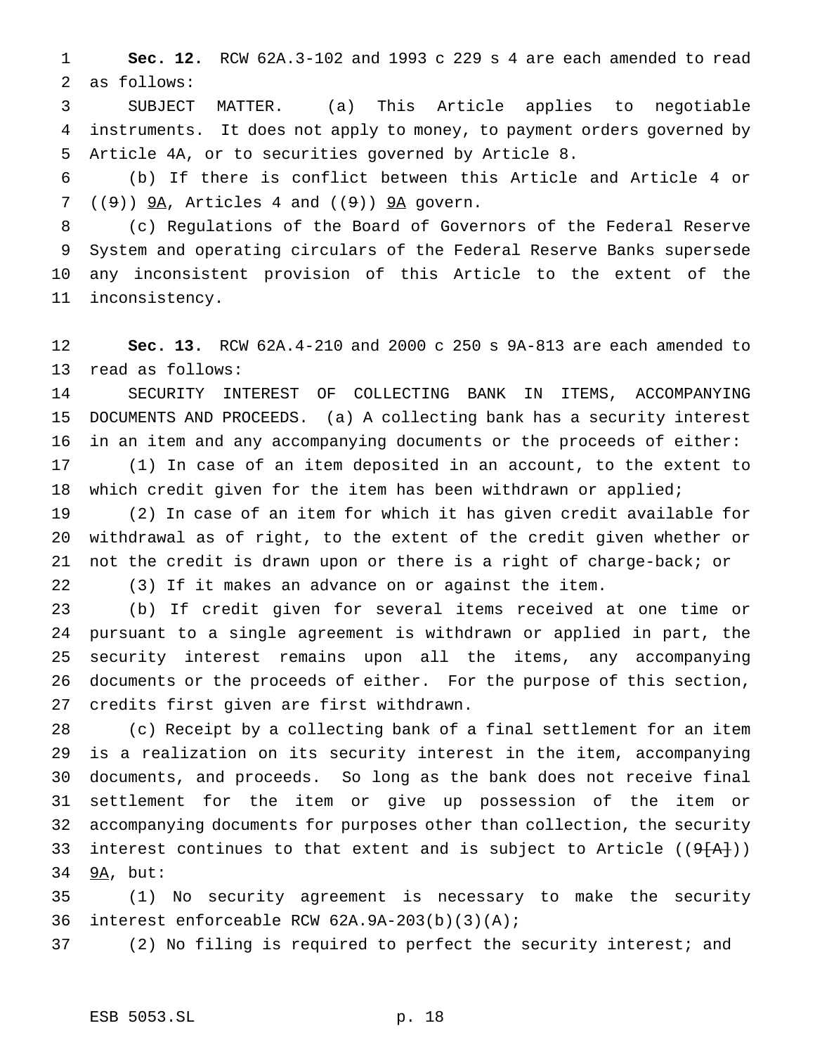**Sec. 12.** RCW 62A.3-102 and 1993 c 229 s 4 are each amended to read as follows:

SUBJECT MATTER. (a) This Article applies to negotiable instruments. It does not apply to money, to payment orders governed by Article 4A, or to securities governed by Article 8.

(b) If there is conflict between this Article and Article 4 or ((~~9~~)) 9A, Articles 4 and ((~~9~~)) 9A govern.

(c) Regulations of the Board of Governors of the Federal Reserve System and operating circulars of the Federal Reserve Banks supersede any inconsistent provision of this Article to the extent of the inconsistency.

**Sec. 13.** RCW 62A.4-210 and 2000 c 250 s 9A-813 are each amended to read as follows:

SECURITY INTEREST OF COLLECTING BANK IN ITEMS, ACCOMPANYING DOCUMENTS AND PROCEEDS. (a) A collecting bank has a security interest in an item and any accompanying documents or the proceeds of either:

(1) In case of an item deposited in an account, to the extent to which credit given for the item has been withdrawn or applied;

(2) In case of an item for which it has given credit available for withdrawal as of right, to the extent of the credit given whether or not the credit is drawn upon or there is a right of charge-back; or

(3) If it makes an advance on or against the item.

(b) If credit given for several items received at one time or pursuant to a single agreement is withdrawn or applied in part, the security interest remains upon all the items, any accompanying documents or the proceeds of either. For the purpose of this section, credits first given are first withdrawn.

(c) Receipt by a collecting bank of a final settlement for an item is a realization on its security interest in the item, accompanying documents, and proceeds. So long as the bank does not receive final settlement for the item or give up possession of the item or accompanying documents for purposes other than collection, the security interest continues to that extent and is subject to Article ((~~9[A]~~)) 9A, but:

(1) No security agreement is necessary to make the security interest enforceable RCW 62A.9A-203(b)(3)(A);

(2) No filing is required to perfect the security interest; and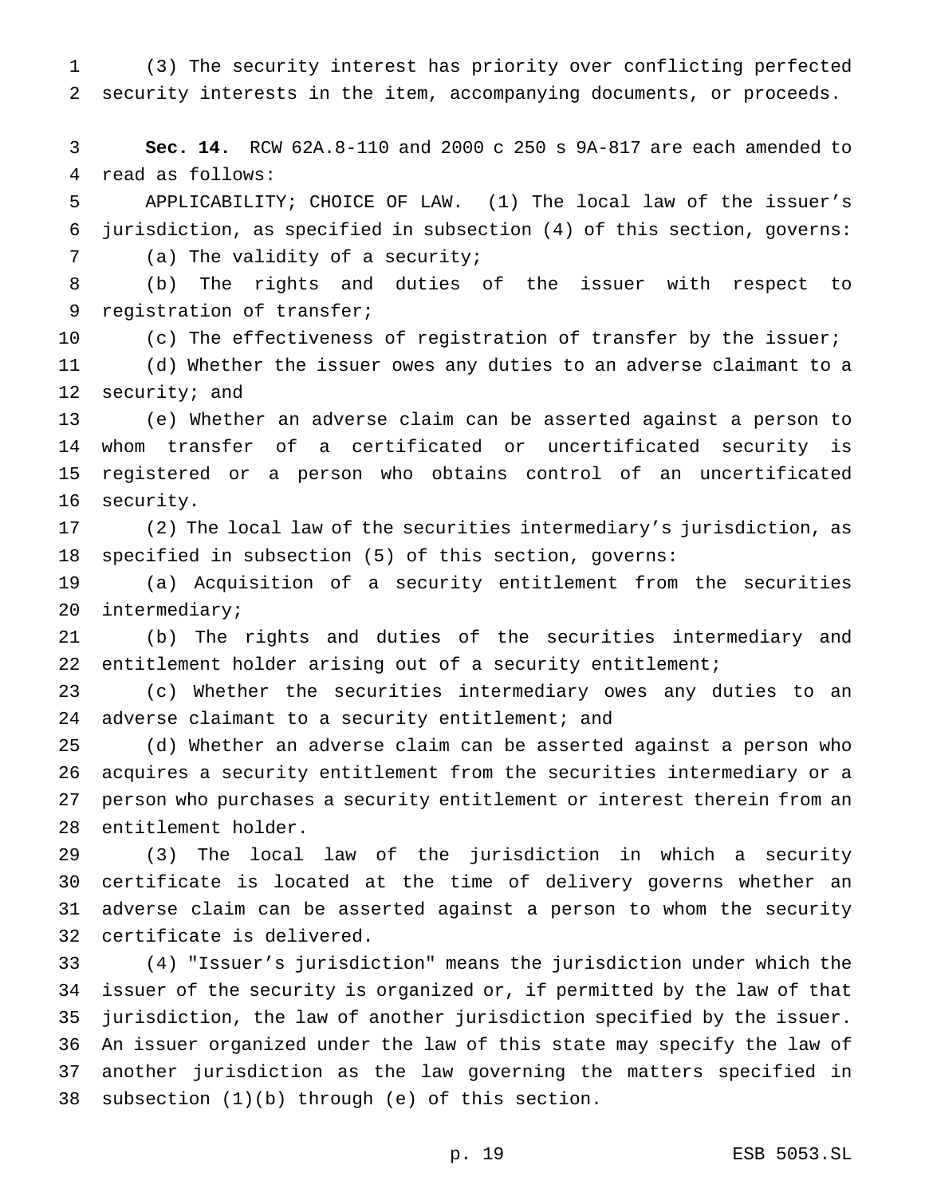(3) The security interest has priority over conflicting perfected security interests in the item, accompanying documents, or proceeds.

**Sec. 14.** RCW 62A.8-110 and 2000 c 250 s 9A-817 are each amended to read as follows:

APPLICABILITY; CHOICE OF LAW. (1) The local law of the issuer's jurisdiction, as specified in subsection (4) of this section, governs:

(a) The validity of a security;

(b) The rights and duties of the issuer with respect to registration of transfer;

(c) The effectiveness of registration of transfer by the issuer;

(d) Whether the issuer owes any duties to an adverse claimant to a security; and

(e) Whether an adverse claim can be asserted against a person to whom transfer of a certificated or uncertificated security is registered or a person who obtains control of an uncertificated security.

(2) The local law of the securities intermediary's jurisdiction, as specified in subsection (5) of this section, governs:

(a) Acquisition of a security entitlement from the securities intermediary;

(b) The rights and duties of the securities intermediary and entitlement holder arising out of a security entitlement;

(c) Whether the securities intermediary owes any duties to an adverse claimant to a security entitlement; and

(d) Whether an adverse claim can be asserted against a person who acquires a security entitlement from the securities intermediary or a person who purchases a security entitlement or interest therein from an entitlement holder.

(3) The local law of the jurisdiction in which a security certificate is located at the time of delivery governs whether an adverse claim can be asserted against a person to whom the security certificate is delivered.

(4) "Issuer's jurisdiction" means the jurisdiction under which the issuer of the security is organized or, if permitted by the law of that jurisdiction, the law of another jurisdiction specified by the issuer. An issuer organized under the law of this state may specify the law of another jurisdiction as the law governing the matters specified in subsection (1)(b) through (e) of this section.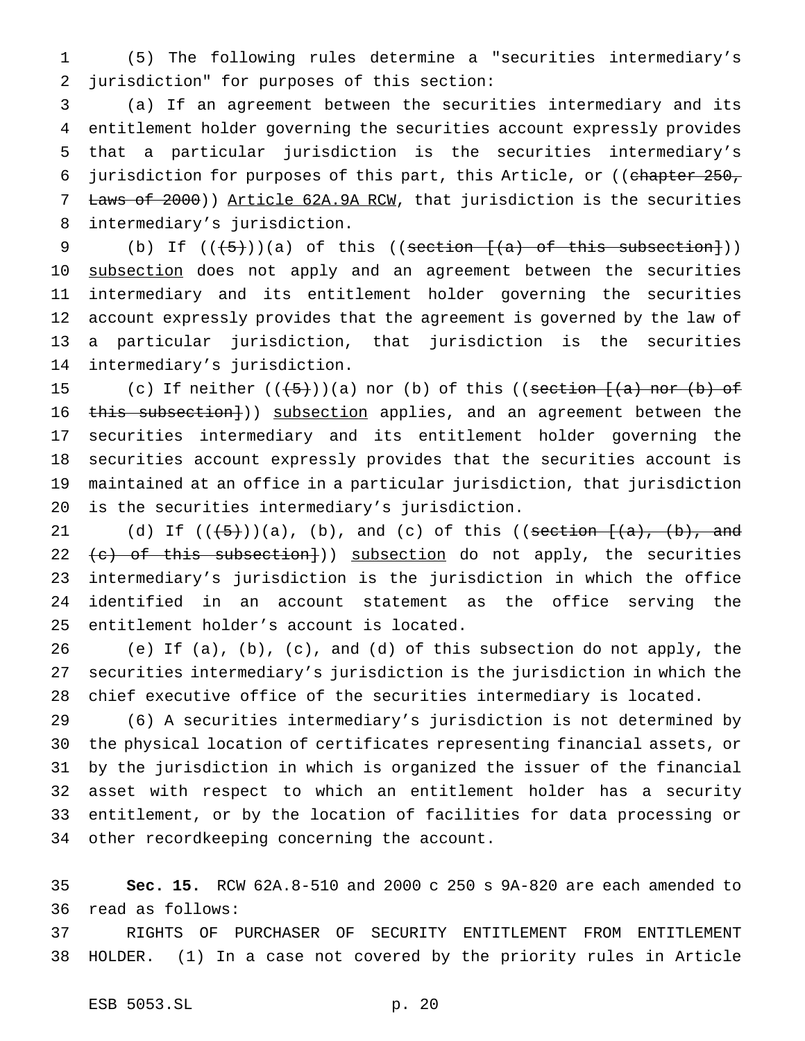(5) The following rules determine a "securities intermediary's jurisdiction" for purposes of this section:

(a) If an agreement between the securities intermediary and its entitlement holder governing the securities account expressly provides that a particular jurisdiction is the securities intermediary's jurisdiction for purposes of this part, this Article, or ((~~chapter 250, Laws of 2000~~)) <u>Article 62A.9A RCW</u>, that jurisdiction is the securities intermediary's jurisdiction.

(b) If ((~~(5)~~))(a) of this ((~~section [(a) of this subsection]~~)) <u>subsection</u> does not apply and an agreement between the securities intermediary and its entitlement holder governing the securities account expressly provides that the agreement is governed by the law of a particular jurisdiction, that jurisdiction is the securities intermediary's jurisdiction.

(c) If neither ((~~(5)~~))(a) nor (b) of this ((~~section [(a) nor (b) of this subsection]~~)) <u>subsection</u> applies, and an agreement between the securities intermediary and its entitlement holder governing the securities account expressly provides that the securities account is maintained at an office in a particular jurisdiction, that jurisdiction is the securities intermediary's jurisdiction.

(d) If ((~~(5)~~))(a), (b), and (c) of this ((~~section [(a), (b), and (c) of this subsection]~~)) <u>subsection</u> do not apply, the securities intermediary's jurisdiction is the jurisdiction in which the office identified in an account statement as the office serving the entitlement holder's account is located.

(e) If (a), (b), (c), and (d) of this subsection do not apply, the securities intermediary's jurisdiction is the jurisdiction in which the chief executive office of the securities intermediary is located.

(6) A securities intermediary's jurisdiction is not determined by the physical location of certificates representing financial assets, or by the jurisdiction in which is organized the issuer of the financial asset with respect to which an entitlement holder has a security entitlement, or by the location of facilities for data processing or other recordkeeping concerning the account.

**Sec. 15.** RCW 62A.8-510 and 2000 c 250 s 9A-820 are each amended to read as follows:

RIGHTS OF PURCHASER OF SECURITY ENTITLEMENT FROM ENTITLEMENT HOLDER. (1) In a case not covered by the priority rules in Article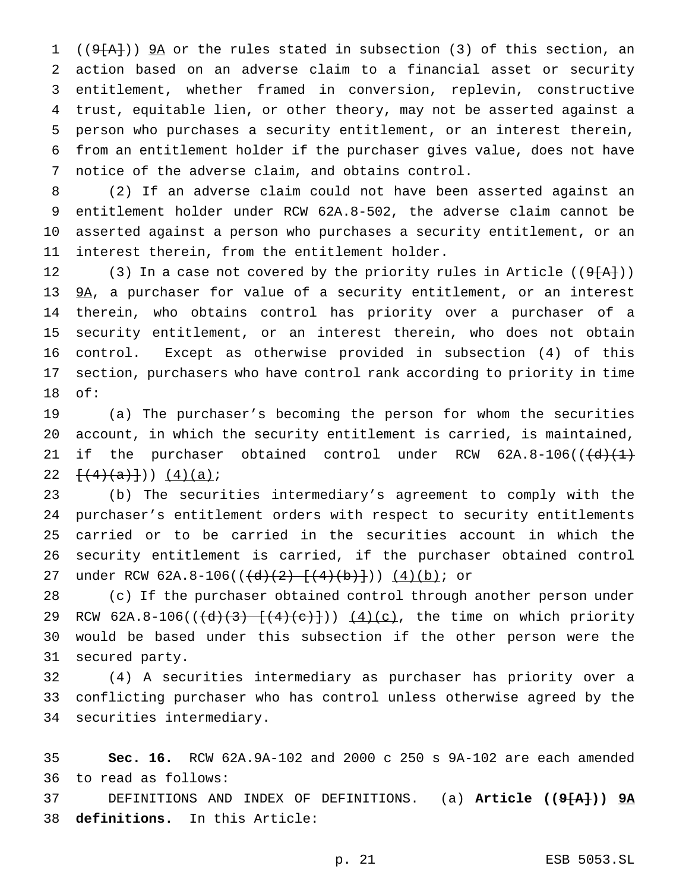((~~9[A]~~)) 9A or the rules stated in subsection (3) of this section, an action based on an adverse claim to a financial asset or security entitlement, whether framed in conversion, replevin, constructive trust, equitable lien, or other theory, may not be asserted against a person who purchases a security entitlement, or an interest therein, from an entitlement holder if the purchaser gives value, does not have notice of the adverse claim, and obtains control.

(2) If an adverse claim could not have been asserted against an entitlement holder under RCW 62A.8-502, the adverse claim cannot be asserted against a person who purchases a security entitlement, or an interest therein, from the entitlement holder.

(3) In a case not covered by the priority rules in Article ((~~9[A]~~)) 9A, a purchaser for value of a security entitlement, or an interest therein, who obtains control has priority over a purchaser of a security entitlement, or an interest therein, who does not obtain control. Except as otherwise provided in subsection (4) of this section, purchasers who have control rank according to priority in time of:

(a) The purchaser's becoming the person for whom the securities account, in which the security entitlement is carried, is maintained, if the purchaser obtained control under RCW 62A.8-106((~~(d)(1) [(4)(a)]~~)) (4)(a);

(b) The securities intermediary's agreement to comply with the purchaser's entitlement orders with respect to security entitlements carried or to be carried in the securities account in which the security entitlement is carried, if the purchaser obtained control under RCW 62A.8-106((~~(d)(2) [(4)(b)]~~)) (4)(b); or

(c) If the purchaser obtained control through another person under RCW 62A.8-106((~~(d)(3) [(4)(c)]~~)) (4)(c), the time on which priority would be based under this subsection if the other person were the secured party.

(4) A securities intermediary as purchaser has priority over a conflicting purchaser who has control unless otherwise agreed by the securities intermediary.

**Sec. 16.** RCW 62A.9A-102 and 2000 c 250 s 9A-102 are each amended to read as follows:

DEFINITIONS AND INDEX OF DEFINITIONS. (a) **Article ((~~9[A]~~)) 9A definitions.** In this Article: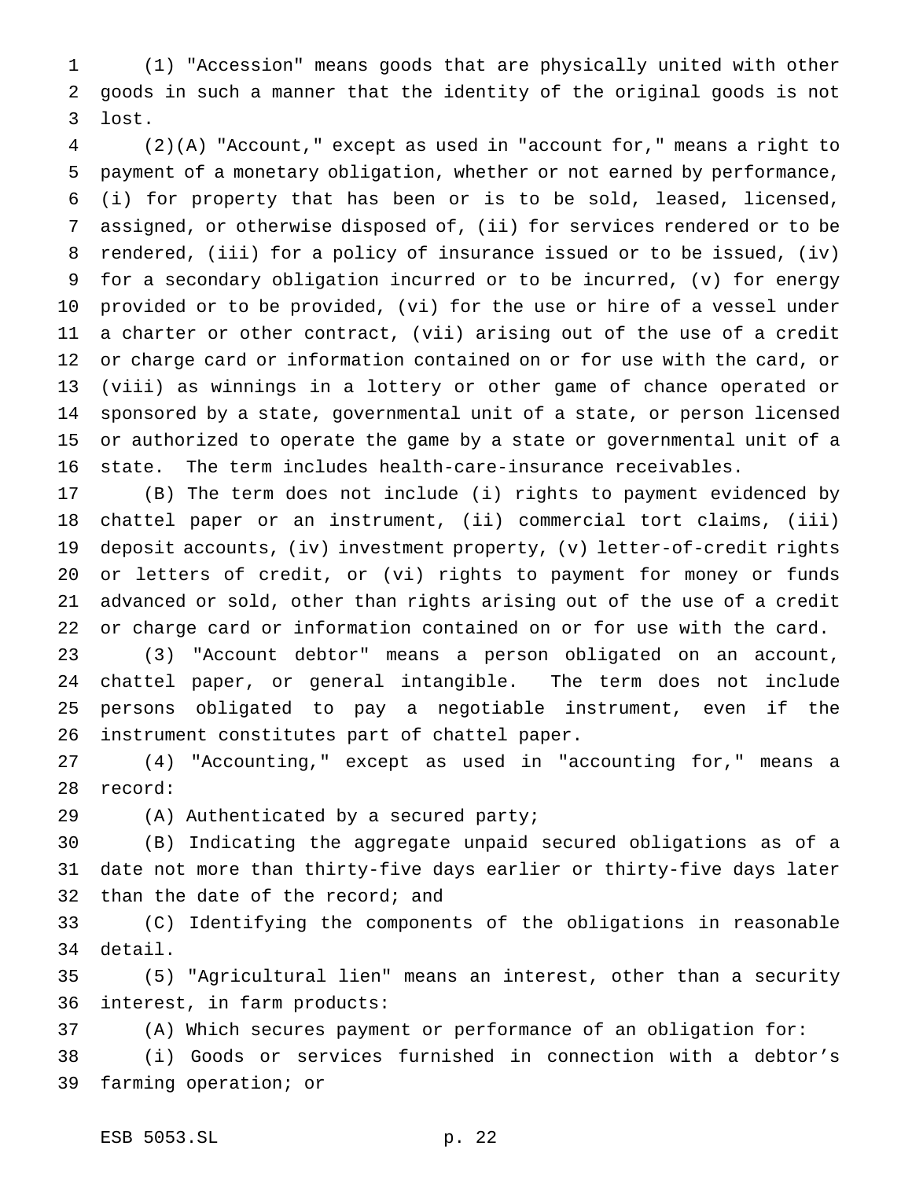(1) "Accession" means goods that are physically united with other goods in such a manner that the identity of the original goods is not lost.

(2)(A) "Account," except as used in "account for," means a right to payment of a monetary obligation, whether or not earned by performance, (i) for property that has been or is to be sold, leased, licensed, assigned, or otherwise disposed of, (ii) for services rendered or to be rendered, (iii) for a policy of insurance issued or to be issued, (iv) for a secondary obligation incurred or to be incurred, (v) for energy provided or to be provided, (vi) for the use or hire of a vessel under a charter or other contract, (vii) arising out of the use of a credit or charge card or information contained on or for use with the card, or (viii) as winnings in a lottery or other game of chance operated or sponsored by a state, governmental unit of a state, or person licensed or authorized to operate the game by a state or governmental unit of a state. The term includes health-care-insurance receivables.

(B) The term does not include (i) rights to payment evidenced by chattel paper or an instrument, (ii) commercial tort claims, (iii) deposit accounts, (iv) investment property, (v) letter-of-credit rights or letters of credit, or (vi) rights to payment for money or funds advanced or sold, other than rights arising out of the use of a credit or charge card or information contained on or for use with the card.

(3) "Account debtor" means a person obligated on an account, chattel paper, or general intangible. The term does not include persons obligated to pay a negotiable instrument, even if the instrument constitutes part of chattel paper.

(4) "Accounting," except as used in "accounting for," means a record:

(A) Authenticated by a secured party;

(B) Indicating the aggregate unpaid secured obligations as of a date not more than thirty-five days earlier or thirty-five days later than the date of the record; and

(C) Identifying the components of the obligations in reasonable detail.

(5) "Agricultural lien" means an interest, other than a security interest, in farm products:

(A) Which secures payment or performance of an obligation for:

(i) Goods or services furnished in connection with a debtor's farming operation; or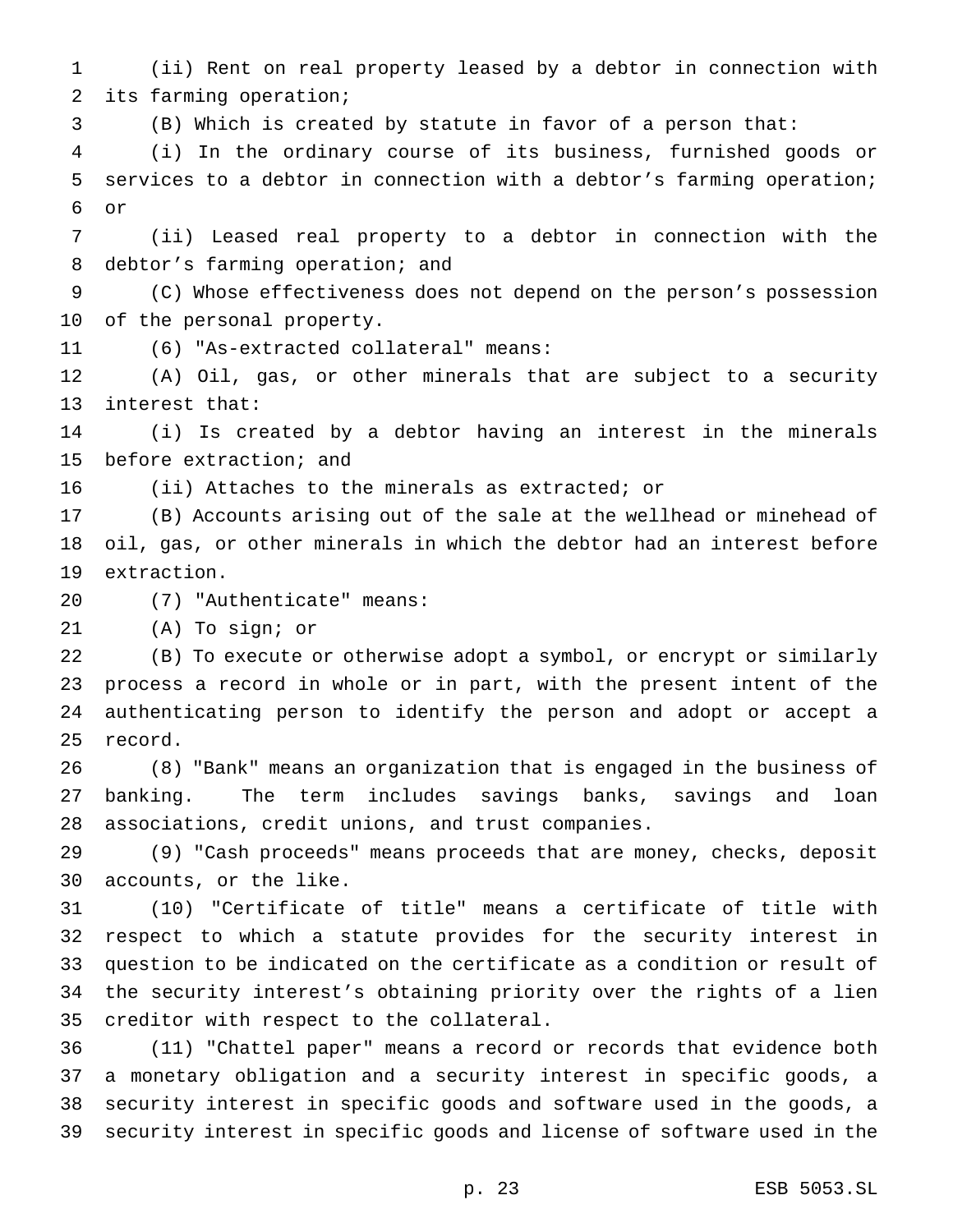(ii) Rent on real property leased by a debtor in connection with its farming operation;

(B) Which is created by statute in favor of a person that:

(i) In the ordinary course of its business, furnished goods or services to a debtor in connection with a debtor's farming operation; or

(ii) Leased real property to a debtor in connection with the debtor's farming operation; and

(C) Whose effectiveness does not depend on the person's possession of the personal property.

(6) "As-extracted collateral" means:

(A) Oil, gas, or other minerals that are subject to a security interest that:

(i) Is created by a debtor having an interest in the minerals before extraction; and

(ii) Attaches to the minerals as extracted; or

(B) Accounts arising out of the sale at the wellhead or minehead of oil, gas, or other minerals in which the debtor had an interest before extraction.

(7) "Authenticate" means:

(A) To sign; or

(B) To execute or otherwise adopt a symbol, or encrypt or similarly process a record in whole or in part, with the present intent of the authenticating person to identify the person and adopt or accept a record.

(8) "Bank" means an organization that is engaged in the business of banking. The term includes savings banks, savings and loan associations, credit unions, and trust companies.

(9) "Cash proceeds" means proceeds that are money, checks, deposit accounts, or the like.

(10) "Certificate of title" means a certificate of title with respect to which a statute provides for the security interest in question to be indicated on the certificate as a condition or result of the security interest's obtaining priority over the rights of a lien creditor with respect to the collateral.

(11) "Chattel paper" means a record or records that evidence both a monetary obligation and a security interest in specific goods, a security interest in specific goods and software used in the goods, a security interest in specific goods and license of software used in the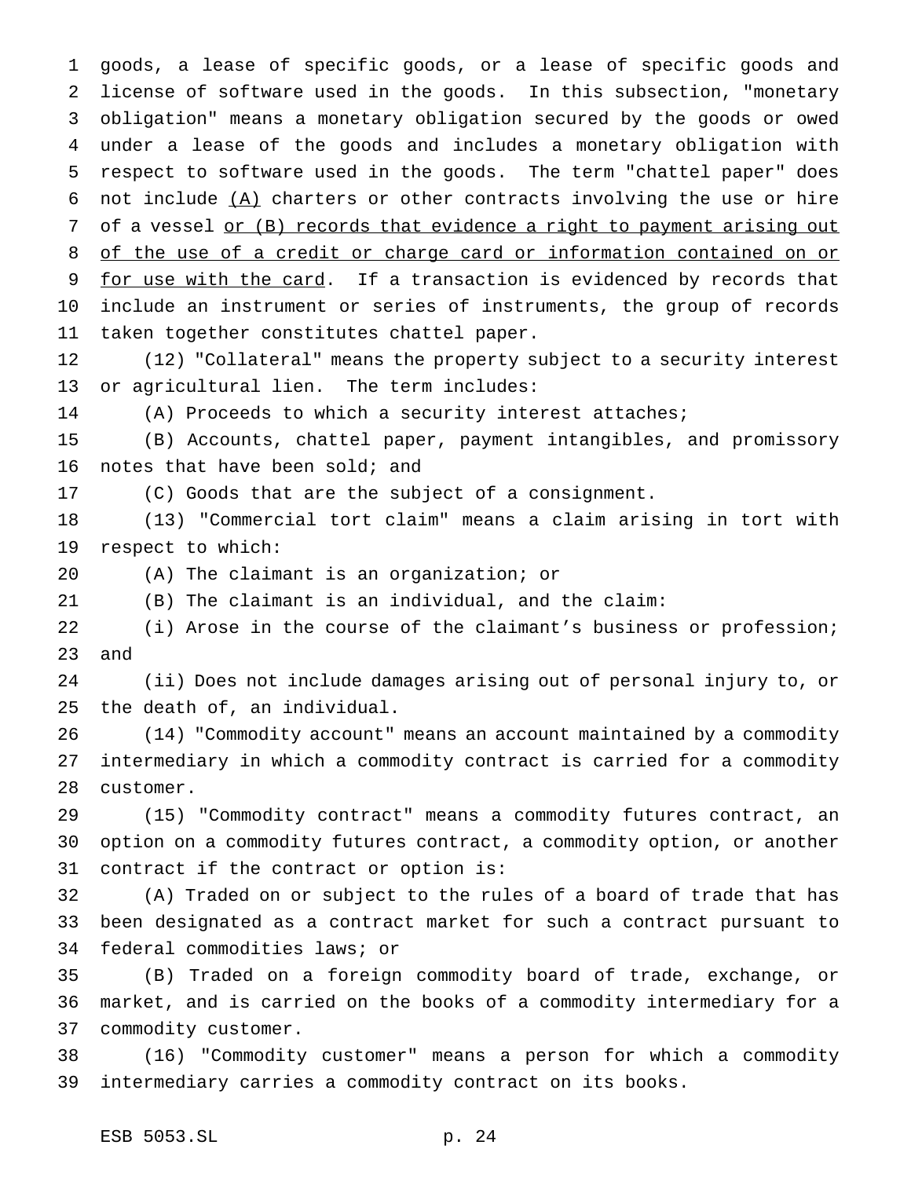goods, a lease of specific goods, or a lease of specific goods and license of software used in the goods. In this subsection, "monetary obligation" means a monetary obligation secured by the goods or owed under a lease of the goods and includes a monetary obligation with respect to software used in the goods. The term "chattel paper" does not include (A) charters or other contracts involving the use or hire of a vessel or (B) records that evidence a right to payment arising out of the use of a credit or charge card or information contained on or for use with the card. If a transaction is evidenced by records that include an instrument or series of instruments, the group of records taken together constitutes chattel paper.

(12) "Collateral" means the property subject to a security interest or agricultural lien. The term includes:

(A) Proceeds to which a security interest attaches;

(B) Accounts, chattel paper, payment intangibles, and promissory notes that have been sold; and

(C) Goods that are the subject of a consignment.

(13) "Commercial tort claim" means a claim arising in tort with respect to which:

(A) The claimant is an organization; or

(B) The claimant is an individual, and the claim:

(i) Arose in the course of the claimant's business or profession; and

(ii) Does not include damages arising out of personal injury to, or the death of, an individual.

(14) "Commodity account" means an account maintained by a commodity intermediary in which a commodity contract is carried for a commodity customer.

(15) "Commodity contract" means a commodity futures contract, an option on a commodity futures contract, a commodity option, or another contract if the contract or option is:

(A) Traded on or subject to the rules of a board of trade that has been designated as a contract market for such a contract pursuant to federal commodities laws; or

(B) Traded on a foreign commodity board of trade, exchange, or market, and is carried on the books of a commodity intermediary for a commodity customer.

(16) "Commodity customer" means a person for which a commodity intermediary carries a commodity contract on its books.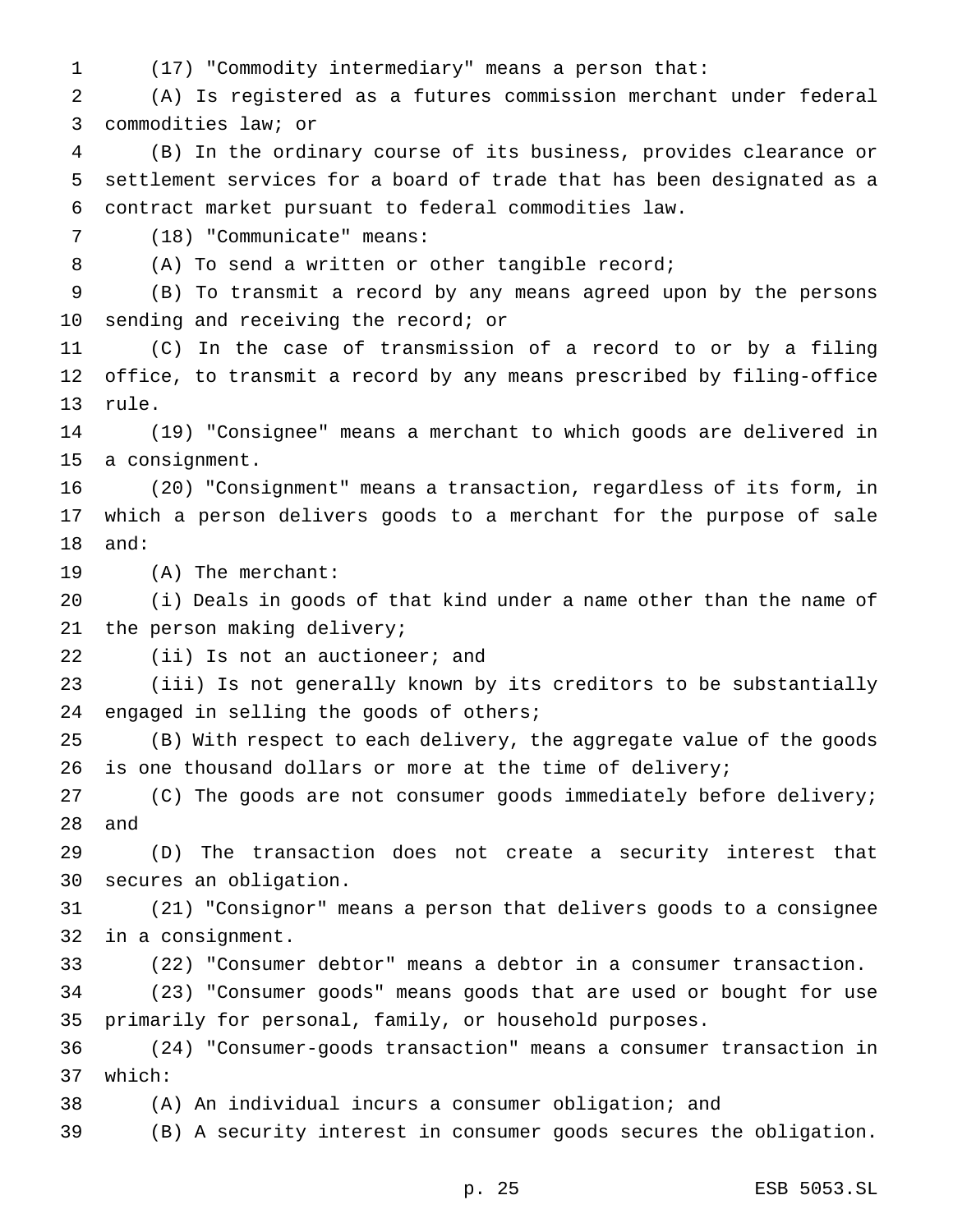(17) "Commodity intermediary" means a person that:

(A) Is registered as a futures commission merchant under federal commodities law; or

(B) In the ordinary course of its business, provides clearance or settlement services for a board of trade that has been designated as a contract market pursuant to federal commodities law.

(18) "Communicate" means:

(A) To send a written or other tangible record;

(B) To transmit a record by any means agreed upon by the persons sending and receiving the record; or

(C) In the case of transmission of a record to or by a filing office, to transmit a record by any means prescribed by filing-office rule.

(19) "Consignee" means a merchant to which goods are delivered in a consignment.

(20) "Consignment" means a transaction, regardless of its form, in which a person delivers goods to a merchant for the purpose of sale and:

(A) The merchant:

(i) Deals in goods of that kind under a name other than the name of the person making delivery;

(ii) Is not an auctioneer; and

(iii) Is not generally known by its creditors to be substantially engaged in selling the goods of others;

(B) With respect to each delivery, the aggregate value of the goods is one thousand dollars or more at the time of delivery;

(C) The goods are not consumer goods immediately before delivery; and

(D) The transaction does not create a security interest that secures an obligation.

(21) "Consignor" means a person that delivers goods to a consignee in a consignment.

(22) "Consumer debtor" means a debtor in a consumer transaction.

(23) "Consumer goods" means goods that are used or bought for use primarily for personal, family, or household purposes.

(24) "Consumer-goods transaction" means a consumer transaction in which:

(A) An individual incurs a consumer obligation; and

(B) A security interest in consumer goods secures the obligation.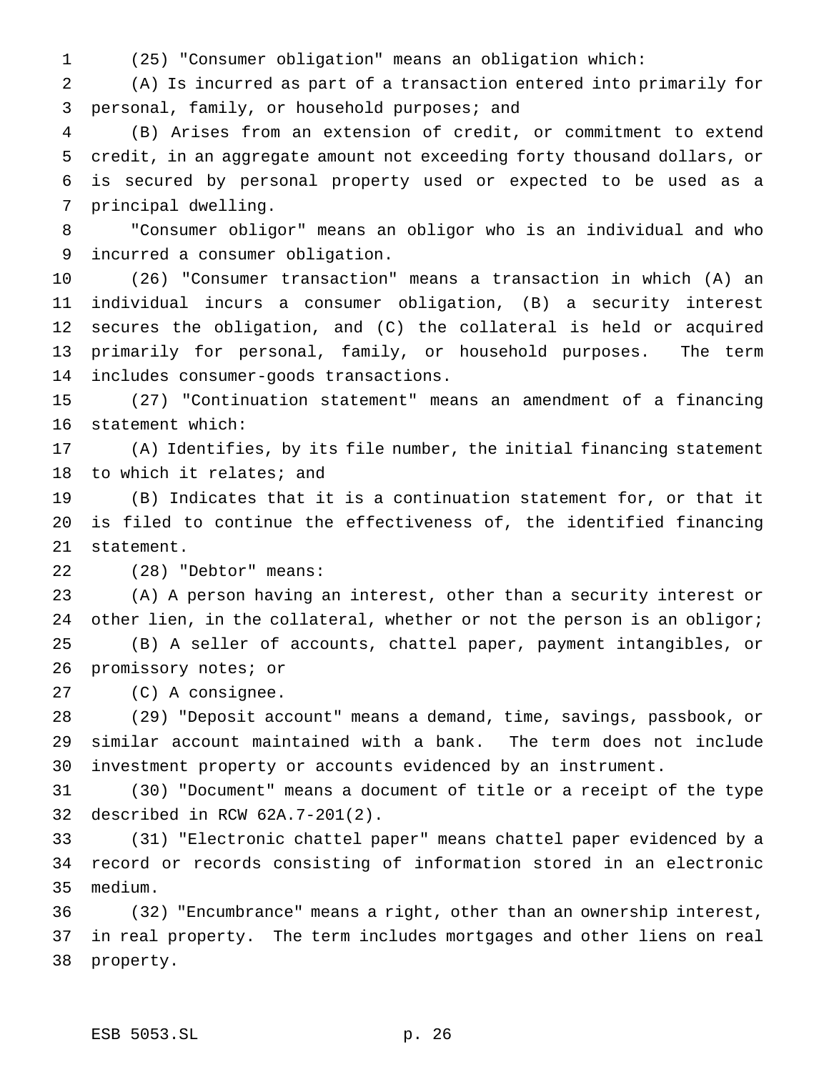(25) "Consumer obligation" means an obligation which:

(A) Is incurred as part of a transaction entered into primarily for personal, family, or household purposes; and

(B) Arises from an extension of credit, or commitment to extend credit, in an aggregate amount not exceeding forty thousand dollars, or is secured by personal property used or expected to be used as a principal dwelling.

"Consumer obligor" means an obligor who is an individual and who incurred a consumer obligation.

(26) "Consumer transaction" means a transaction in which (A) an individual incurs a consumer obligation, (B) a security interest secures the obligation, and (C) the collateral is held or acquired primarily for personal, family, or household purposes. The term includes consumer-goods transactions.

(27) "Continuation statement" means an amendment of a financing statement which:

(A) Identifies, by its file number, the initial financing statement to which it relates; and

(B) Indicates that it is a continuation statement for, or that it is filed to continue the effectiveness of, the identified financing statement.

(28) "Debtor" means:

(A) A person having an interest, other than a security interest or other lien, in the collateral, whether or not the person is an obligor;

(B) A seller of accounts, chattel paper, payment intangibles, or promissory notes; or

(C) A consignee.

(29) "Deposit account" means a demand, time, savings, passbook, or similar account maintained with a bank. The term does not include investment property or accounts evidenced by an instrument.

(30) "Document" means a document of title or a receipt of the type described in RCW 62A.7-201(2).

(31) "Electronic chattel paper" means chattel paper evidenced by a record or records consisting of information stored in an electronic medium.

(32) "Encumbrance" means a right, other than an ownership interest, in real property. The term includes mortgages and other liens on real property.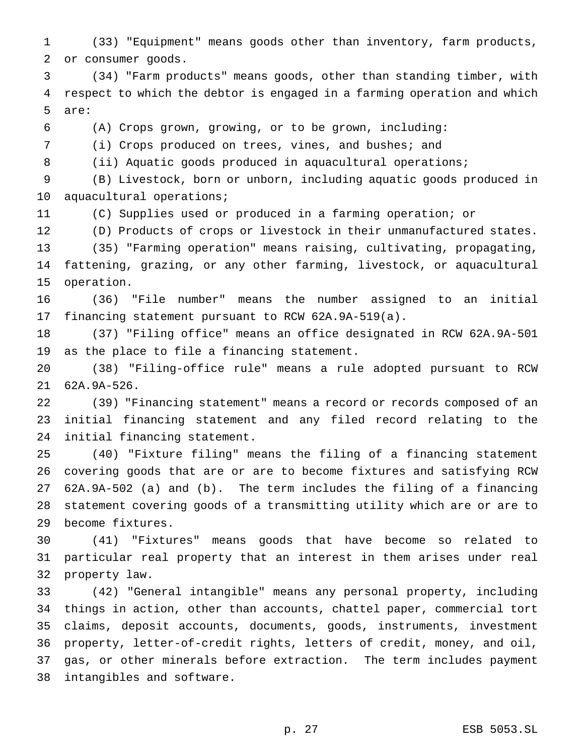(33) "Equipment" means goods other than inventory, farm products, or consumer goods.

(34) "Farm products" means goods, other than standing timber, with respect to which the debtor is engaged in a farming operation and which are:

(A) Crops grown, growing, or to be grown, including:

(i) Crops produced on trees, vines, and bushes; and

(ii) Aquatic goods produced in aquacultural operations;

(B) Livestock, born or unborn, including aquatic goods produced in aquacultural operations;

(C) Supplies used or produced in a farming operation; or

(D) Products of crops or livestock in their unmanufactured states.

(35) "Farming operation" means raising, cultivating, propagating, fattening, grazing, or any other farming, livestock, or aquacultural operation.

(36) "File number" means the number assigned to an initial financing statement pursuant to RCW 62A.9A-519(a).

(37) "Filing office" means an office designated in RCW 62A.9A-501 as the place to file a financing statement.

(38) "Filing-office rule" means a rule adopted pursuant to RCW 62A.9A-526.

(39) "Financing statement" means a record or records composed of an initial financing statement and any filed record relating to the initial financing statement.

(40) "Fixture filing" means the filing of a financing statement covering goods that are or are to become fixtures and satisfying RCW 62A.9A-502 (a) and (b). The term includes the filing of a financing statement covering goods of a transmitting utility which are or are to become fixtures.

(41) "Fixtures" means goods that have become so related to particular real property that an interest in them arises under real property law.

(42) "General intangible" means any personal property, including things in action, other than accounts, chattel paper, commercial tort claims, deposit accounts, documents, goods, instruments, investment property, letter-of-credit rights, letters of credit, money, and oil, gas, or other minerals before extraction. The term includes payment intangibles and software.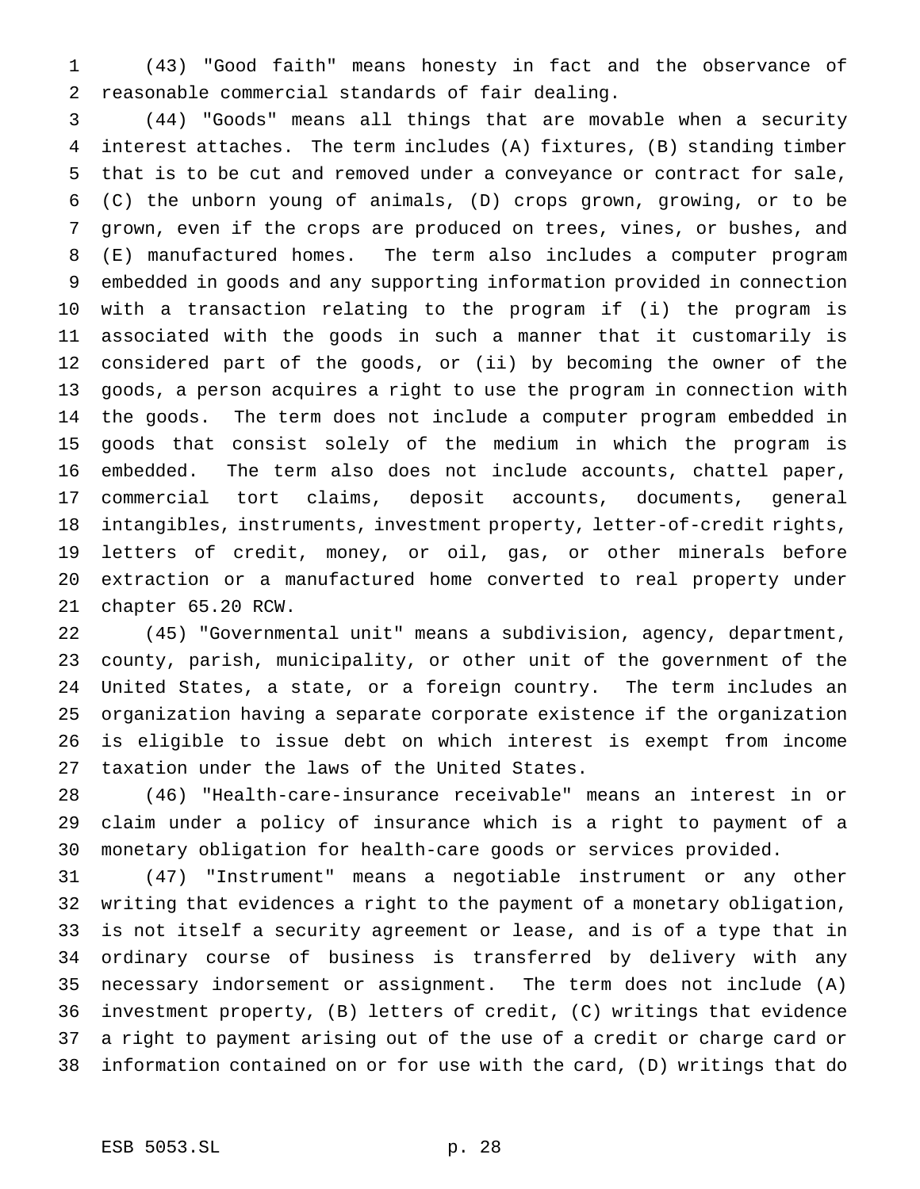(43) "Good faith" means honesty in fact and the observance of reasonable commercial standards of fair dealing.

(44) "Goods" means all things that are movable when a security interest attaches. The term includes (A) fixtures, (B) standing timber that is to be cut and removed under a conveyance or contract for sale, (C) the unborn young of animals, (D) crops grown, growing, or to be grown, even if the crops are produced on trees, vines, or bushes, and (E) manufactured homes. The term also includes a computer program embedded in goods and any supporting information provided in connection with a transaction relating to the program if (i) the program is associated with the goods in such a manner that it customarily is considered part of the goods, or (ii) by becoming the owner of the goods, a person acquires a right to use the program in connection with the goods. The term does not include a computer program embedded in goods that consist solely of the medium in which the program is embedded. The term also does not include accounts, chattel paper, commercial tort claims, deposit accounts, documents, general intangibles, instruments, investment property, letter-of-credit rights, letters of credit, money, or oil, gas, or other minerals before extraction or a manufactured home converted to real property under chapter 65.20 RCW.

(45) "Governmental unit" means a subdivision, agency, department, county, parish, municipality, or other unit of the government of the United States, a state, or a foreign country. The term includes an organization having a separate corporate existence if the organization is eligible to issue debt on which interest is exempt from income taxation under the laws of the United States.

(46) "Health-care-insurance receivable" means an interest in or claim under a policy of insurance which is a right to payment of a monetary obligation for health-care goods or services provided.

(47) "Instrument" means a negotiable instrument or any other writing that evidences a right to the payment of a monetary obligation, is not itself a security agreement or lease, and is of a type that in ordinary course of business is transferred by delivery with any necessary indorsement or assignment. The term does not include (A) investment property, (B) letters of credit, (C) writings that evidence a right to payment arising out of the use of a credit or charge card or information contained on or for use with the card, (D) writings that do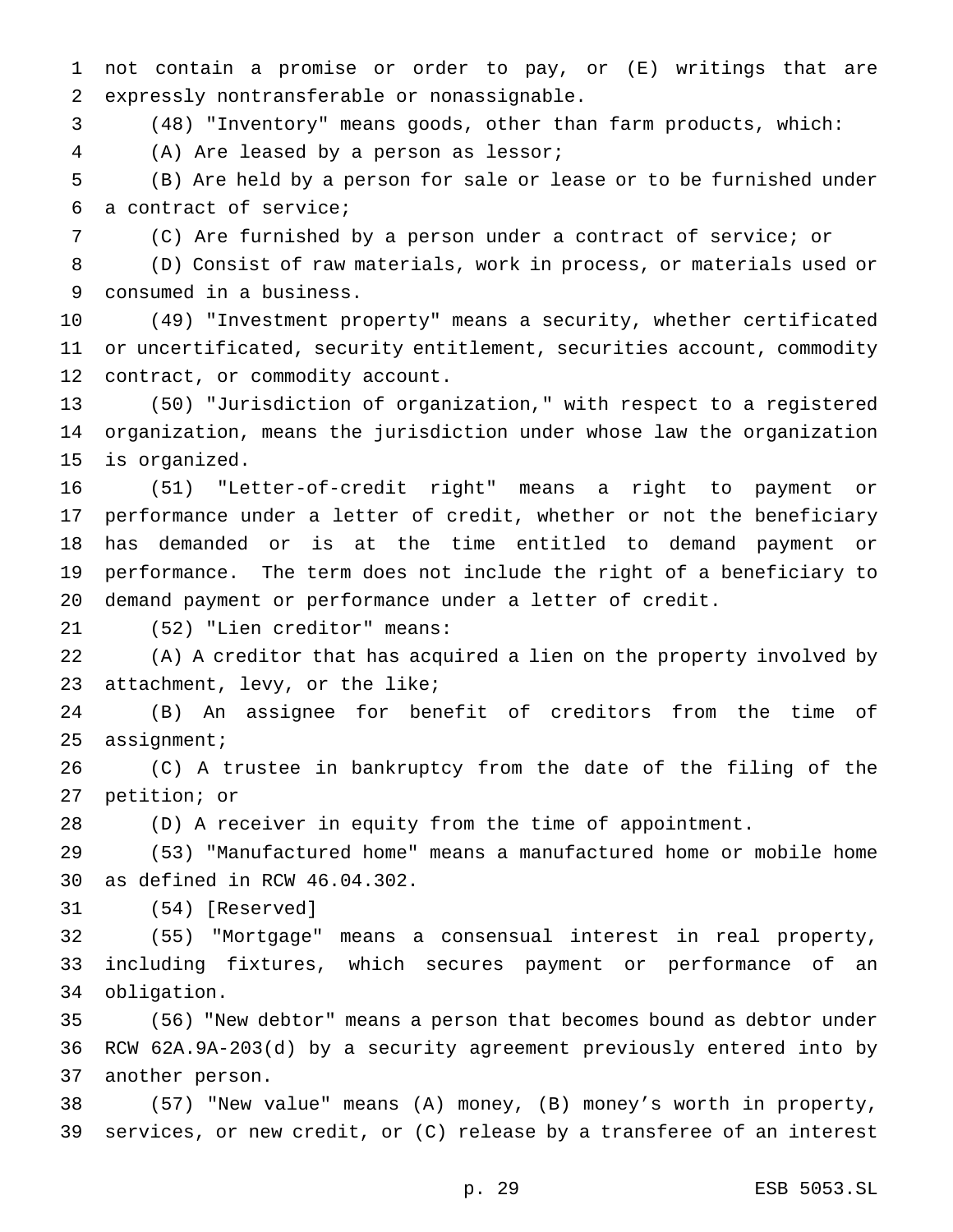not contain a promise or order to pay, or (E) writings that are expressly nontransferable or nonassignable.

(48) "Inventory" means goods, other than farm products, which:

(A) Are leased by a person as lessor;

(B) Are held by a person for sale or lease or to be furnished under a contract of service;

(C) Are furnished by a person under a contract of service; or

(D) Consist of raw materials, work in process, or materials used or consumed in a business.

(49) "Investment property" means a security, whether certificated or uncertificated, security entitlement, securities account, commodity contract, or commodity account.

(50) "Jurisdiction of organization," with respect to a registered organization, means the jurisdiction under whose law the organization is organized.

(51) "Letter-of-credit right" means a right to payment or performance under a letter of credit, whether or not the beneficiary has demanded or is at the time entitled to demand payment or performance. The term does not include the right of a beneficiary to demand payment or performance under a letter of credit.

(52) "Lien creditor" means:

(A) A creditor that has acquired a lien on the property involved by attachment, levy, or the like;

(B) An assignee for benefit of creditors from the time of assignment;

(C) A trustee in bankruptcy from the date of the filing of the petition; or

(D) A receiver in equity from the time of appointment.

(53) "Manufactured home" means a manufactured home or mobile home as defined in RCW 46.04.302.

(54) [Reserved]

(55) "Mortgage" means a consensual interest in real property, including fixtures, which secures payment or performance of an obligation.

(56) "New debtor" means a person that becomes bound as debtor under RCW 62A.9A-203(d) by a security agreement previously entered into by another person.

(57) "New value" means (A) money, (B) money's worth in property, services, or new credit, or (C) release by a transferee of an interest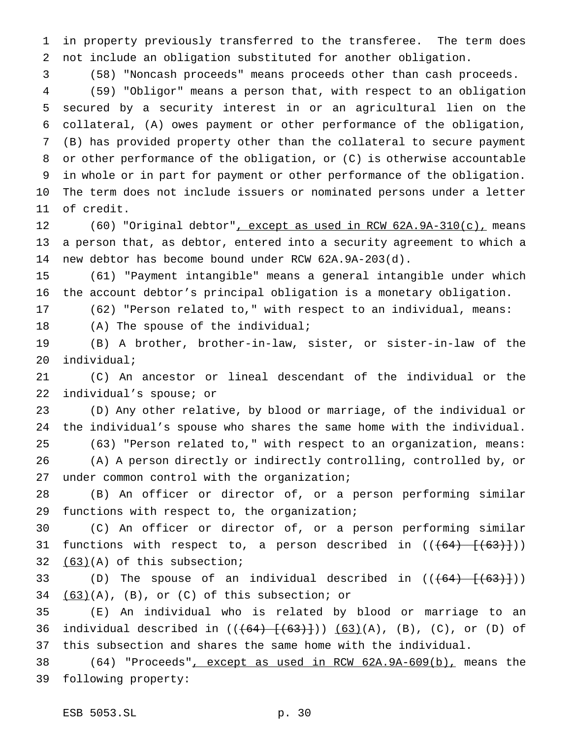in property previously transferred to the transferee. The term does not include an obligation substituted for another obligation.

(58) "Noncash proceeds" means proceeds other than cash proceeds.

(59) "Obligor" means a person that, with respect to an obligation secured by a security interest in or an agricultural lien on the collateral, (A) owes payment or other performance of the obligation, (B) has provided property other than the collateral to secure payment or other performance of the obligation, or (C) is otherwise accountable in whole or in part for payment or other performance of the obligation. The term does not include issuers or nominated persons under a letter of credit.

(60) "Original debtor", except as used in RCW 62A.9A-310(c), means a person that, as debtor, entered into a security agreement to which a new debtor has become bound under RCW 62A.9A-203(d).

(61) "Payment intangible" means a general intangible under which the account debtor's principal obligation is a monetary obligation.

(62) "Person related to," with respect to an individual, means:

(A) The spouse of the individual;

(B) A brother, brother-in-law, sister, or sister-in-law of the individual;

(C) An ancestor or lineal descendant of the individual or the individual's spouse; or

(D) Any other relative, by blood or marriage, of the individual or the individual's spouse who shares the same home with the individual.

(63) "Person related to," with respect to an organization, means:

(A) A person directly or indirectly controlling, controlled by, or under common control with the organization;

(B) An officer or director of, or a person performing similar functions with respect to, the organization;

(C) An officer or director of, or a person performing similar functions with respect to, a person described in ((~~(64) [(63)]~~)) (63)(A) of this subsection;

(D) The spouse of an individual described in ((~~(64) [(63)]~~)) (63)(A), (B), or (C) of this subsection; or

(E) An individual who is related by blood or marriage to an individual described in ((~~(64) [(63)]~~)) (63)(A), (B), (C), or (D) of this subsection and shares the same home with the individual.

(64) "Proceeds", except as used in RCW 62A.9A-609(b), means the following property: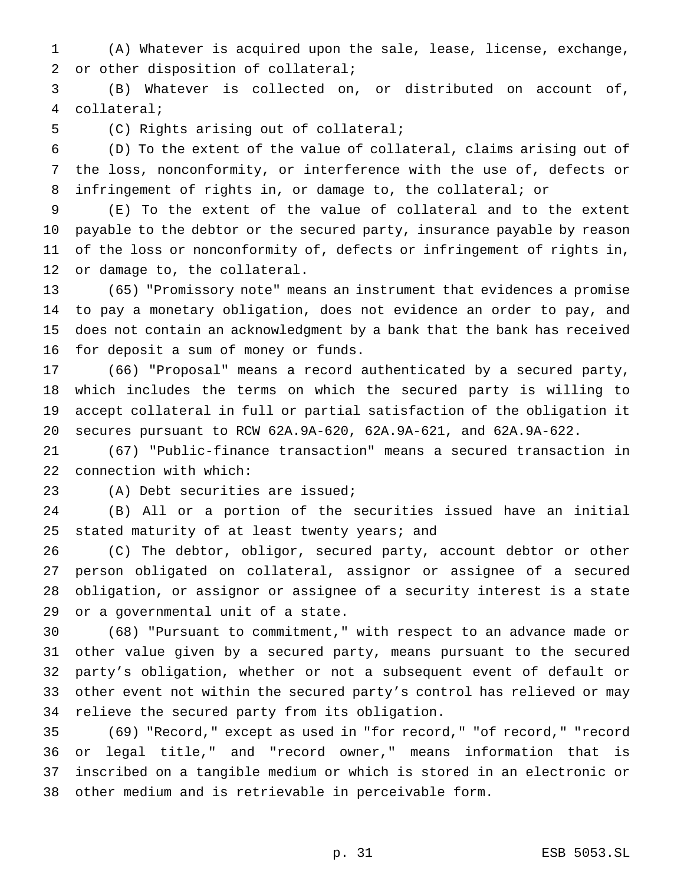(A) Whatever is acquired upon the sale, lease, license, exchange, or other disposition of collateral;

(B) Whatever is collected on, or distributed on account of, collateral;

(C) Rights arising out of collateral;

(D) To the extent of the value of collateral, claims arising out of the loss, nonconformity, or interference with the use of, defects or infringement of rights in, or damage to, the collateral; or

(E) To the extent of the value of collateral and to the extent payable to the debtor or the secured party, insurance payable by reason of the loss or nonconformity of, defects or infringement of rights in, or damage to, the collateral.

(65) "Promissory note" means an instrument that evidences a promise to pay a monetary obligation, does not evidence an order to pay, and does not contain an acknowledgment by a bank that the bank has received for deposit a sum of money or funds.

(66) "Proposal" means a record authenticated by a secured party, which includes the terms on which the secured party is willing to accept collateral in full or partial satisfaction of the obligation it secures pursuant to RCW 62A.9A-620, 62A.9A-621, and 62A.9A-622.

(67) "Public-finance transaction" means a secured transaction in connection with which:

(A) Debt securities are issued;

(B) All or a portion of the securities issued have an initial stated maturity of at least twenty years; and

(C) The debtor, obligor, secured party, account debtor or other person obligated on collateral, assignor or assignee of a secured obligation, or assignor or assignee of a security interest is a state or a governmental unit of a state.

(68) "Pursuant to commitment," with respect to an advance made or other value given by a secured party, means pursuant to the secured party's obligation, whether or not a subsequent event of default or other event not within the secured party's control has relieved or may relieve the secured party from its obligation.

(69) "Record," except as used in "for record," "of record," "record or legal title," and "record owner," means information that is inscribed on a tangible medium or which is stored in an electronic or other medium and is retrievable in perceivable form.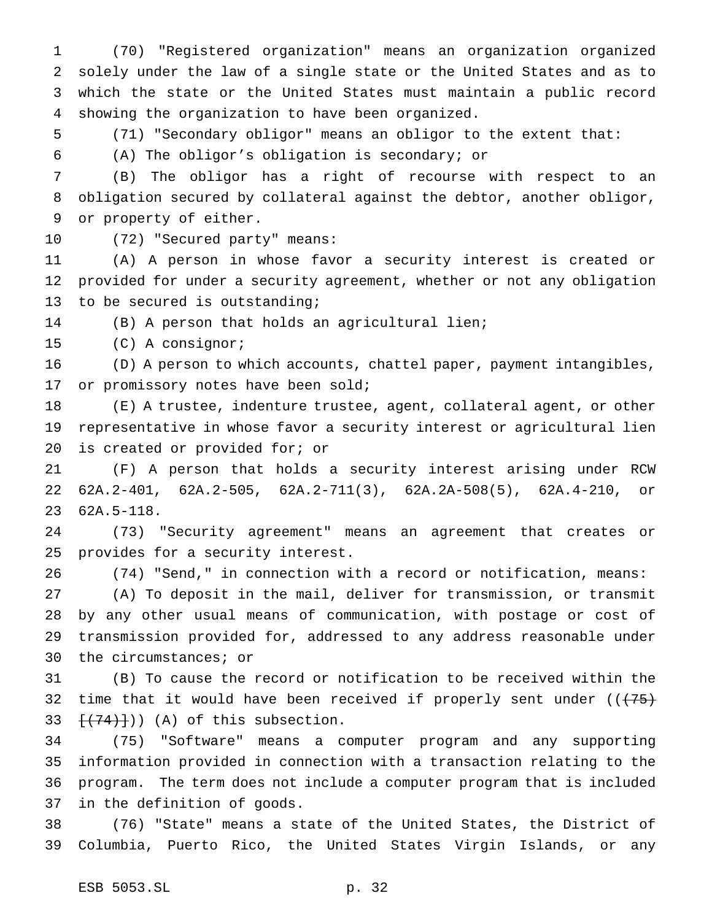(70) "Registered organization" means an organization organized solely under the law of a single state or the United States and as to which the state or the United States must maintain a public record showing the organization to have been organized.

(71) "Secondary obligor" means an obligor to the extent that:

(A) The obligor's obligation is secondary; or

(B) The obligor has a right of recourse with respect to an obligation secured by collateral against the debtor, another obligor, or property of either.

(72) "Secured party" means:

(A) A person in whose favor a security interest is created or provided for under a security agreement, whether or not any obligation to be secured is outstanding;

(B) A person that holds an agricultural lien;

(C) A consignor;

(D) A person to which accounts, chattel paper, payment intangibles, or promissory notes have been sold;

(E) A trustee, indenture trustee, agent, collateral agent, or other representative in whose favor a security interest or agricultural lien is created or provided for; or

(F) A person that holds a security interest arising under RCW 62A.2-401, 62A.2-505, 62A.2-711(3), 62A.2A-508(5), 62A.4-210, or 62A.5-118.

(73) "Security agreement" means an agreement that creates or provides for a security interest.

(74) "Send," in connection with a record or notification, means:

(A) To deposit in the mail, deliver for transmission, or transmit by any other usual means of communication, with postage or cost of transmission provided for, addressed to any address reasonable under the circumstances; or

(B) To cause the record or notification to be received within the time that it would have been received if properly sent under ((~~(75)~~ ~~[(74)]~~)) (A) of this subsection.

(75) "Software" means a computer program and any supporting information provided in connection with a transaction relating to the program. The term does not include a computer program that is included in the definition of goods.

(76) "State" means a state of the United States, the District of Columbia, Puerto Rico, the United States Virgin Islands, or any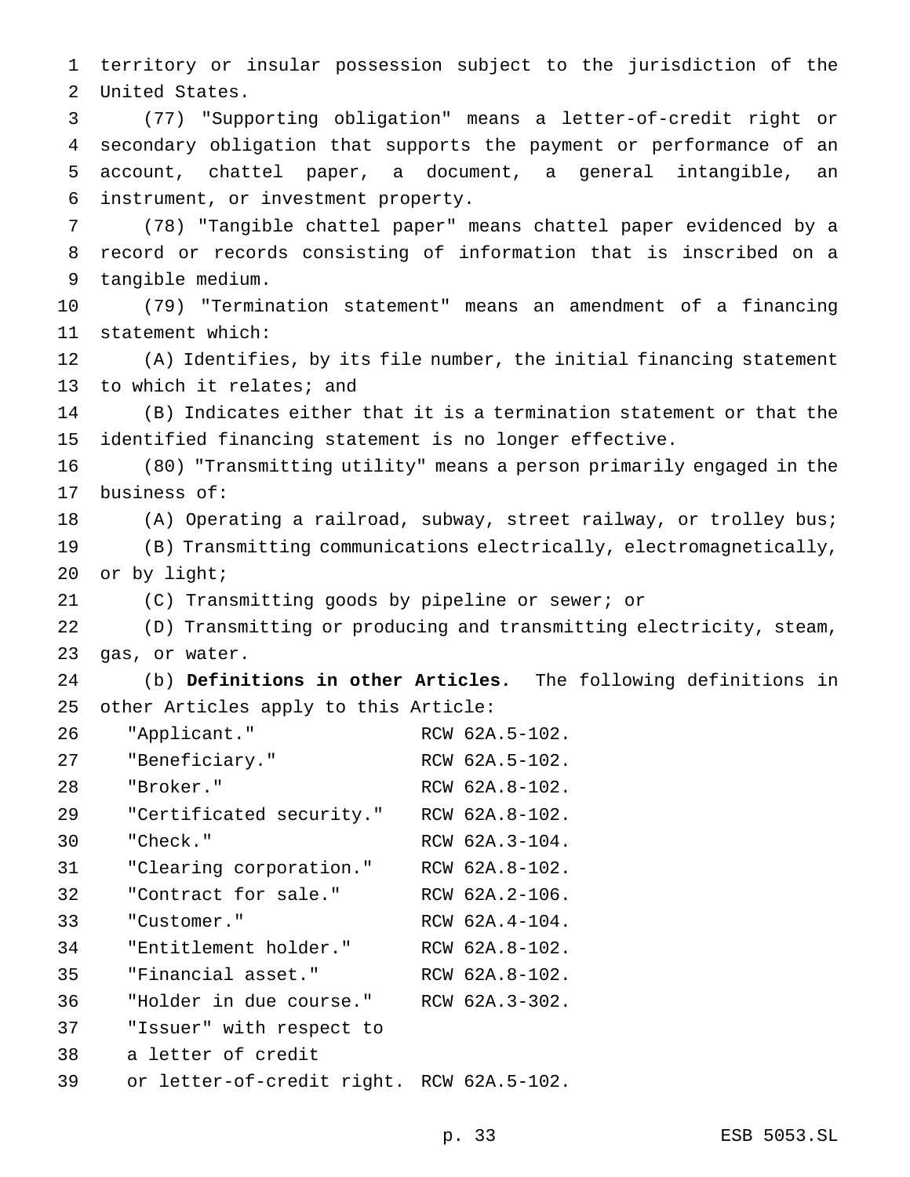territory or insular possession subject to the jurisdiction of the United States.

(77) "Supporting obligation" means a letter-of-credit right or secondary obligation that supports the payment or performance of an account, chattel paper, a document, a general intangible, an instrument, or investment property.

(78) "Tangible chattel paper" means chattel paper evidenced by a record or records consisting of information that is inscribed on a tangible medium.

(79) "Termination statement" means an amendment of a financing statement which:

(A) Identifies, by its file number, the initial financing statement to which it relates; and

(B) Indicates either that it is a termination statement or that the identified financing statement is no longer effective.

(80) "Transmitting utility" means a person primarily engaged in the business of:

(A) Operating a railroad, subway, street railway, or trolley bus;

(B) Transmitting communications electrically, electromagnetically, or by light;

(C) Transmitting goods by pipeline or sewer; or

(D) Transmitting or producing and transmitting electricity, steam, gas, or water.

(b) **Definitions in other Articles.** The following definitions in other Articles apply to this Article:

| | |
|---|---|
| "Applicant." | RCW 62A.5-102. |
| "Beneficiary." | RCW 62A.5-102. |
| "Broker." | RCW 62A.8-102. |
| "Certificated security." | RCW 62A.8-102. |
| "Check." | RCW 62A.3-104. |
| "Clearing corporation." | RCW 62A.8-102. |
| "Contract for sale." | RCW 62A.2-106. |
| "Customer." | RCW 62A.4-104. |
| "Entitlement holder." | RCW 62A.8-102. |
| "Financial asset." | RCW 62A.8-102. |
| "Holder in due course." | RCW 62A.3-302. |
| "Issuer" with respect to a letter of credit or letter-of-credit right. | RCW 62A.5-102. |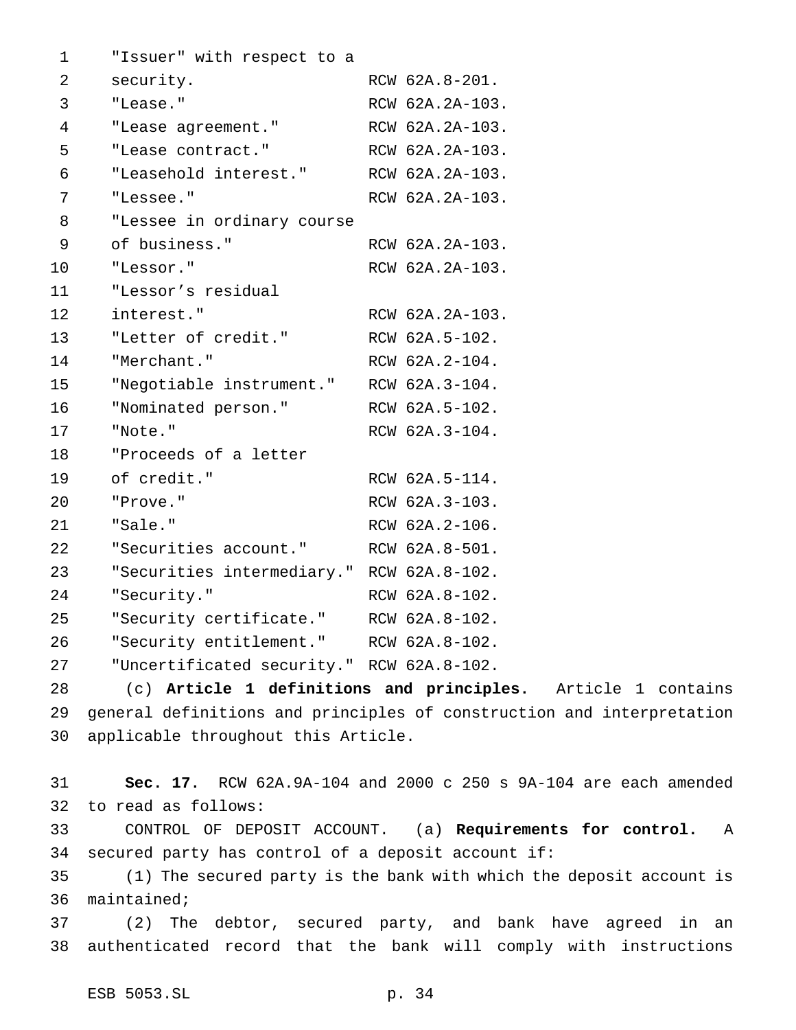| | |
|---|---|
| "Issuer" with respect to a security. | RCW 62A.8-201. |
| "Lease." | RCW 62A.2A-103. |
| "Lease agreement." | RCW 62A.2A-103. |
| "Lease contract." | RCW 62A.2A-103. |
| "Leasehold interest." | RCW 62A.2A-103. |
| "Lessee." | RCW 62A.2A-103. |
| "Lessee in ordinary course of business." | RCW 62A.2A-103. |
| "Lessor." | RCW 62A.2A-103. |
| "Lessor's residual interest." | RCW 62A.2A-103. |
| "Letter of credit." | RCW 62A.5-102. |
| "Merchant." | RCW 62A.2-104. |
| "Negotiable instrument." | RCW 62A.3-104. |
| "Nominated person." | RCW 62A.5-102. |
| "Note." | RCW 62A.3-104. |
| "Proceeds of a letter of credit." | RCW 62A.5-114. |
| "Prove." | RCW 62A.3-103. |
| "Sale." | RCW 62A.2-106. |
| "Securities account." | RCW 62A.8-501. |
| "Securities intermediary." | RCW 62A.8-102. |
| "Security." | RCW 62A.8-102. |
| "Security certificate." | RCW 62A.8-102. |
| "Security entitlement." | RCW 62A.8-102. |
| "Uncertificated security." | RCW 62A.8-102. |

(c) **Article 1 definitions and principles.** Article 1 contains general definitions and principles of construction and interpretation applicable throughout this Article.

**Sec. 17.** RCW 62A.9A-104 and 2000 c 250 s 9A-104 are each amended to read as follows:

CONTROL OF DEPOSIT ACCOUNT. (a) **Requirements for control.** A secured party has control of a deposit account if:

(1) The secured party is the bank with which the deposit account is maintained;

(2) The debtor, secured party, and bank have agreed in an authenticated record that the bank will comply with instructions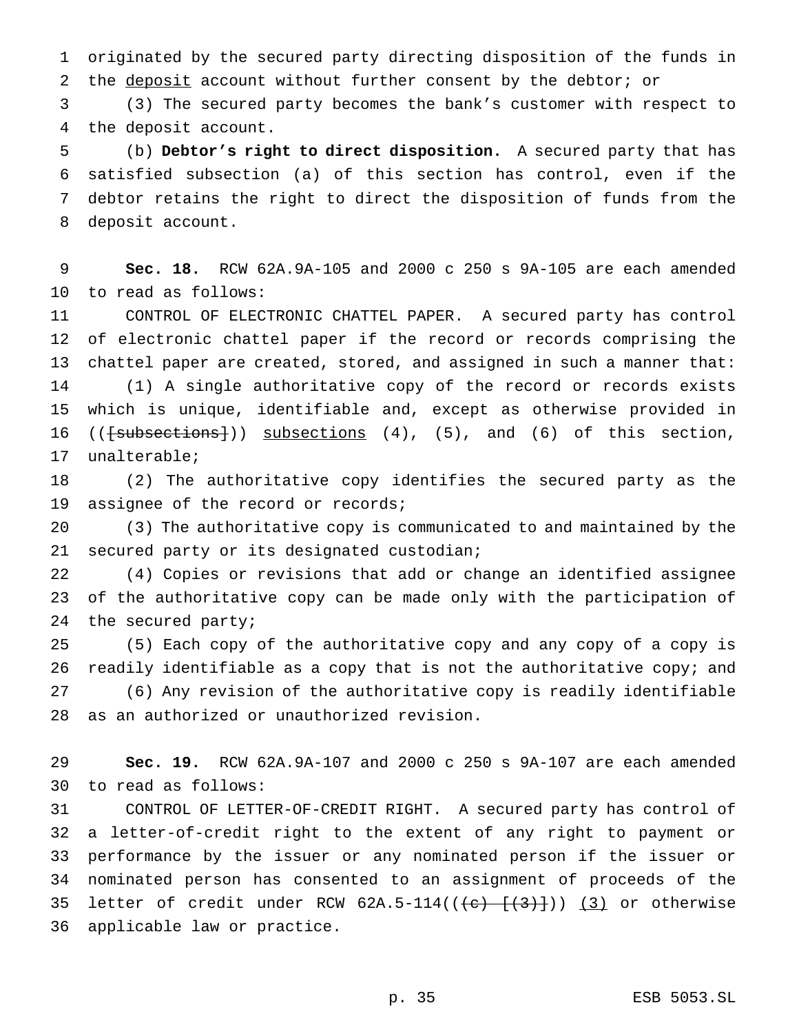originated by the secured party directing disposition of the funds in the deposit account without further consent by the debtor; or

(3) The secured party becomes the bank's customer with respect to the deposit account.

(b) **Debtor's right to direct disposition.** A secured party that has satisfied subsection (a) of this section has control, even if the debtor retains the right to direct the disposition of funds from the deposit account.

**Sec. 18.** RCW 62A.9A-105 and 2000 c 250 s 9A-105 are each amended to read as follows:

CONTROL OF ELECTRONIC CHATTEL PAPER. A secured party has control of electronic chattel paper if the record or records comprising the chattel paper are created, stored, and assigned in such a manner that:

(1) A single authoritative copy of the record or records exists which is unique, identifiable and, except as otherwise provided in (([subsections])) subsections (4), (5), and (6) of this section, unalterable;

(2) The authoritative copy identifies the secured party as the assignee of the record or records;

(3) The authoritative copy is communicated to and maintained by the secured party or its designated custodian;

(4) Copies or revisions that add or change an identified assignee of the authoritative copy can be made only with the participation of the secured party;

(5) Each copy of the authoritative copy and any copy of a copy is readily identifiable as a copy that is not the authoritative copy; and

(6) Any revision of the authoritative copy is readily identifiable as an authorized or unauthorized revision.

**Sec. 19.** RCW 62A.9A-107 and 2000 c 250 s 9A-107 are each amended to read as follows:

CONTROL OF LETTER-OF-CREDIT RIGHT. A secured party has control of a letter-of-credit right to the extent of any right to payment or performance by the issuer or any nominated person if the issuer or nominated person has consented to an assignment of proceeds of the letter of credit under RCW 62A.5-114(((c) [(3)])) (3) or otherwise applicable law or practice.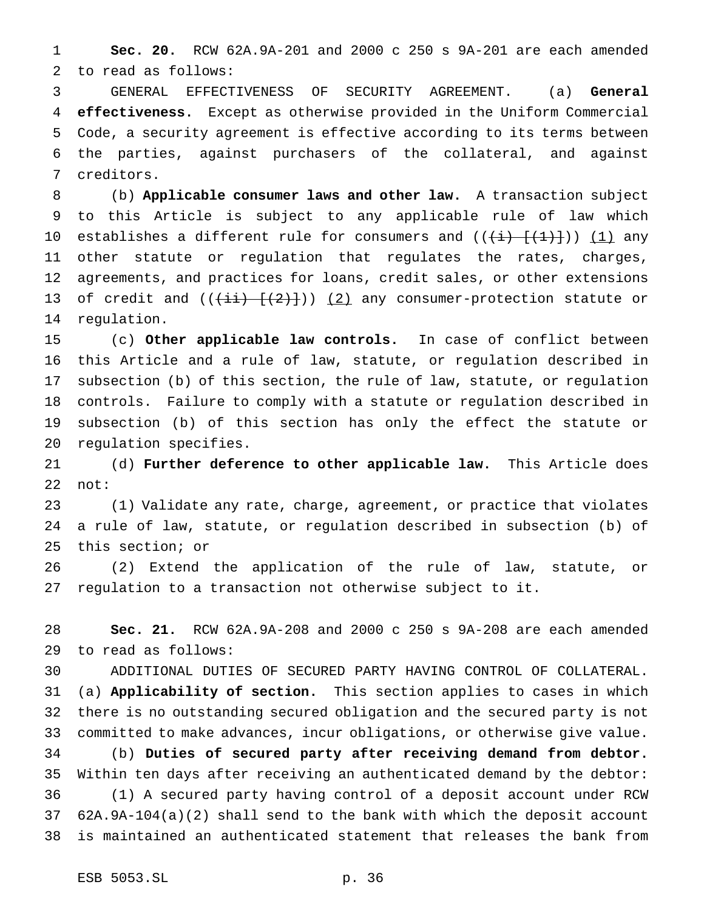**Sec. 20.** RCW 62A.9A-201 and 2000 c 250 s 9A-201 are each amended to read as follows:

GENERAL EFFECTIVENESS OF SECURITY AGREEMENT. (a) **General effectiveness.** Except as otherwise provided in the Uniform Commercial Code, a security agreement is effective according to its terms between the parties, against purchasers of the collateral, and against creditors.

(b) **Applicable consumer laws and other law.** A transaction subject to this Article is subject to any applicable rule of law which establishes a different rule for consumers and ((~~(i) [(1)]~~)) (1) any other statute or regulation that regulates the rates, charges, agreements, and practices for loans, credit sales, or other extensions of credit and ((~~(ii) [(2)]~~)) (2) any consumer-protection statute or regulation.

(c) **Other applicable law controls.** In case of conflict between this Article and a rule of law, statute, or regulation described in subsection (b) of this section, the rule of law, statute, or regulation controls. Failure to comply with a statute or regulation described in subsection (b) of this section has only the effect the statute or regulation specifies.

(d) **Further deference to other applicable law.** This Article does not:

(1) Validate any rate, charge, agreement, or practice that violates a rule of law, statute, or regulation described in subsection (b) of this section; or

(2) Extend the application of the rule of law, statute, or regulation to a transaction not otherwise subject to it.

**Sec. 21.** RCW 62A.9A-208 and 2000 c 250 s 9A-208 are each amended to read as follows:

ADDITIONAL DUTIES OF SECURED PARTY HAVING CONTROL OF COLLATERAL. (a) **Applicability of section.** This section applies to cases in which there is no outstanding secured obligation and the secured party is not committed to make advances, incur obligations, or otherwise give value.

(b) **Duties of secured party after receiving demand from debtor.** Within ten days after receiving an authenticated demand by the debtor:

(1) A secured party having control of a deposit account under RCW 62A.9A-104(a)(2) shall send to the bank with which the deposit account is maintained an authenticated statement that releases the bank from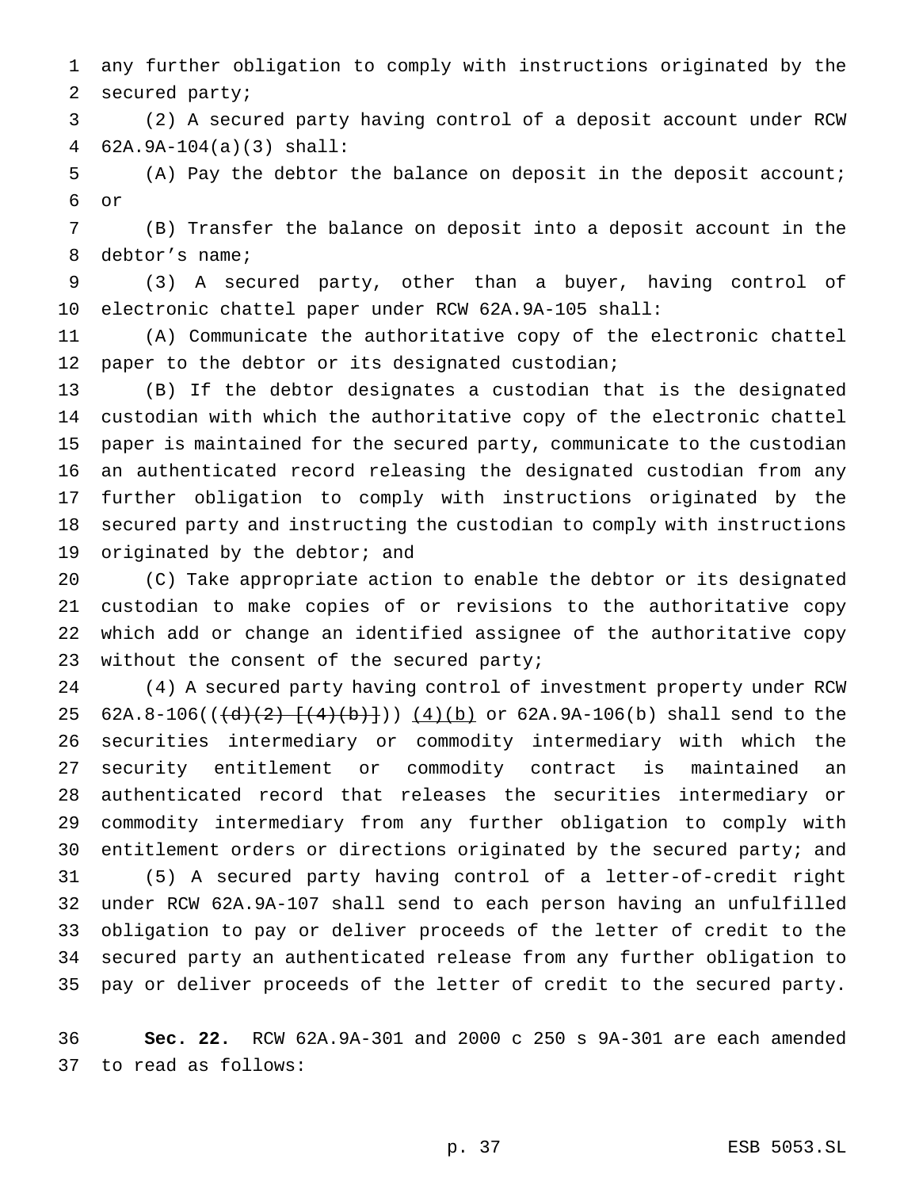any further obligation to comply with instructions originated by the secured party;

(2) A secured party having control of a deposit account under RCW 62A.9A-104(a)(3) shall:

(A) Pay the debtor the balance on deposit in the deposit account; or

(B) Transfer the balance on deposit into a deposit account in the debtor's name;

(3) A secured party, other than a buyer, having control of electronic chattel paper under RCW 62A.9A-105 shall:

(A) Communicate the authoritative copy of the electronic chattel paper to the debtor or its designated custodian;

(B) If the debtor designates a custodian that is the designated custodian with which the authoritative copy of the electronic chattel paper is maintained for the secured party, communicate to the custodian an authenticated record releasing the designated custodian from any further obligation to comply with instructions originated by the secured party and instructing the custodian to comply with instructions originated by the debtor; and

(C) Take appropriate action to enable the debtor or its designated custodian to make copies of or revisions to the authoritative copy which add or change an identified assignee of the authoritative copy without the consent of the secured party;

(4) A secured party having control of investment property under RCW 62A.8-106((~~(d)(2) [(4)(b)]~~)) <u>(4)(b)</u> or 62A.9A-106(b) shall send to the securities intermediary or commodity intermediary with which the security entitlement or commodity contract is maintained an authenticated record that releases the securities intermediary or commodity intermediary from any further obligation to comply with entitlement orders or directions originated by the secured party; and

(5) A secured party having control of a letter-of-credit right under RCW 62A.9A-107 shall send to each person having an unfulfilled obligation to pay or deliver proceeds of the letter of credit to the secured party an authenticated release from any further obligation to pay or deliver proceeds of the letter of credit to the secured party.

**Sec. 22.** RCW 62A.9A-301 and 2000 c 250 s 9A-301 are each amended to read as follows: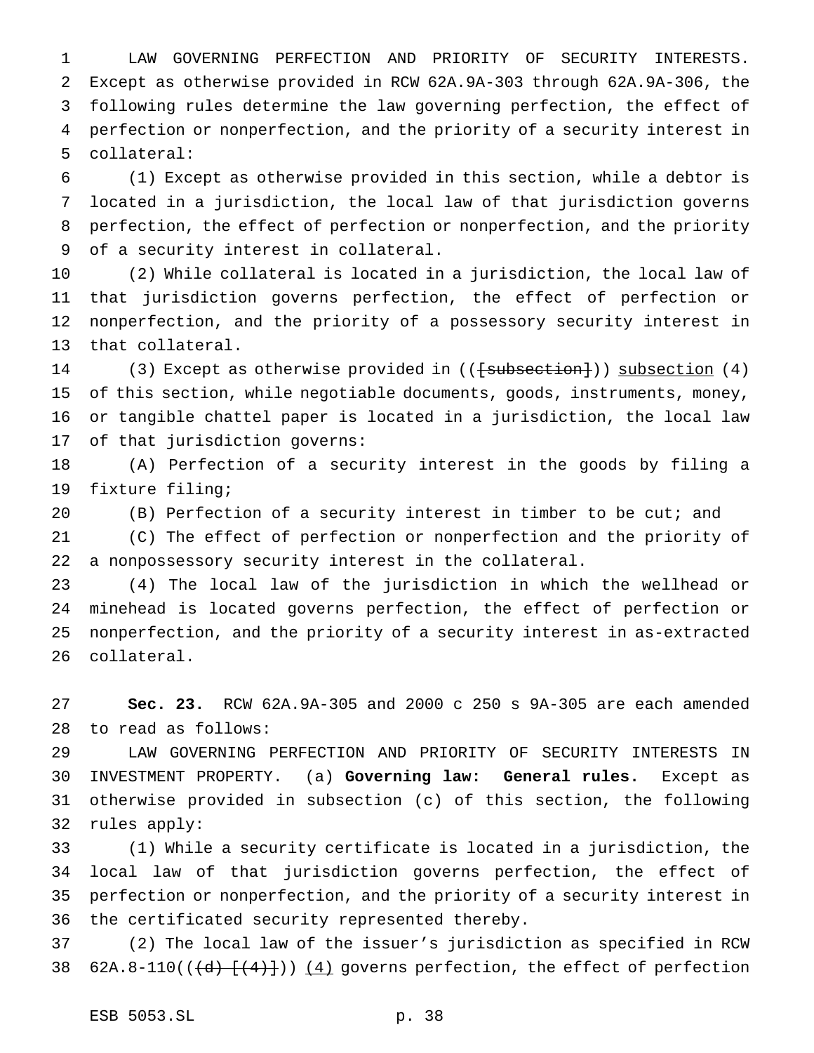LAW GOVERNING PERFECTION AND PRIORITY OF SECURITY INTERESTS. Except as otherwise provided in RCW 62A.9A-303 through 62A.9A-306, the following rules determine the law governing perfection, the effect of perfection or nonperfection, and the priority of a security interest in collateral:

(1) Except as otherwise provided in this section, while a debtor is located in a jurisdiction, the local law of that jurisdiction governs perfection, the effect of perfection or nonperfection, and the priority of a security interest in collateral.

(2) While collateral is located in a jurisdiction, the local law of that jurisdiction governs perfection, the effect of perfection or nonperfection, and the priority of a possessory security interest in that collateral.

(3) Except as otherwise provided in (([subsection])) subsection (4) of this section, while negotiable documents, goods, instruments, money, or tangible chattel paper is located in a jurisdiction, the local law of that jurisdiction governs:

(A) Perfection of a security interest in the goods by filing a fixture filing;

(B) Perfection of a security interest in timber to be cut; and

(C) The effect of perfection or nonperfection and the priority of a nonpossessory security interest in the collateral.

(4) The local law of the jurisdiction in which the wellhead or minehead is located governs perfection, the effect of perfection or nonperfection, and the priority of a security interest in as-extracted collateral.

**Sec. 23.** RCW 62A.9A-305 and 2000 c 250 s 9A-305 are each amended to read as follows:

LAW GOVERNING PERFECTION AND PRIORITY OF SECURITY INTERESTS IN INVESTMENT PROPERTY. (a) **Governing law: General rules.** Except as otherwise provided in subsection (c) of this section, the following rules apply:

(1) While a security certificate is located in a jurisdiction, the local law of that jurisdiction governs perfection, the effect of perfection or nonperfection, and the priority of a security interest in the certificated security represented thereby.

(2) The local law of the issuer's jurisdiction as specified in RCW 62A.8-110(((d) [(4)])) (4) governs perfection, the effect of perfection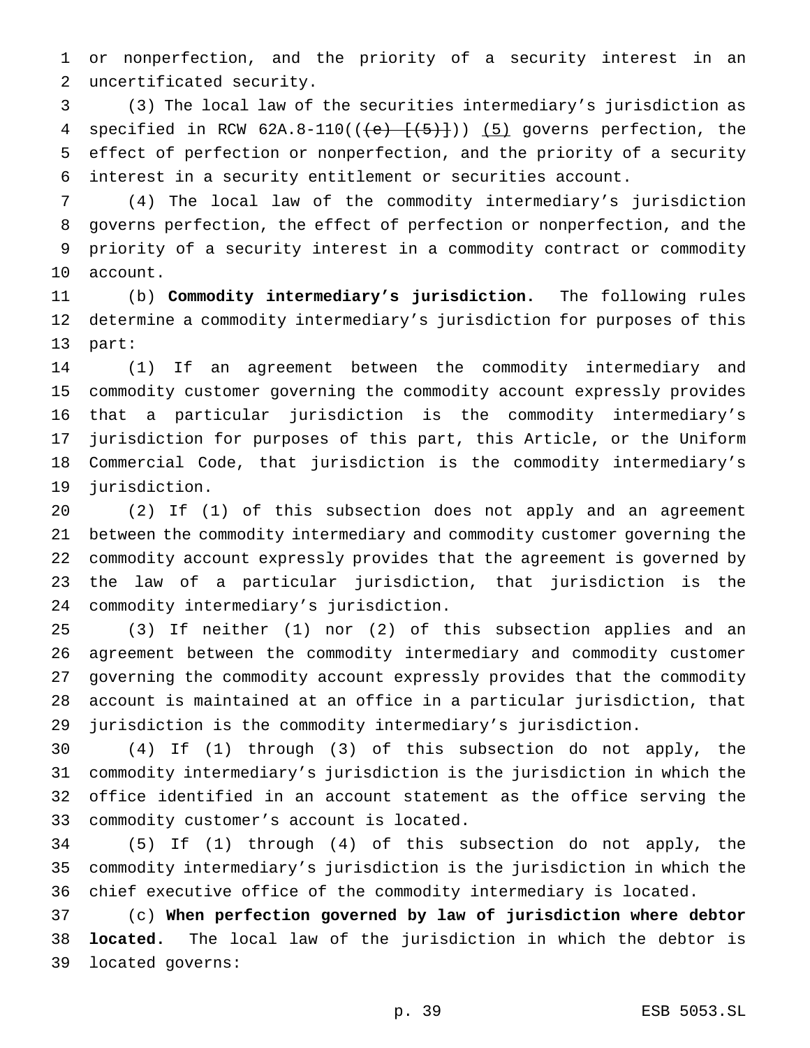or nonperfection, and the priority of a security interest in an uncertificated security.

(3) The local law of the securities intermediary's jurisdiction as specified in RCW 62A.8-110((~~(e) [(5)]~~)) <u>(5)</u> governs perfection, the effect of perfection or nonperfection, and the priority of a security interest in a security entitlement or securities account.

(4) The local law of the commodity intermediary's jurisdiction governs perfection, the effect of perfection or nonperfection, and the priority of a security interest in a commodity contract or commodity account.

(b) **Commodity intermediary's jurisdiction.** The following rules determine a commodity intermediary's jurisdiction for purposes of this part:

(1) If an agreement between the commodity intermediary and commodity customer governing the commodity account expressly provides that a particular jurisdiction is the commodity intermediary's jurisdiction for purposes of this part, this Article, or the Uniform Commercial Code, that jurisdiction is the commodity intermediary's jurisdiction.

(2) If (1) of this subsection does not apply and an agreement between the commodity intermediary and commodity customer governing the commodity account expressly provides that the agreement is governed by the law of a particular jurisdiction, that jurisdiction is the commodity intermediary's jurisdiction.

(3) If neither (1) nor (2) of this subsection applies and an agreement between the commodity intermediary and commodity customer governing the commodity account expressly provides that the commodity account is maintained at an office in a particular jurisdiction, that jurisdiction is the commodity intermediary's jurisdiction.

(4) If (1) through (3) of this subsection do not apply, the commodity intermediary's jurisdiction is the jurisdiction in which the office identified in an account statement as the office serving the commodity customer's account is located.

(5) If (1) through (4) of this subsection do not apply, the commodity intermediary's jurisdiction is the jurisdiction in which the chief executive office of the commodity intermediary is located.

(c) **When perfection governed by law of jurisdiction where debtor located.** The local law of the jurisdiction in which the debtor is located governs: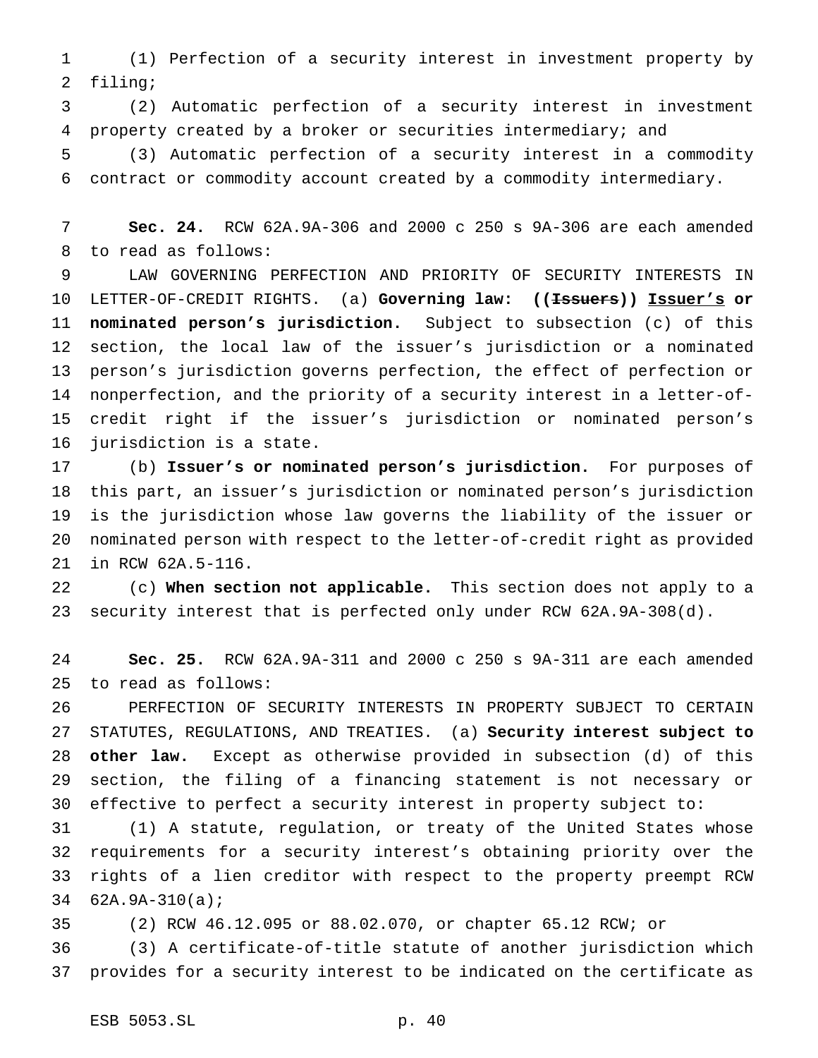(1) Perfection of a security interest in investment property by filing;

(2) Automatic perfection of a security interest in investment property created by a broker or securities intermediary; and

(3) Automatic perfection of a security interest in a commodity contract or commodity account created by a commodity intermediary.

**Sec. 24.** RCW 62A.9A-306 and 2000 c 250 s 9A-306 are each amended to read as follows:

LAW GOVERNING PERFECTION AND PRIORITY OF SECURITY INTERESTS IN LETTER-OF-CREDIT RIGHTS. (a) **Governing law: ((~~Issuers~~)) <u>Issuer's</u> or nominated person's jurisdiction.** Subject to subsection (c) of this section, the local law of the issuer's jurisdiction or a nominated person's jurisdiction governs perfection, the effect of perfection or nonperfection, and the priority of a security interest in a letter-of-credit right if the issuer's jurisdiction or nominated person's jurisdiction is a state.

(b) **Issuer's or nominated person's jurisdiction.** For purposes of this part, an issuer's jurisdiction or nominated person's jurisdiction is the jurisdiction whose law governs the liability of the issuer or nominated person with respect to the letter-of-credit right as provided in RCW 62A.5-116.

(c) **When section not applicable.** This section does not apply to a security interest that is perfected only under RCW 62A.9A-308(d).

**Sec. 25.** RCW 62A.9A-311 and 2000 c 250 s 9A-311 are each amended to read as follows:

PERFECTION OF SECURITY INTERESTS IN PROPERTY SUBJECT TO CERTAIN STATUTES, REGULATIONS, AND TREATIES. (a) **Security interest subject to other law.** Except as otherwise provided in subsection (d) of this section, the filing of a financing statement is not necessary or effective to perfect a security interest in property subject to:

(1) A statute, regulation, or treaty of the United States whose requirements for a security interest's obtaining priority over the rights of a lien creditor with respect to the property preempt RCW 62A.9A-310(a);

(2) RCW 46.12.095 or 88.02.070, or chapter 65.12 RCW; or

(3) A certificate-of-title statute of another jurisdiction which provides for a security interest to be indicated on the certificate as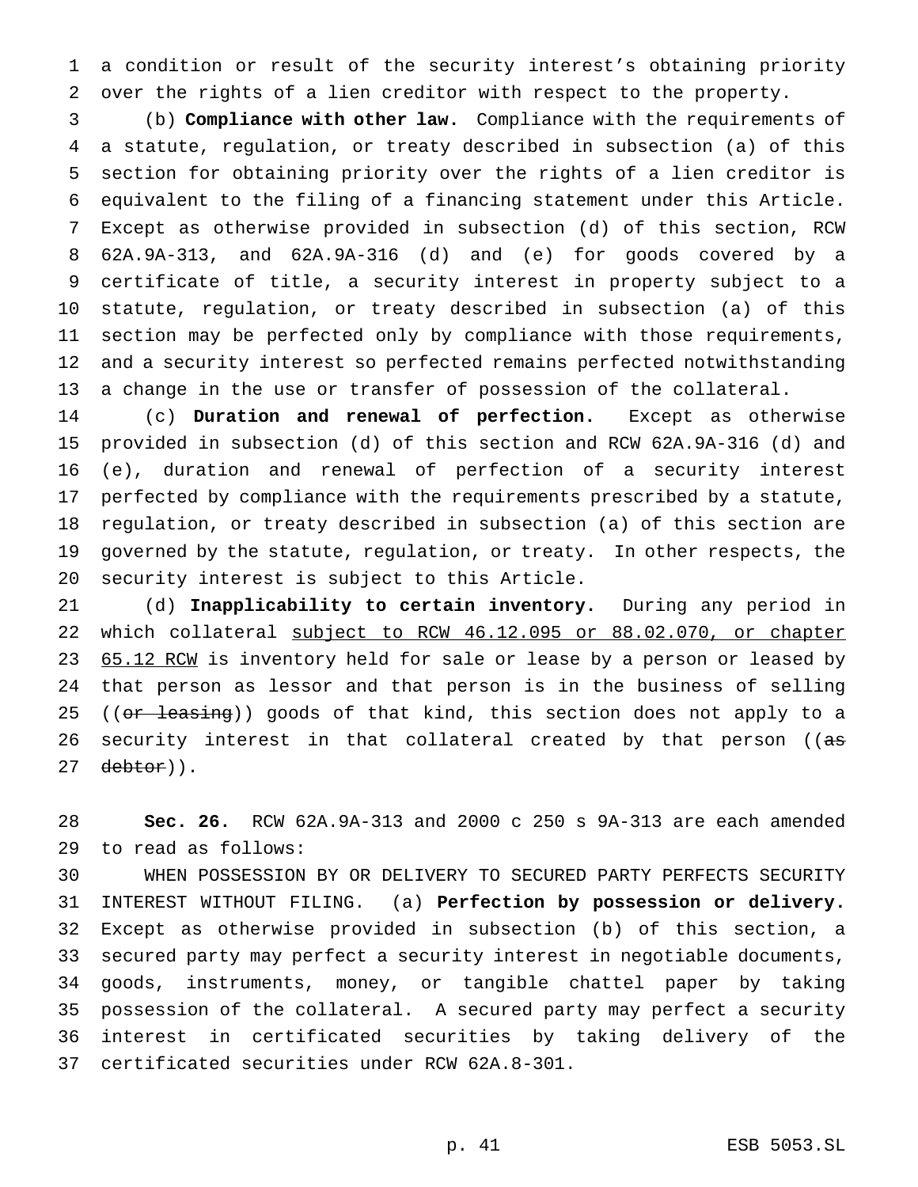a condition or result of the security interest's obtaining priority over the rights of a lien creditor with respect to the property.

(b) **Compliance with other law.** Compliance with the requirements of a statute, regulation, or treaty described in subsection (a) of this section for obtaining priority over the rights of a lien creditor is equivalent to the filing of a financing statement under this Article. Except as otherwise provided in subsection (d) of this section, RCW 62A.9A-313, and 62A.9A-316 (d) and (e) for goods covered by a certificate of title, a security interest in property subject to a statute, regulation, or treaty described in subsection (a) of this section may be perfected only by compliance with those requirements, and a security interest so perfected remains perfected notwithstanding a change in the use or transfer of possession of the collateral.

(c) **Duration and renewal of perfection.** Except as otherwise provided in subsection (d) of this section and RCW 62A.9A-316 (d) and (e), duration and renewal of perfection of a security interest perfected by compliance with the requirements prescribed by a statute, regulation, or treaty described in subsection (a) of this section are governed by the statute, regulation, or treaty. In other respects, the security interest is subject to this Article.

(d) **Inapplicability to certain inventory.** During any period in which collateral <u>subject to RCW 46.12.095 or 88.02.070, or chapter 65.12 RCW</u> is inventory held for sale or lease by a person or leased by that person as lessor and that person is in the business of selling ((~~or leasing~~)) goods of that kind, this section does not apply to a security interest in that collateral created by that person ((~~as debtor~~)).

**Sec. 26.** RCW 62A.9A-313 and 2000 c 250 s 9A-313 are each amended to read as follows:

WHEN POSSESSION BY OR DELIVERY TO SECURED PARTY PERFECTS SECURITY INTEREST WITHOUT FILING. (a) **Perfection by possession or delivery.** Except as otherwise provided in subsection (b) of this section, a secured party may perfect a security interest in negotiable documents, goods, instruments, money, or tangible chattel paper by taking possession of the collateral. A secured party may perfect a security interest in certificated securities by taking delivery of the certificated securities under RCW 62A.8-301.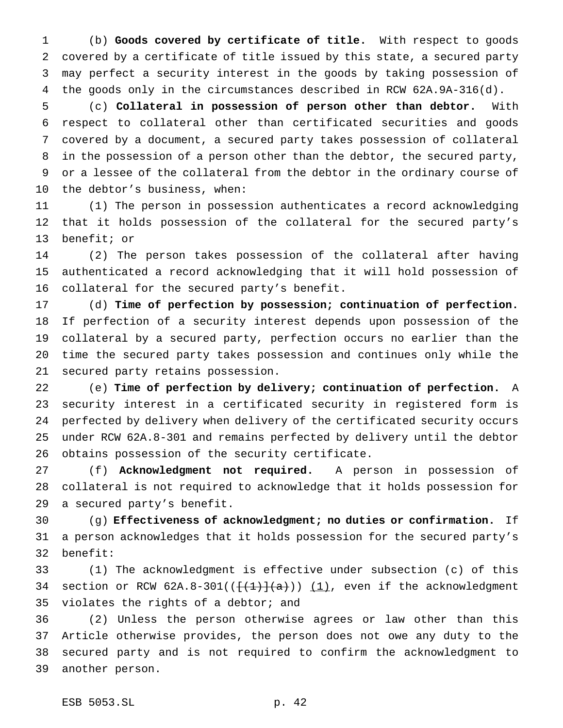(b) **Goods covered by certificate of title.** With respect to goods covered by a certificate of title issued by this state, a secured party may perfect a security interest in the goods by taking possession of the goods only in the circumstances described in RCW 62A.9A-316(d).

(c) **Collateral in possession of person other than debtor.** With respect to collateral other than certificated securities and goods covered by a document, a secured party takes possession of collateral in the possession of a person other than the debtor, the secured party, or a lessee of the collateral from the debtor in the ordinary course of the debtor's business, when:

(1) The person in possession authenticates a record acknowledging that it holds possession of the collateral for the secured party's benefit; or

(2) The person takes possession of the collateral after having authenticated a record acknowledging that it will hold possession of collateral for the secured party's benefit.

(d) **Time of perfection by possession; continuation of perfection.** If perfection of a security interest depends upon possession of the collateral by a secured party, perfection occurs no earlier than the time the secured party takes possession and continues only while the secured party retains possession.

(e) **Time of perfection by delivery; continuation of perfection.** A security interest in a certificated security in registered form is perfected by delivery when delivery of the certificated security occurs under RCW 62A.8-301 and remains perfected by delivery until the debtor obtains possession of the security certificate.

(f) **Acknowledgment not required.** A person in possession of collateral is not required to acknowledge that it holds possession for a secured party's benefit.

(g) **Effectiveness of acknowledgment; no duties or confirmation.** If a person acknowledges that it holds possession for the secured party's benefit:

(1) The acknowledgment is effective under subsection (c) of this section or RCW 62A.8-301(( ~~[(1)](a)~~ )) (1), even if the acknowledgment violates the rights of a debtor; and

(2) Unless the person otherwise agrees or law other than this Article otherwise provides, the person does not owe any duty to the secured party and is not required to confirm the acknowledgment to another person.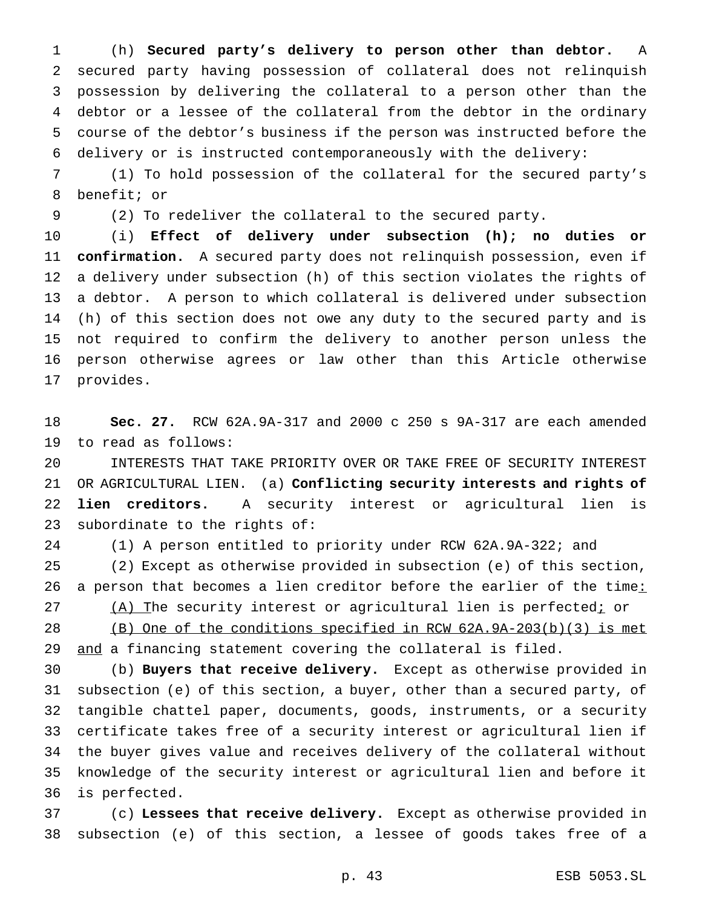(h) **Secured party's delivery to person other than debtor.** A secured party having possession of collateral does not relinquish possession by delivering the collateral to a person other than the debtor or a lessee of the collateral from the debtor in the ordinary course of the debtor's business if the person was instructed before the delivery or is instructed contemporaneously with the delivery:

(1) To hold possession of the collateral for the secured party's benefit; or

(2) To redeliver the collateral to the secured party.

(i) **Effect of delivery under subsection (h); no duties or confirmation.** A secured party does not relinquish possession, even if a delivery under subsection (h) of this section violates the rights of a debtor. A person to which collateral is delivered under subsection (h) of this section does not owe any duty to the secured party and is not required to confirm the delivery to another person unless the person otherwise agrees or law other than this Article otherwise provides.

**Sec. 27.** RCW 62A.9A-317 and 2000 c 250 s 9A-317 are each amended to read as follows:

INTERESTS THAT TAKE PRIORITY OVER OR TAKE FREE OF SECURITY INTEREST OR AGRICULTURAL LIEN. (a) **Conflicting security interests and rights of lien creditors.** A security interest or agricultural lien is subordinate to the rights of:

(1) A person entitled to priority under RCW 62A.9A-322; and

(2) Except as otherwise provided in subsection (e) of this section, a person that becomes a lien creditor before the earlier of the time:

(A) The security interest or agricultural lien is perfected; or

(B) One of the conditions specified in RCW 62A.9A-203(b)(3) is met and a financing statement covering the collateral is filed.

(b) **Buyers that receive delivery.** Except as otherwise provided in subsection (e) of this section, a buyer, other than a secured party, of tangible chattel paper, documents, goods, instruments, or a security certificate takes free of a security interest or agricultural lien if the buyer gives value and receives delivery of the collateral without knowledge of the security interest or agricultural lien and before it is perfected.

(c) **Lessees that receive delivery.** Except as otherwise provided in subsection (e) of this section, a lessee of goods takes free of a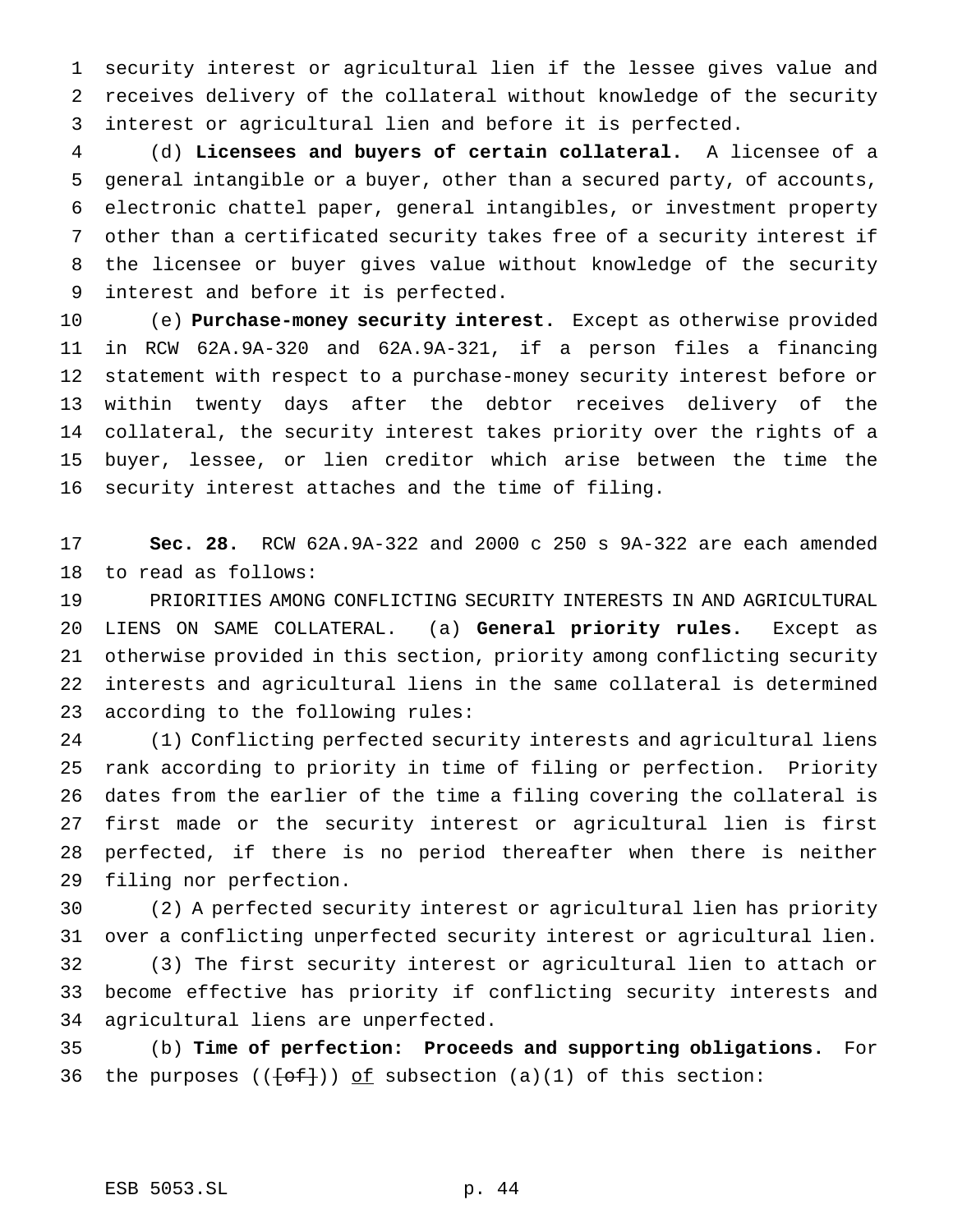security interest or agricultural lien if the lessee gives value and receives delivery of the collateral without knowledge of the security interest or agricultural lien and before it is perfected.

(d) **Licensees and buyers of certain collateral.** A licensee of a general intangible or a buyer, other than a secured party, of accounts, electronic chattel paper, general intangibles, or investment property other than a certificated security takes free of a security interest if the licensee or buyer gives value without knowledge of the security interest and before it is perfected.

(e) **Purchase-money security interest.** Except as otherwise provided in RCW 62A.9A-320 and 62A.9A-321, if a person files a financing statement with respect to a purchase-money security interest before or within twenty days after the debtor receives delivery of the collateral, the security interest takes priority over the rights of a buyer, lessee, or lien creditor which arise between the time the security interest attaches and the time of filing.

**Sec. 28.** RCW 62A.9A-322 and 2000 c 250 s 9A-322 are each amended to read as follows:

PRIORITIES AMONG CONFLICTING SECURITY INTERESTS IN AND AGRICULTURAL LIENS ON SAME COLLATERAL. (a) **General priority rules.** Except as otherwise provided in this section, priority among conflicting security interests and agricultural liens in the same collateral is determined according to the following rules:

(1) Conflicting perfected security interests and agricultural liens rank according to priority in time of filing or perfection. Priority dates from the earlier of the time a filing covering the collateral is first made or the security interest or agricultural lien is first perfected, if there is no period thereafter when there is neither filing nor perfection.

(2) A perfected security interest or agricultural lien has priority over a conflicting unperfected security interest or agricultural lien.

(3) The first security interest or agricultural lien to attach or become effective has priority if conflicting security interests and agricultural liens are unperfected.

(b) **Time of perfection: Proceeds and supporting obligations.** For the purposes (([~~of~~])) <u>of</u> subsection (a)(1) of this section: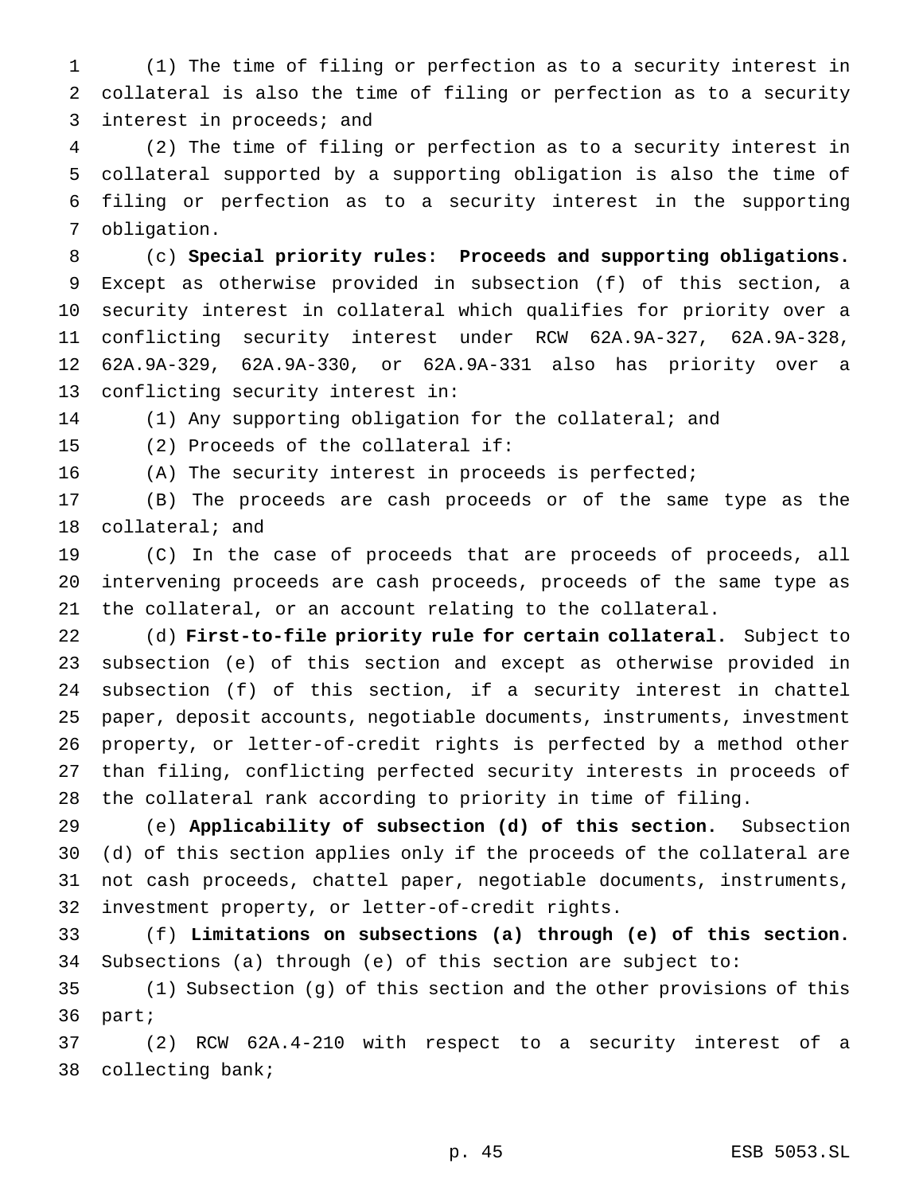(1) The time of filing or perfection as to a security interest in collateral is also the time of filing or perfection as to a security interest in proceeds; and

(2) The time of filing or perfection as to a security interest in collateral supported by a supporting obligation is also the time of filing or perfection as to a security interest in the supporting obligation.

(c) **Special priority rules: Proceeds and supporting obligations.** Except as otherwise provided in subsection (f) of this section, a security interest in collateral which qualifies for priority over a conflicting security interest under RCW 62A.9A-327, 62A.9A-328, 62A.9A-329, 62A.9A-330, or 62A.9A-331 also has priority over a conflicting security interest in:

(1) Any supporting obligation for the collateral; and

(2) Proceeds of the collateral if:

(A) The security interest in proceeds is perfected;

(B) The proceeds are cash proceeds or of the same type as the collateral; and

(C) In the case of proceeds that are proceeds of proceeds, all intervening proceeds are cash proceeds, proceeds of the same type as the collateral, or an account relating to the collateral.

(d) **First-to-file priority rule for certain collateral.** Subject to subsection (e) of this section and except as otherwise provided in subsection (f) of this section, if a security interest in chattel paper, deposit accounts, negotiable documents, instruments, investment property, or letter-of-credit rights is perfected by a method other than filing, conflicting perfected security interests in proceeds of the collateral rank according to priority in time of filing.

(e) **Applicability of subsection (d) of this section.** Subsection (d) of this section applies only if the proceeds of the collateral are not cash proceeds, chattel paper, negotiable documents, instruments, investment property, or letter-of-credit rights.

(f) **Limitations on subsections (a) through (e) of this section.** Subsections (a) through (e) of this section are subject to:

(1) Subsection (g) of this section and the other provisions of this part;

(2) RCW 62A.4-210 with respect to a security interest of a collecting bank;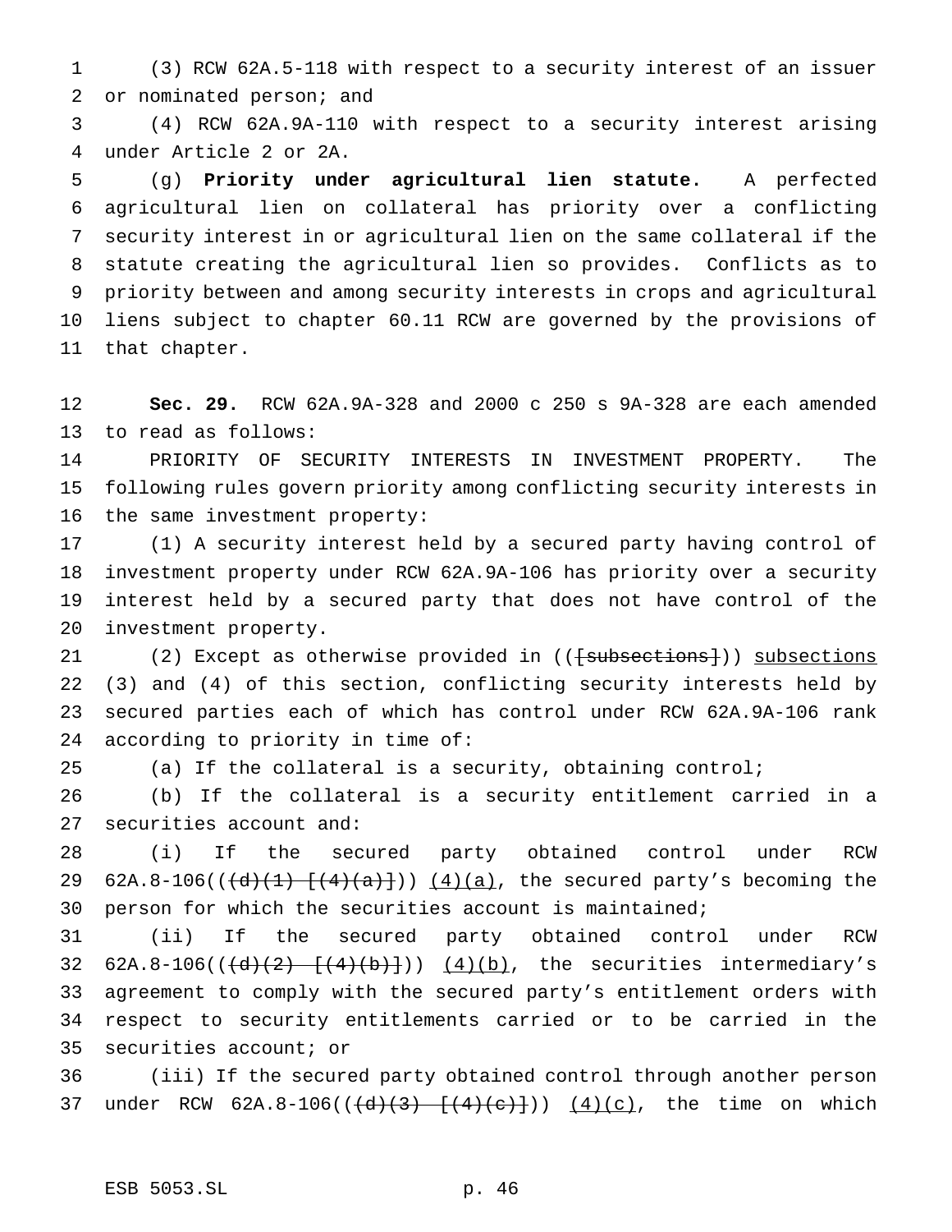(3) RCW 62A.5-118 with respect to a security interest of an issuer or nominated person; and

(4) RCW 62A.9A-110 with respect to a security interest arising under Article 2 or 2A.

(g) **Priority under agricultural lien statute.** A perfected agricultural lien on collateral has priority over a conflicting security interest in or agricultural lien on the same collateral if the statute creating the agricultural lien so provides. Conflicts as to priority between and among security interests in crops and agricultural liens subject to chapter 60.11 RCW are governed by the provisions of that chapter.

**Sec. 29.** RCW 62A.9A-328 and 2000 c 250 s 9A-328 are each amended to read as follows:

PRIORITY OF SECURITY INTERESTS IN INVESTMENT PROPERTY. The following rules govern priority among conflicting security interests in the same investment property:

(1) A security interest held by a secured party having control of investment property under RCW 62A.9A-106 has priority over a security interest held by a secured party that does not have control of the investment property.

(2) Except as otherwise provided in ((~~[subsections]~~)) <u>subsections</u> (3) and (4) of this section, conflicting security interests held by secured parties each of which has control under RCW 62A.9A-106 rank according to priority in time of:

(a) If the collateral is a security, obtaining control;

(b) If the collateral is a security entitlement carried in a securities account and:

(i) If the secured party obtained control under RCW 62A.8-106((~~(d)(1) [(4)(a)]~~)) <u>(4)(a)</u>, the secured party's becoming the person for which the securities account is maintained;

(ii) If the secured party obtained control under RCW 62A.8-106((~~(d)(2) [(4)(b)]~~)) <u>(4)(b)</u>, the securities intermediary's agreement to comply with the secured party's entitlement orders with respect to security entitlements carried or to be carried in the securities account; or

(iii) If the secured party obtained control through another person under RCW 62A.8-106((~~(d)(3) [(4)(c)]~~)) <u>(4)(c)</u>, the time on which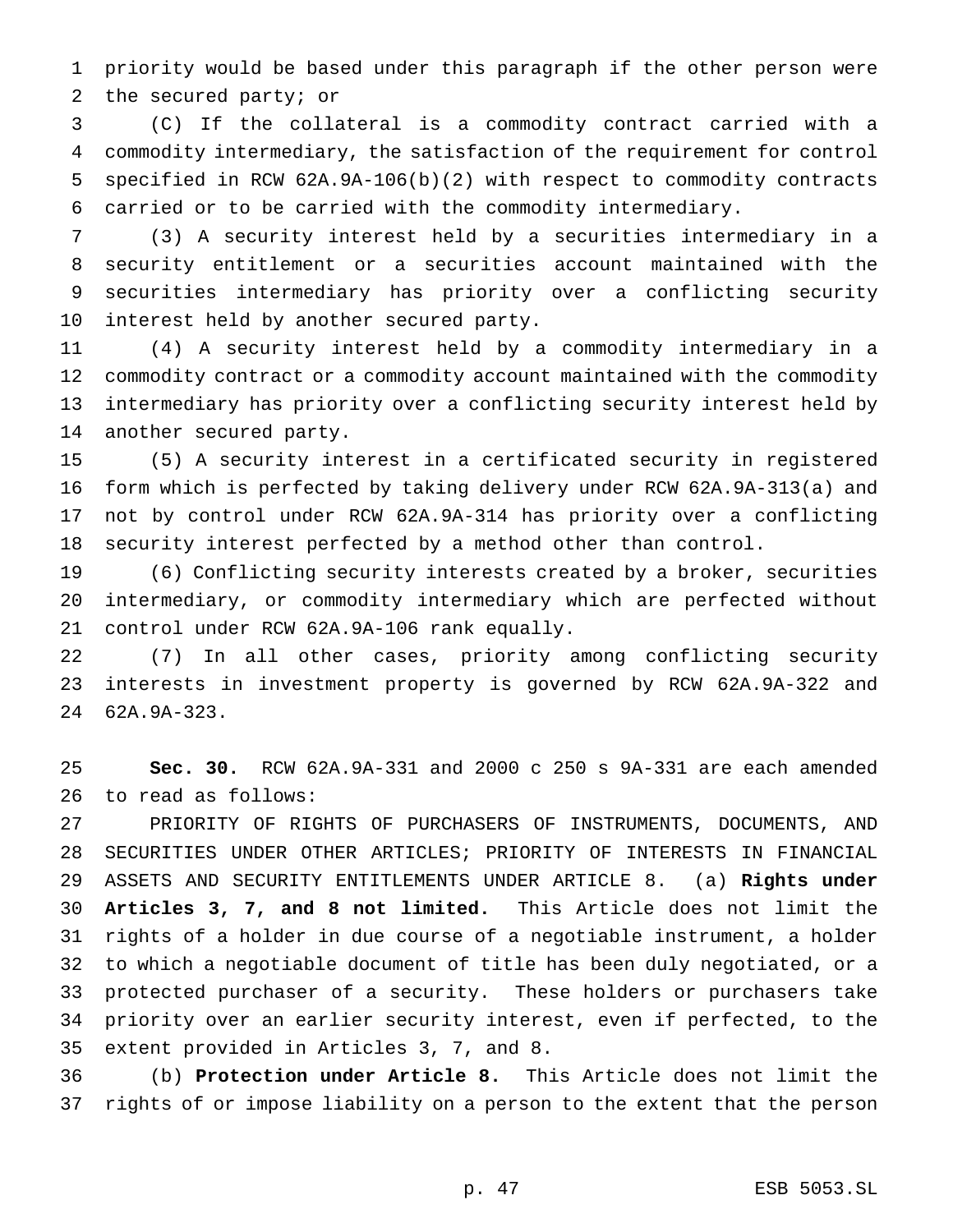priority would be based under this paragraph if the other person were the secured party; or

(C) If the collateral is a commodity contract carried with a commodity intermediary, the satisfaction of the requirement for control specified in RCW 62A.9A-106(b)(2) with respect to commodity contracts carried or to be carried with the commodity intermediary.

(3) A security interest held by a securities intermediary in a security entitlement or a securities account maintained with the securities intermediary has priority over a conflicting security interest held by another secured party.

(4) A security interest held by a commodity intermediary in a commodity contract or a commodity account maintained with the commodity intermediary has priority over a conflicting security interest held by another secured party.

(5) A security interest in a certificated security in registered form which is perfected by taking delivery under RCW 62A.9A-313(a) and not by control under RCW 62A.9A-314 has priority over a conflicting security interest perfected by a method other than control.

(6) Conflicting security interests created by a broker, securities intermediary, or commodity intermediary which are perfected without control under RCW 62A.9A-106 rank equally.

(7) In all other cases, priority among conflicting security interests in investment property is governed by RCW 62A.9A-322 and 62A.9A-323.

**Sec. 30.** RCW 62A.9A-331 and 2000 c 250 s 9A-331 are each amended to read as follows:

PRIORITY OF RIGHTS OF PURCHASERS OF INSTRUMENTS, DOCUMENTS, AND SECURITIES UNDER OTHER ARTICLES; PRIORITY OF INTERESTS IN FINANCIAL ASSETS AND SECURITY ENTITLEMENTS UNDER ARTICLE 8. (a) **Rights under Articles 3, 7, and 8 not limited.** This Article does not limit the rights of a holder in due course of a negotiable instrument, a holder to which a negotiable document of title has been duly negotiated, or a protected purchaser of a security. These holders or purchasers take priority over an earlier security interest, even if perfected, to the extent provided in Articles 3, 7, and 8.

(b) **Protection under Article 8.** This Article does not limit the rights of or impose liability on a person to the extent that the person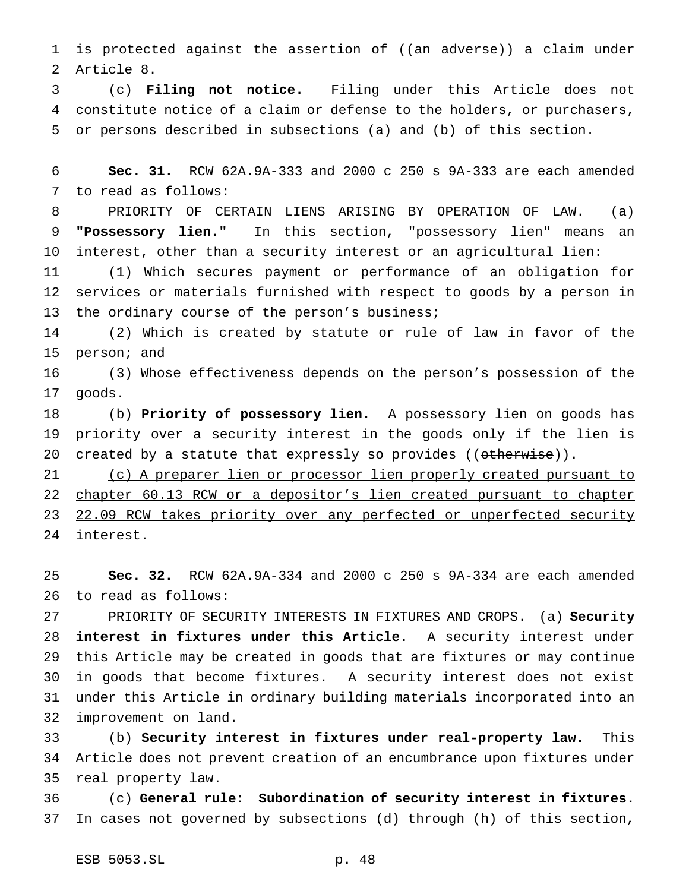is protected against the assertion of ((~~an adverse~~)) a claim under Article 8.

(c) **Filing not notice.** Filing under this Article does not constitute notice of a claim or defense to the holders, or purchasers, or persons described in subsections (a) and (b) of this section.

**Sec. 31.** RCW 62A.9A-333 and 2000 c 250 s 9A-333 are each amended to read as follows:

PRIORITY OF CERTAIN LIENS ARISING BY OPERATION OF LAW. (a) **"Possessory lien."** In this section, "possessory lien" means an interest, other than a security interest or an agricultural lien:

(1) Which secures payment or performance of an obligation for services or materials furnished with respect to goods by a person in the ordinary course of the person's business;

(2) Which is created by statute or rule of law in favor of the person; and

(3) Whose effectiveness depends on the person's possession of the goods.

(b) **Priority of possessory lien.** A possessory lien on goods has priority over a security interest in the goods only if the lien is created by a statute that expressly so provides ((~~otherwise~~)).

(c) A preparer lien or processor lien properly created pursuant to chapter 60.13 RCW or a depositor's lien created pursuant to chapter 22.09 RCW takes priority over any perfected or unperfected security interest.

**Sec. 32.** RCW 62A.9A-334 and 2000 c 250 s 9A-334 are each amended to read as follows:

PRIORITY OF SECURITY INTERESTS IN FIXTURES AND CROPS. (a) **Security interest in fixtures under this Article.** A security interest under this Article may be created in goods that are fixtures or may continue in goods that become fixtures. A security interest does not exist under this Article in ordinary building materials incorporated into an improvement on land.

(b) **Security interest in fixtures under real-property law.** This Article does not prevent creation of an encumbrance upon fixtures under real property law.

(c) **General rule: Subordination of security interest in fixtures.** In cases not governed by subsections (d) through (h) of this section,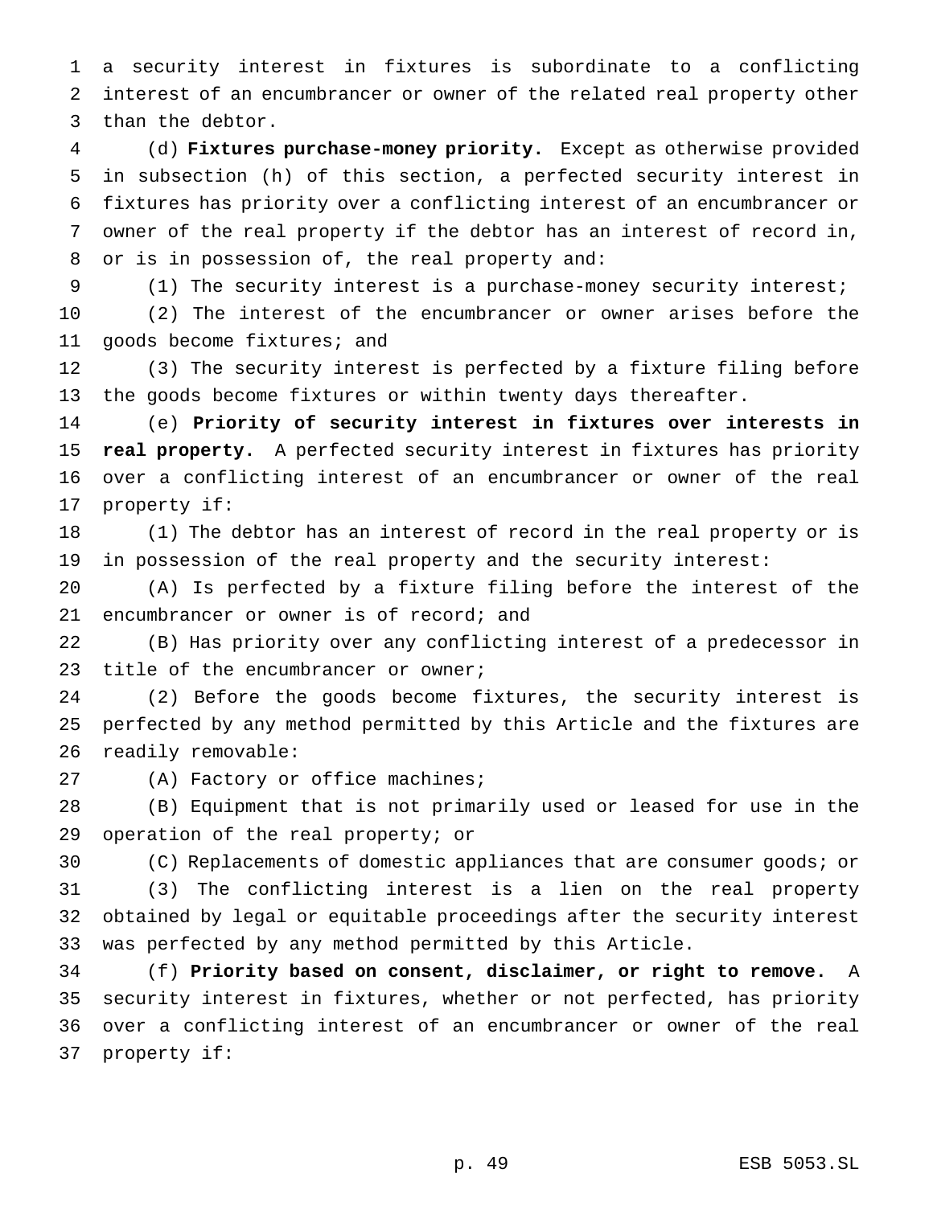a security interest in fixtures is subordinate to a conflicting interest of an encumbrancer or owner of the related real property other than the debtor.

(d) **Fixtures purchase-money priority.** Except as otherwise provided in subsection (h) of this section, a perfected security interest in fixtures has priority over a conflicting interest of an encumbrancer or owner of the real property if the debtor has an interest of record in, or is in possession of, the real property and:

(1) The security interest is a purchase-money security interest;

(2) The interest of the encumbrancer or owner arises before the goods become fixtures; and

(3) The security interest is perfected by a fixture filing before the goods become fixtures or within twenty days thereafter.

(e) **Priority of security interest in fixtures over interests in real property.** A perfected security interest in fixtures has priority over a conflicting interest of an encumbrancer or owner of the real property if:

(1) The debtor has an interest of record in the real property or is in possession of the real property and the security interest:

(A) Is perfected by a fixture filing before the interest of the encumbrancer or owner is of record; and

(B) Has priority over any conflicting interest of a predecessor in title of the encumbrancer or owner;

(2) Before the goods become fixtures, the security interest is perfected by any method permitted by this Article and the fixtures are readily removable:

(A) Factory or office machines;

(B) Equipment that is not primarily used or leased for use in the operation of the real property; or

(C) Replacements of domestic appliances that are consumer goods; or

(3) The conflicting interest is a lien on the real property obtained by legal or equitable proceedings after the security interest was perfected by any method permitted by this Article.

(f) **Priority based on consent, disclaimer, or right to remove.** A security interest in fixtures, whether or not perfected, has priority over a conflicting interest of an encumbrancer or owner of the real property if: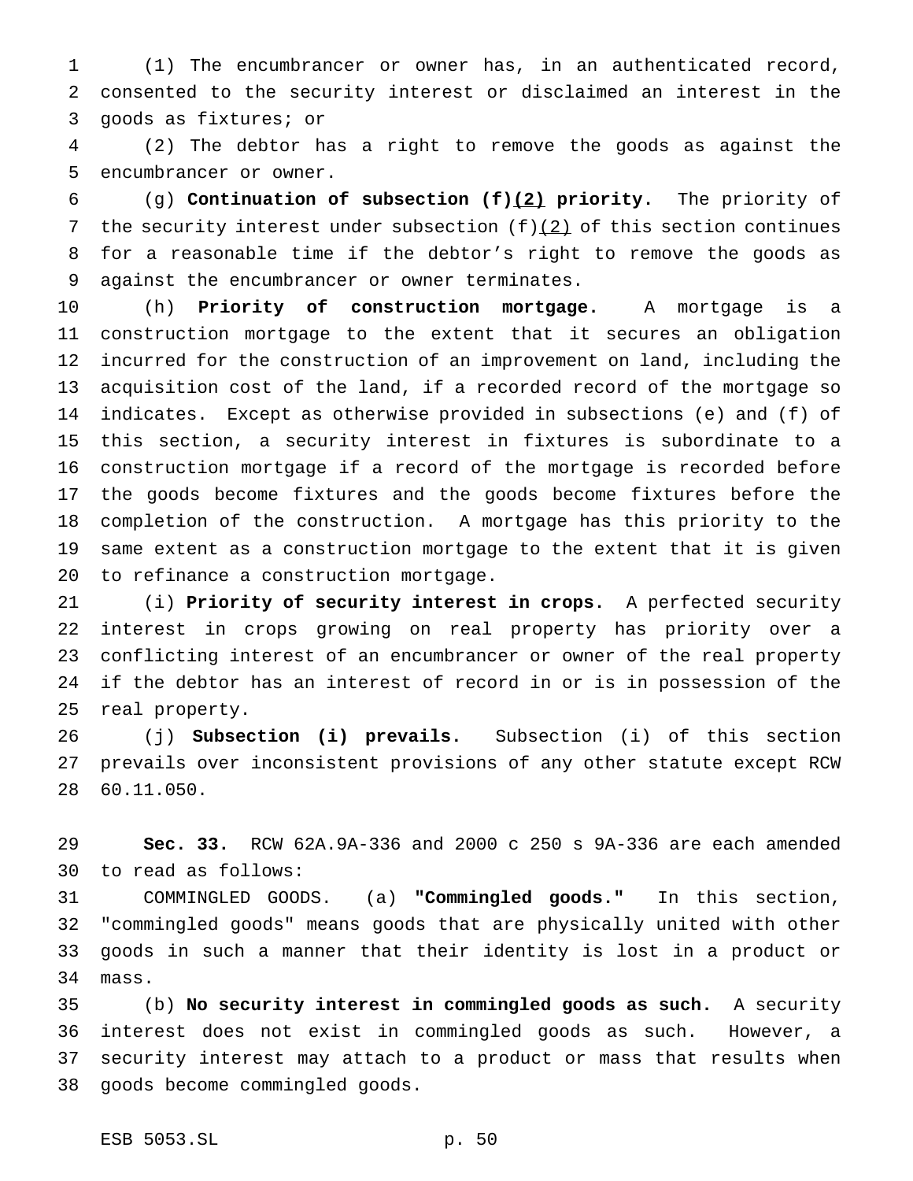(1) The encumbrancer or owner has, in an authenticated record, consented to the security interest or disclaimed an interest in the goods as fixtures; or

(2) The debtor has a right to remove the goods as against the encumbrancer or owner.

(g) **Continuation of subsection (f)(2) priority.** The priority of the security interest under subsection (f)(2) of this section continues for a reasonable time if the debtor's right to remove the goods as against the encumbrancer or owner terminates.

(h) **Priority of construction mortgage.** A mortgage is a construction mortgage to the extent that it secures an obligation incurred for the construction of an improvement on land, including the acquisition cost of the land, if a recorded record of the mortgage so indicates. Except as otherwise provided in subsections (e) and (f) of this section, a security interest in fixtures is subordinate to a construction mortgage if a record of the mortgage is recorded before the goods become fixtures and the goods become fixtures before the completion of the construction. A mortgage has this priority to the same extent as a construction mortgage to the extent that it is given to refinance a construction mortgage.

(i) **Priority of security interest in crops.** A perfected security interest in crops growing on real property has priority over a conflicting interest of an encumbrancer or owner of the real property if the debtor has an interest of record in or is in possession of the real property.

(j) **Subsection (i) prevails.** Subsection (i) of this section prevails over inconsistent provisions of any other statute except RCW 60.11.050.

**Sec. 33.** RCW 62A.9A-336 and 2000 c 250 s 9A-336 are each amended to read as follows:

COMMINGLED GOODS. (a) **"Commingled goods."** In this section, "commingled goods" means goods that are physically united with other goods in such a manner that their identity is lost in a product or mass.

(b) **No security interest in commingled goods as such.** A security interest does not exist in commingled goods as such. However, a security interest may attach to a product or mass that results when goods become commingled goods.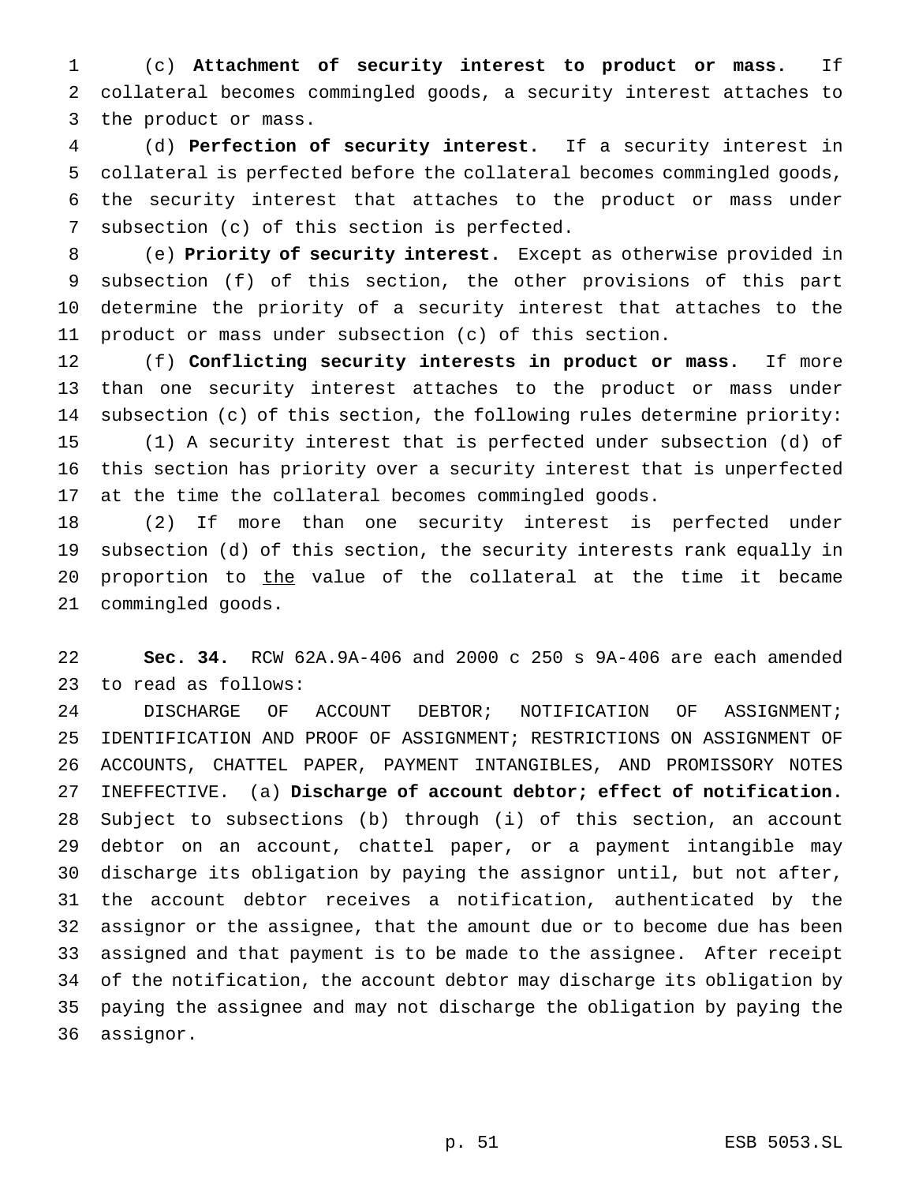(c) **Attachment of security interest to product or mass.** If collateral becomes commingled goods, a security interest attaches to the product or mass.

(d) **Perfection of security interest.** If a security interest in collateral is perfected before the collateral becomes commingled goods, the security interest that attaches to the product or mass under subsection (c) of this section is perfected.

(e) **Priority of security interest.** Except as otherwise provided in subsection (f) of this section, the other provisions of this part determine the priority of a security interest that attaches to the product or mass under subsection (c) of this section.

(f) **Conflicting security interests in product or mass.** If more than one security interest attaches to the product or mass under subsection (c) of this section, the following rules determine priority:

(1) A security interest that is perfected under subsection (d) of this section has priority over a security interest that is unperfected at the time the collateral becomes commingled goods.

(2) If more than one security interest is perfected under subsection (d) of this section, the security interests rank equally in proportion to the value of the collateral at the time it became commingled goods.

**Sec. 34.** RCW 62A.9A-406 and 2000 c 250 s 9A-406 are each amended to read as follows:

DISCHARGE OF ACCOUNT DEBTOR; NOTIFICATION OF ASSIGNMENT; IDENTIFICATION AND PROOF OF ASSIGNMENT; RESTRICTIONS ON ASSIGNMENT OF ACCOUNTS, CHATTEL PAPER, PAYMENT INTANGIBLES, AND PROMISSORY NOTES INEFFECTIVE. (a) **Discharge of account debtor; effect of notification.** Subject to subsections (b) through (i) of this section, an account debtor on an account, chattel paper, or a payment intangible may discharge its obligation by paying the assignor until, but not after, the account debtor receives a notification, authenticated by the assignor or the assignee, that the amount due or to become due has been assigned and that payment is to be made to the assignee. After receipt of the notification, the account debtor may discharge its obligation by paying the assignee and may not discharge the obligation by paying the assignor.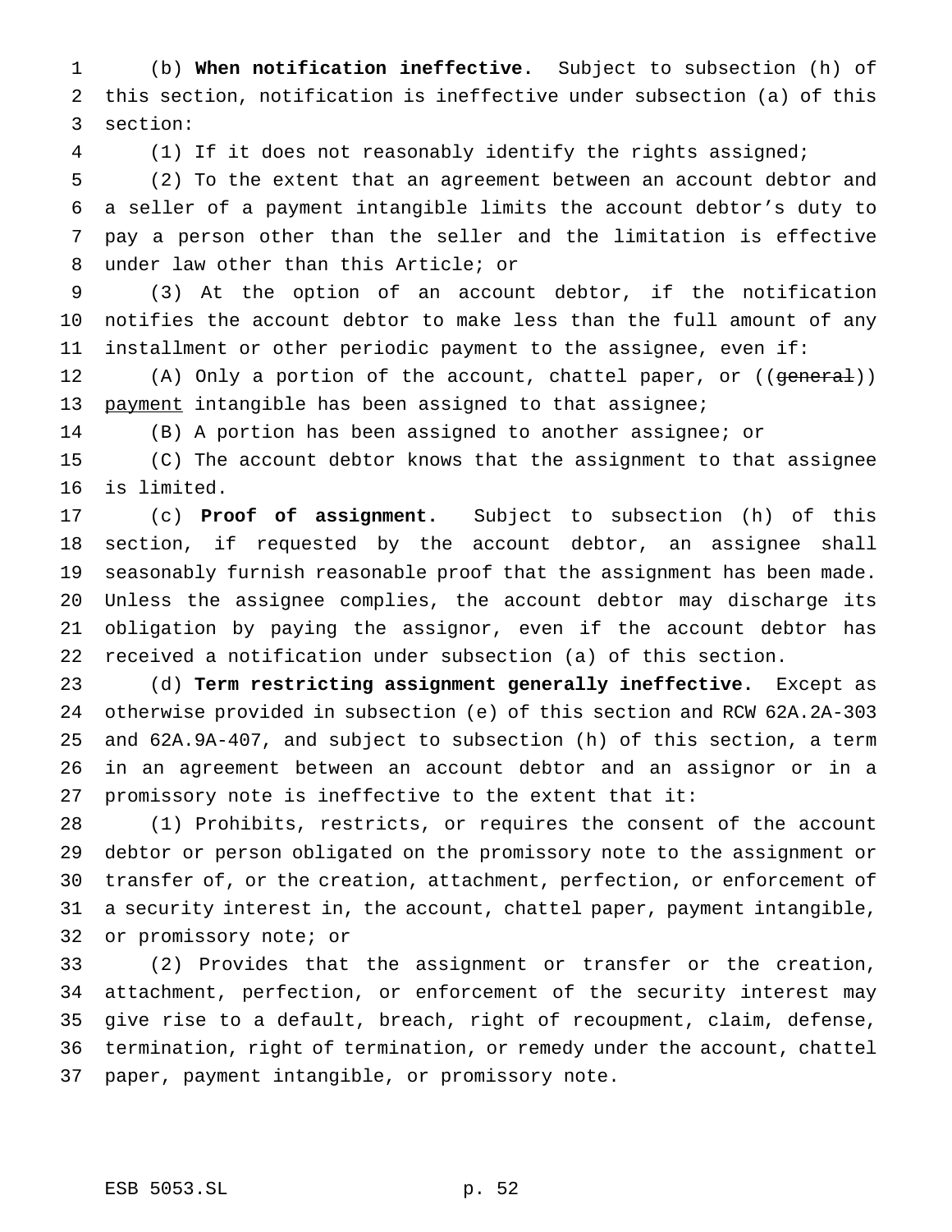(b) **When notification ineffective.** Subject to subsection (h) of this section, notification is ineffective under subsection (a) of this section:

(1) If it does not reasonably identify the rights assigned;

(2) To the extent that an agreement between an account debtor and a seller of a payment intangible limits the account debtor's duty to pay a person other than the seller and the limitation is effective under law other than this Article; or

(3) At the option of an account debtor, if the notification notifies the account debtor to make less than the full amount of any installment or other periodic payment to the assignee, even if:

(A) Only a portion of the account, chattel paper, or ((~~general~~)) payment intangible has been assigned to that assignee;

(B) A portion has been assigned to another assignee; or

(C) The account debtor knows that the assignment to that assignee is limited.

(c) **Proof of assignment.** Subject to subsection (h) of this section, if requested by the account debtor, an assignee shall seasonably furnish reasonable proof that the assignment has been made. Unless the assignee complies, the account debtor may discharge its obligation by paying the assignor, even if the account debtor has received a notification under subsection (a) of this section.

(d) **Term restricting assignment generally ineffective.** Except as otherwise provided in subsection (e) of this section and RCW 62A.2A-303 and 62A.9A-407, and subject to subsection (h) of this section, a term in an agreement between an account debtor and an assignor or in a promissory note is ineffective to the extent that it:

(1) Prohibits, restricts, or requires the consent of the account debtor or person obligated on the promissory note to the assignment or transfer of, or the creation, attachment, perfection, or enforcement of a security interest in, the account, chattel paper, payment intangible, or promissory note; or

(2) Provides that the assignment or transfer or the creation, attachment, perfection, or enforcement of the security interest may give rise to a default, breach, right of recoupment, claim, defense, termination, right of termination, or remedy under the account, chattel paper, payment intangible, or promissory note.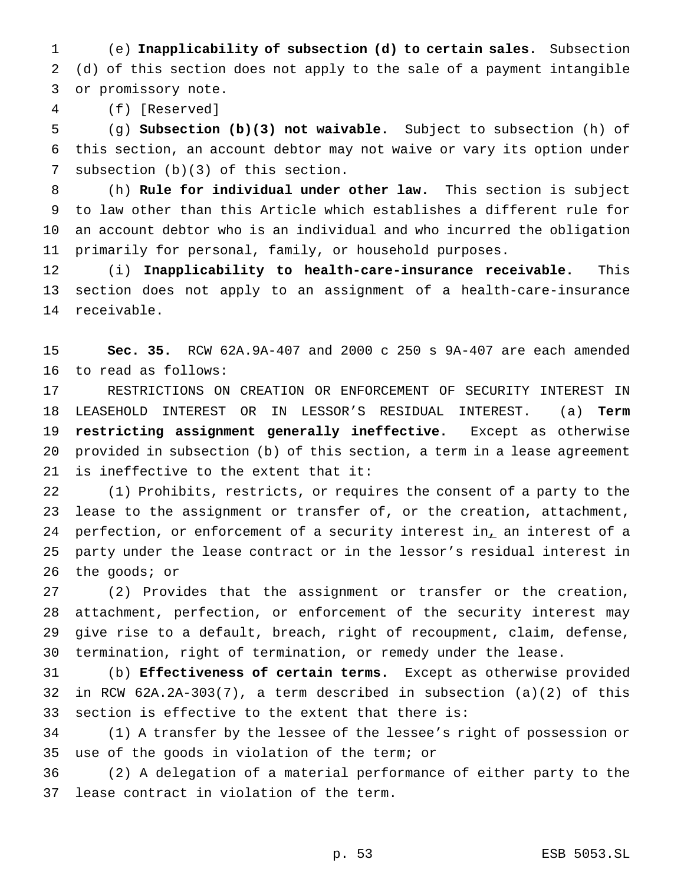(e) **Inapplicability of subsection (d) to certain sales.** Subsection (d) of this section does not apply to the sale of a payment intangible or promissory note.

(f) [Reserved]

(g) **Subsection (b)(3) not waivable.** Subject to subsection (h) of this section, an account debtor may not waive or vary its option under subsection (b)(3) of this section.

(h) **Rule for individual under other law.** This section is subject to law other than this Article which establishes a different rule for an account debtor who is an individual and who incurred the obligation primarily for personal, family, or household purposes.

(i) **Inapplicability to health-care-insurance receivable.** This section does not apply to an assignment of a health-care-insurance receivable.

**Sec. 35.** RCW 62A.9A-407 and 2000 c 250 s 9A-407 are each amended to read as follows:

RESTRICTIONS ON CREATION OR ENFORCEMENT OF SECURITY INTEREST IN LEASEHOLD INTEREST OR IN LESSOR'S RESIDUAL INTEREST. (a) **Term restricting assignment generally ineffective.** Except as otherwise provided in subsection (b) of this section, a term in a lease agreement is ineffective to the extent that it:

(1) Prohibits, restricts, or requires the consent of a party to the lease to the assignment or transfer of, or the creation, attachment, perfection, or enforcement of a security interest in, an interest of a party under the lease contract or in the lessor's residual interest in the goods; or

(2) Provides that the assignment or transfer or the creation, attachment, perfection, or enforcement of the security interest may give rise to a default, breach, right of recoupment, claim, defense, termination, right of termination, or remedy under the lease.

(b) **Effectiveness of certain terms.** Except as otherwise provided in RCW 62A.2A-303(7), a term described in subsection (a)(2) of this section is effective to the extent that there is:

(1) A transfer by the lessee of the lessee's right of possession or use of the goods in violation of the term; or

(2) A delegation of a material performance of either party to the lease contract in violation of the term.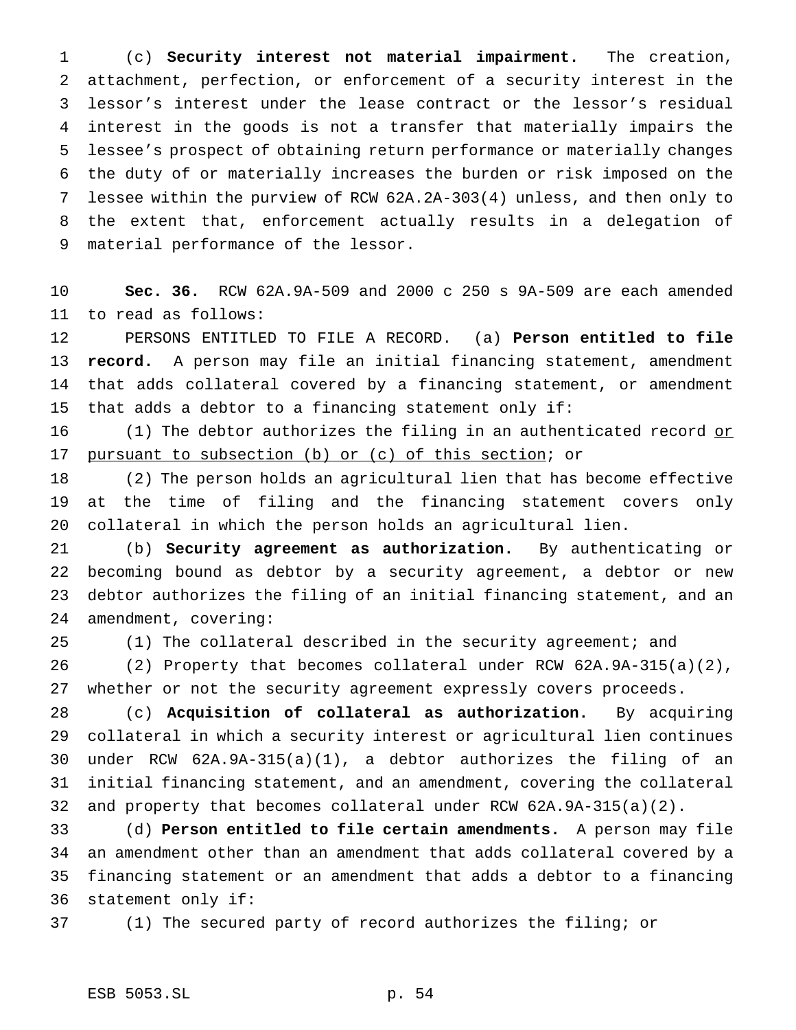(c) **Security interest not material impairment.** The creation, attachment, perfection, or enforcement of a security interest in the lessor's interest under the lease contract or the lessor's residual interest in the goods is not a transfer that materially impairs the lessee's prospect of obtaining return performance or materially changes the duty of or materially increases the burden or risk imposed on the lessee within the purview of RCW 62A.2A-303(4) unless, and then only to the extent that, enforcement actually results in a delegation of material performance of the lessor.

**Sec. 36.** RCW 62A.9A-509 and 2000 c 250 s 9A-509 are each amended to read as follows:

PERSONS ENTITLED TO FILE A RECORD. (a) **Person entitled to file record.** A person may file an initial financing statement, amendment that adds collateral covered by a financing statement, or amendment that adds a debtor to a financing statement only if:

(1) The debtor authorizes the filing in an authenticated record <u>or pursuant to subsection (b) or (c) of this section</u>; or

(2) The person holds an agricultural lien that has become effective at the time of filing and the financing statement covers only collateral in which the person holds an agricultural lien.

(b) **Security agreement as authorization.** By authenticating or becoming bound as debtor by a security agreement, a debtor or new debtor authorizes the filing of an initial financing statement, and an amendment, covering:

(1) The collateral described in the security agreement; and

(2) Property that becomes collateral under RCW 62A.9A-315(a)(2), whether or not the security agreement expressly covers proceeds.

(c) **Acquisition of collateral as authorization.** By acquiring collateral in which a security interest or agricultural lien continues under RCW 62A.9A-315(a)(1), a debtor authorizes the filing of an initial financing statement, and an amendment, covering the collateral and property that becomes collateral under RCW 62A.9A-315(a)(2).

(d) **Person entitled to file certain amendments.** A person may file an amendment other than an amendment that adds collateral covered by a financing statement or an amendment that adds a debtor to a financing statement only if:

(1) The secured party of record authorizes the filing; or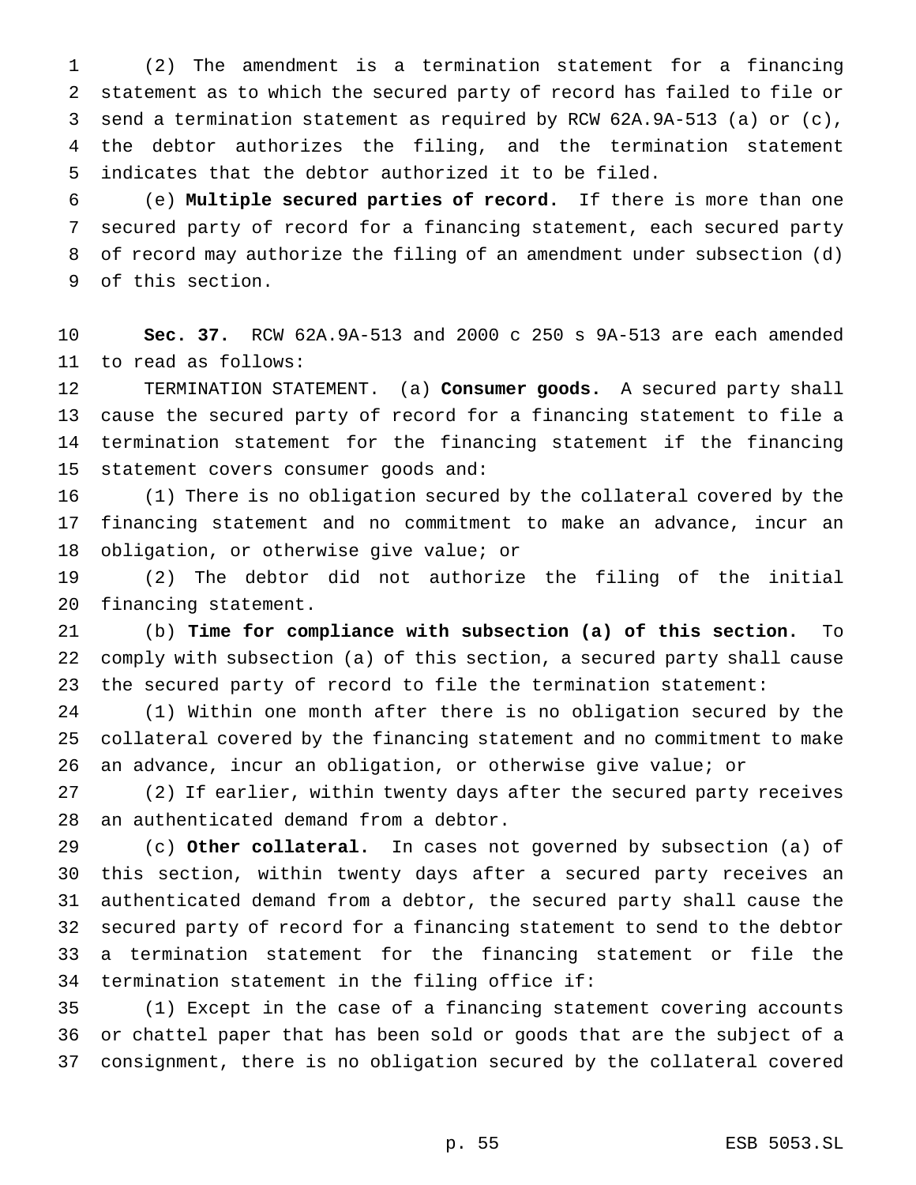(2) The amendment is a termination statement for a financing statement as to which the secured party of record has failed to file or send a termination statement as required by RCW 62A.9A-513 (a) or (c), the debtor authorizes the filing, and the termination statement indicates that the debtor authorized it to be filed.

(e) **Multiple secured parties of record.** If there is more than one secured party of record for a financing statement, each secured party of record may authorize the filing of an amendment under subsection (d) of this section.

**Sec. 37.** RCW 62A.9A-513 and 2000 c 250 s 9A-513 are each amended to read as follows:

TERMINATION STATEMENT. (a) **Consumer goods.** A secured party shall cause the secured party of record for a financing statement to file a termination statement for the financing statement if the financing statement covers consumer goods and:

(1) There is no obligation secured by the collateral covered by the financing statement and no commitment to make an advance, incur an obligation, or otherwise give value; or

(2) The debtor did not authorize the filing of the initial financing statement.

(b) **Time for compliance with subsection (a) of this section.** To comply with subsection (a) of this section, a secured party shall cause the secured party of record to file the termination statement:

(1) Within one month after there is no obligation secured by the collateral covered by the financing statement and no commitment to make an advance, incur an obligation, or otherwise give value; or

(2) If earlier, within twenty days after the secured party receives an authenticated demand from a debtor.

(c) **Other collateral.** In cases not governed by subsection (a) of this section, within twenty days after a secured party receives an authenticated demand from a debtor, the secured party shall cause the secured party of record for a financing statement to send to the debtor a termination statement for the financing statement or file the termination statement in the filing office if:

(1) Except in the case of a financing statement covering accounts or chattel paper that has been sold or goods that are the subject of a consignment, there is no obligation secured by the collateral covered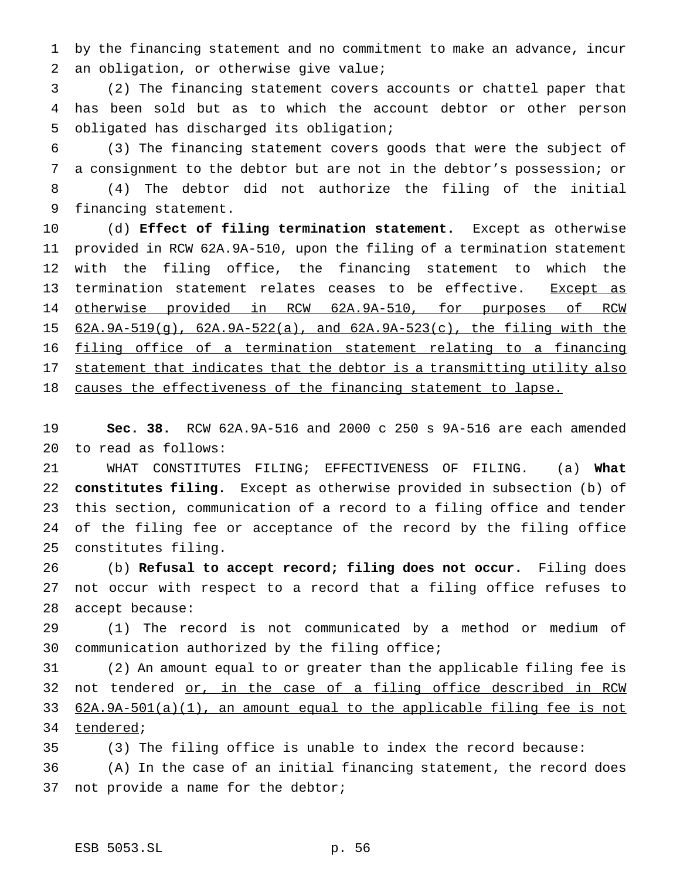by the financing statement and no commitment to make an advance, incur an obligation, or otherwise give value;

(2) The financing statement covers accounts or chattel paper that has been sold but as to which the account debtor or other person obligated has discharged its obligation;

(3) The financing statement covers goods that were the subject of a consignment to the debtor but are not in the debtor's possession; or

(4) The debtor did not authorize the filing of the initial financing statement.

(d) **Effect of filing termination statement.** Except as otherwise provided in RCW 62A.9A-510, upon the filing of a termination statement with the filing office, the financing statement to which the termination statement relates ceases to be effective. <u>Except as otherwise provided in RCW 62A.9A-510, for purposes of RCW 62A.9A-519(g), 62A.9A-522(a), and 62A.9A-523(c), the filing with the filing office of a termination statement relating to a financing statement that indicates that the debtor is a transmitting utility also causes the effectiveness of the financing statement to lapse.</u>

**Sec. 38.** RCW 62A.9A-516 and 2000 c 250 s 9A-516 are each amended to read as follows:

WHAT CONSTITUTES FILING; EFFECTIVENESS OF FILING. (a) **What constitutes filing.** Except as otherwise provided in subsection (b) of this section, communication of a record to a filing office and tender of the filing fee or acceptance of the record by the filing office constitutes filing.

(b) **Refusal to accept record; filing does not occur.** Filing does not occur with respect to a record that a filing office refuses to accept because:

(1) The record is not communicated by a method or medium of communication authorized by the filing office;

(2) An amount equal to or greater than the applicable filing fee is not tendered <u>or, in the case of a filing office described in RCW 62A.9A-501(a)(1), an amount equal to the applicable filing fee is not tendered</u>;

(3) The filing office is unable to index the record because:

(A) In the case of an initial financing statement, the record does not provide a name for the debtor;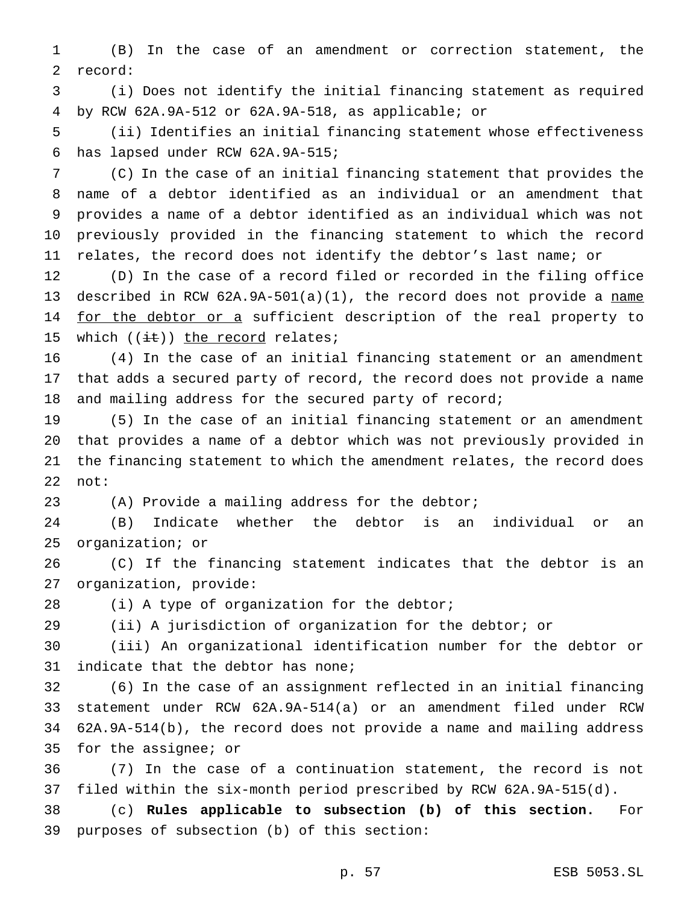(B) In the case of an amendment or correction statement, the record:

(i) Does not identify the initial financing statement as required by RCW 62A.9A-512 or 62A.9A-518, as applicable; or

(ii) Identifies an initial financing statement whose effectiveness has lapsed under RCW 62A.9A-515;

(C) In the case of an initial financing statement that provides the name of a debtor identified as an individual or an amendment that provides a name of a debtor identified as an individual which was not previously provided in the financing statement to which the record relates, the record does not identify the debtor's last name; or

(D) In the case of a record filed or recorded in the filing office described in RCW 62A.9A-501(a)(1), the record does not provide a name for the debtor or a sufficient description of the real property to which ((~~it~~)) the record relates;

(4) In the case of an initial financing statement or an amendment that adds a secured party of record, the record does not provide a name and mailing address for the secured party of record;

(5) In the case of an initial financing statement or an amendment that provides a name of a debtor which was not previously provided in the financing statement to which the amendment relates, the record does not:

(A) Provide a mailing address for the debtor;

(B) Indicate whether the debtor is an individual or an organization; or

(C) If the financing statement indicates that the debtor is an organization, provide:

(i) A type of organization for the debtor;

(ii) A jurisdiction of organization for the debtor; or

(iii) An organizational identification number for the debtor or indicate that the debtor has none;

(6) In the case of an assignment reflected in an initial financing statement under RCW 62A.9A-514(a) or an amendment filed under RCW 62A.9A-514(b), the record does not provide a name and mailing address for the assignee; or

(7) In the case of a continuation statement, the record is not filed within the six-month period prescribed by RCW 62A.9A-515(d).

(c) **Rules applicable to subsection (b) of this section.** For purposes of subsection (b) of this section: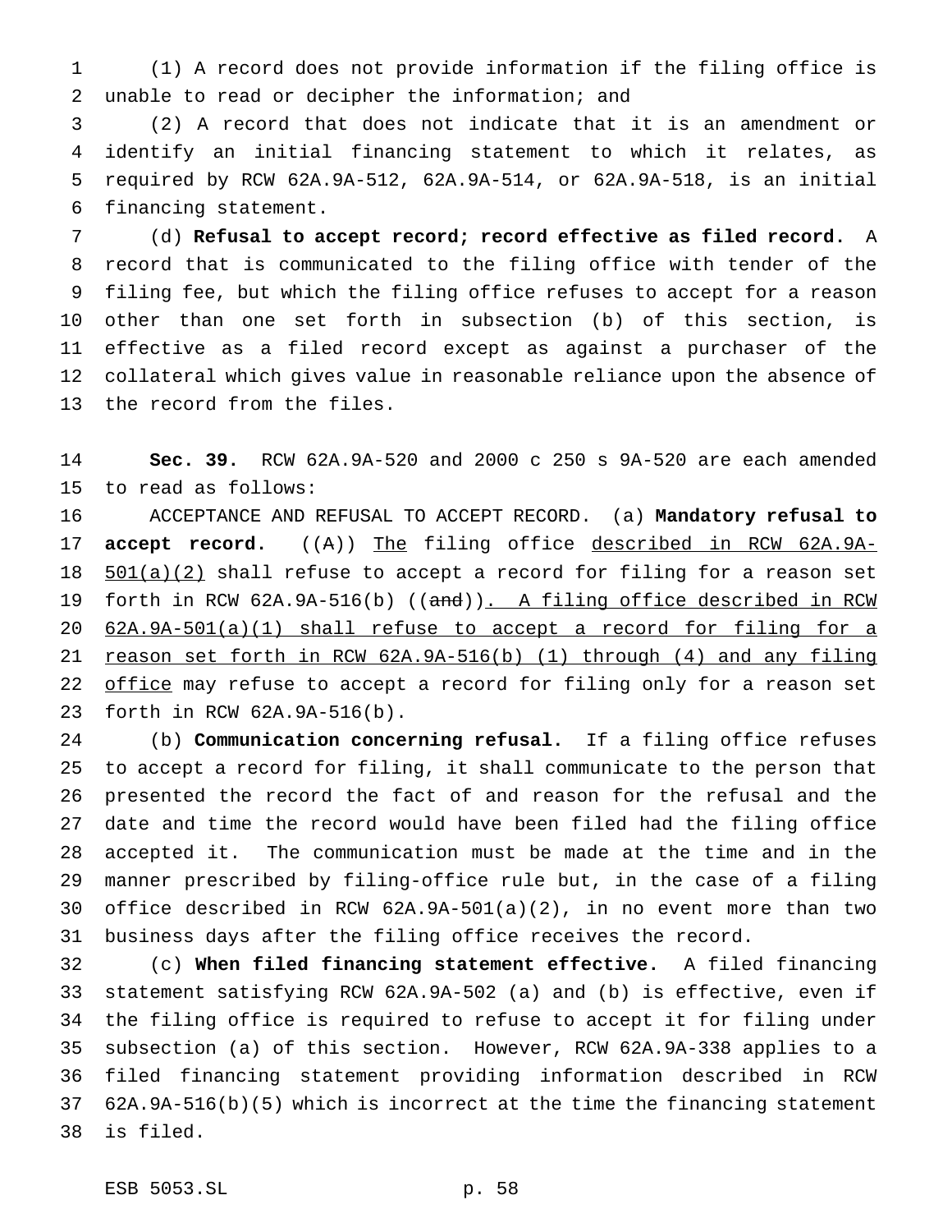(1) A record does not provide information if the filing office is unable to read or decipher the information; and

(2) A record that does not indicate that it is an amendment or identify an initial financing statement to which it relates, as required by RCW 62A.9A-512, 62A.9A-514, or 62A.9A-518, is an initial financing statement.

(d) **Refusal to accept record; record effective as filed record.** A record that is communicated to the filing office with tender of the filing fee, but which the filing office refuses to accept for a reason other than one set forth in subsection (b) of this section, is effective as a filed record except as against a purchaser of the collateral which gives value in reasonable reliance upon the absence of the record from the files.

**Sec. 39.** RCW 62A.9A-520 and 2000 c 250 s 9A-520 are each amended to read as follows:

ACCEPTANCE AND REFUSAL TO ACCEPT RECORD. (a) **Mandatory refusal to accept record.** ((A)) The filing office described in RCW 62A.9A-501(a)(2) shall refuse to accept a record for filing for a reason set forth in RCW 62A.9A-516(b) ((and)). A filing office described in RCW 62A.9A-501(a)(1) shall refuse to accept a record for filing for a reason set forth in RCW 62A.9A-516(b) (1) through (4) and any filing office may refuse to accept a record for filing only for a reason set forth in RCW 62A.9A-516(b).

(b) **Communication concerning refusal.** If a filing office refuses to accept a record for filing, it shall communicate to the person that presented the record the fact of and reason for the refusal and the date and time the record would have been filed had the filing office accepted it. The communication must be made at the time and in the manner prescribed by filing-office rule but, in the case of a filing office described in RCW 62A.9A-501(a)(2), in no event more than two business days after the filing office receives the record.

(c) **When filed financing statement effective.** A filed financing statement satisfying RCW 62A.9A-502 (a) and (b) is effective, even if the filing office is required to refuse to accept it for filing under subsection (a) of this section. However, RCW 62A.9A-338 applies to a filed financing statement providing information described in RCW 62A.9A-516(b)(5) which is incorrect at the time the financing statement is filed.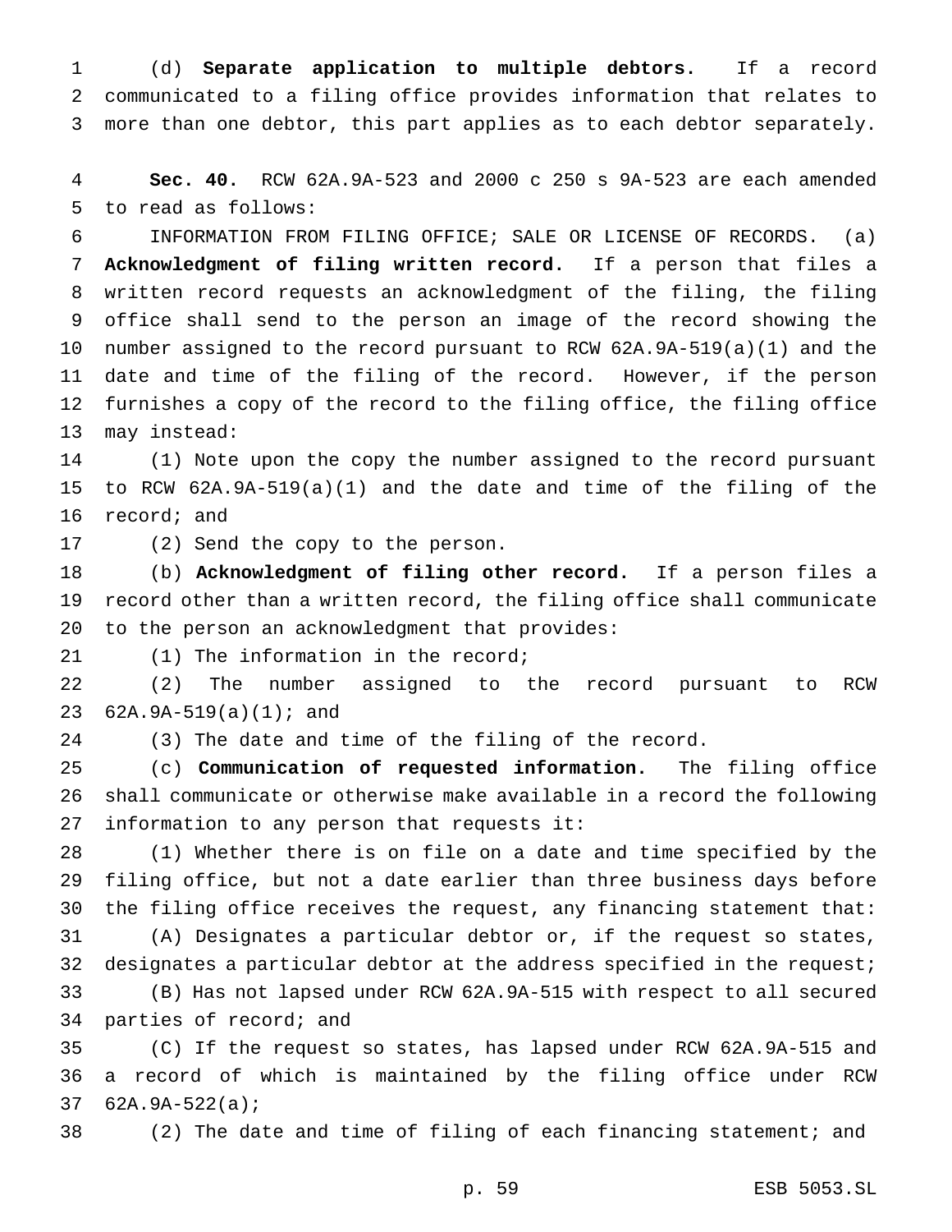(d) **Separate application to multiple debtors.** If a record communicated to a filing office provides information that relates to more than one debtor, this part applies as to each debtor separately.

**Sec. 40.** RCW 62A.9A-523 and 2000 c 250 s 9A-523 are each amended to read as follows:

INFORMATION FROM FILING OFFICE; SALE OR LICENSE OF RECORDS. (a) **Acknowledgment of filing written record.** If a person that files a written record requests an acknowledgment of the filing, the filing office shall send to the person an image of the record showing the number assigned to the record pursuant to RCW 62A.9A-519(a)(1) and the date and time of the filing of the record. However, if the person furnishes a copy of the record to the filing office, the filing office may instead:

(1) Note upon the copy the number assigned to the record pursuant to RCW 62A.9A-519(a)(1) and the date and time of the filing of the record; and

(2) Send the copy to the person.

(b) **Acknowledgment of filing other record.** If a person files a record other than a written record, the filing office shall communicate to the person an acknowledgment that provides:

(1) The information in the record;

(2) The number assigned to the record pursuant to RCW 62A.9A-519(a)(1); and

(3) The date and time of the filing of the record.

(c) **Communication of requested information.** The filing office shall communicate or otherwise make available in a record the following information to any person that requests it:

(1) Whether there is on file on a date and time specified by the filing office, but not a date earlier than three business days before the filing office receives the request, any financing statement that:

(A) Designates a particular debtor or, if the request so states, designates a particular debtor at the address specified in the request;

(B) Has not lapsed under RCW 62A.9A-515 with respect to all secured parties of record; and

(C) If the request so states, has lapsed under RCW 62A.9A-515 and a record of which is maintained by the filing office under RCW 62A.9A-522(a);

(2) The date and time of filing of each financing statement; and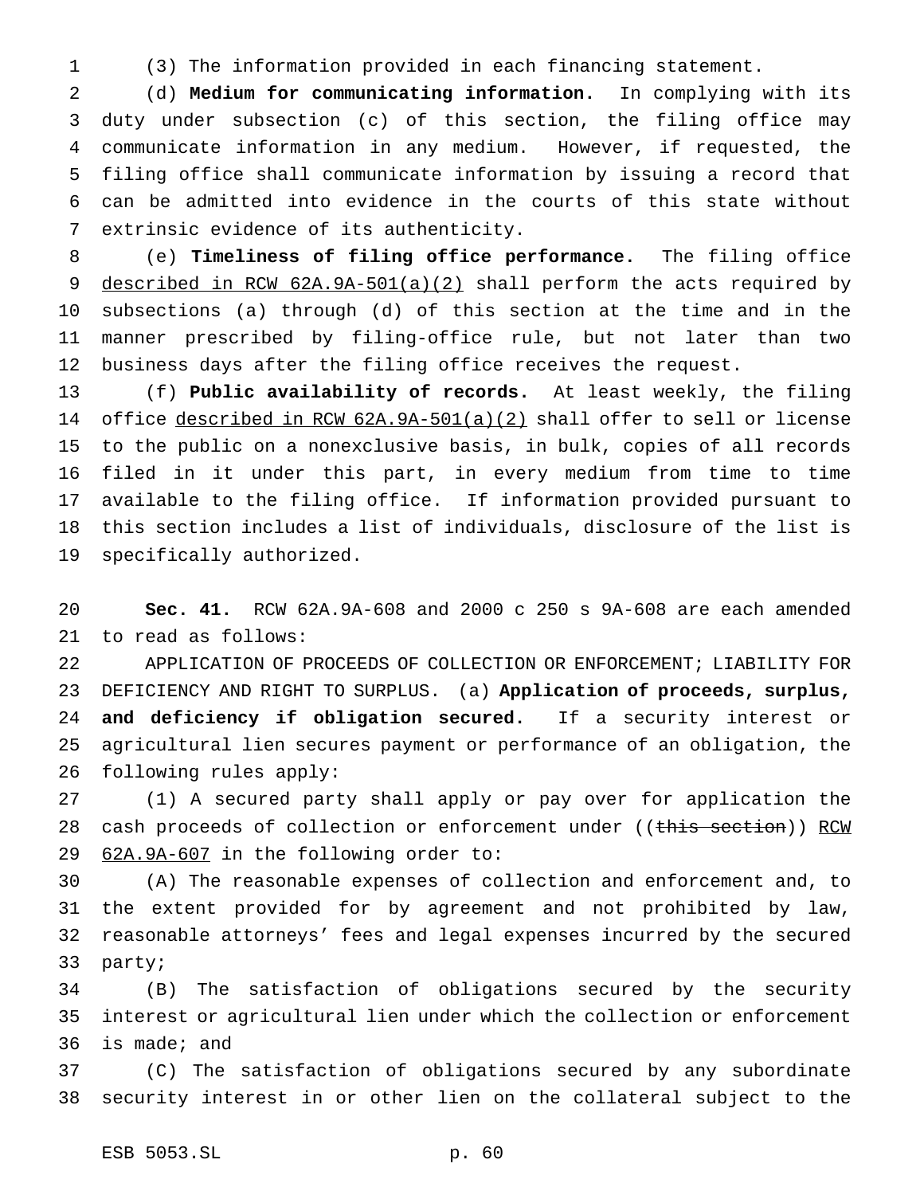(3) The information provided in each financing statement.

(d) **Medium for communicating information.** In complying with its duty under subsection (c) of this section, the filing office may communicate information in any medium. However, if requested, the filing office shall communicate information by issuing a record that can be admitted into evidence in the courts of this state without extrinsic evidence of its authenticity.

(e) **Timeliness of filing office performance.** The filing office <u>described in RCW 62A.9A-501(a)(2)</u> shall perform the acts required by subsections (a) through (d) of this section at the time and in the manner prescribed by filing-office rule, but not later than two business days after the filing office receives the request.

(f) **Public availability of records.** At least weekly, the filing office <u>described in RCW 62A.9A-501(a)(2)</u> shall offer to sell or license to the public on a nonexclusive basis, in bulk, copies of all records filed in it under this part, in every medium from time to time available to the filing office. If information provided pursuant to this section includes a list of individuals, disclosure of the list is specifically authorized.

**Sec. 41.** RCW 62A.9A-608 and 2000 c 250 s 9A-608 are each amended to read as follows:

APPLICATION OF PROCEEDS OF COLLECTION OR ENFORCEMENT; LIABILITY FOR DEFICIENCY AND RIGHT TO SURPLUS. (a) **Application of proceeds, surplus, and deficiency if obligation secured.** If a security interest or agricultural lien secures payment or performance of an obligation, the following rules apply:

(1) A secured party shall apply or pay over for application the cash proceeds of collection or enforcement under ((~~this section~~)) <u>RCW 62A.9A-607</u> in the following order to:

(A) The reasonable expenses of collection and enforcement and, to the extent provided for by agreement and not prohibited by law, reasonable attorneys' fees and legal expenses incurred by the secured party;

(B) The satisfaction of obligations secured by the security interest or agricultural lien under which the collection or enforcement is made; and

(C) The satisfaction of obligations secured by any subordinate security interest in or other lien on the collateral subject to the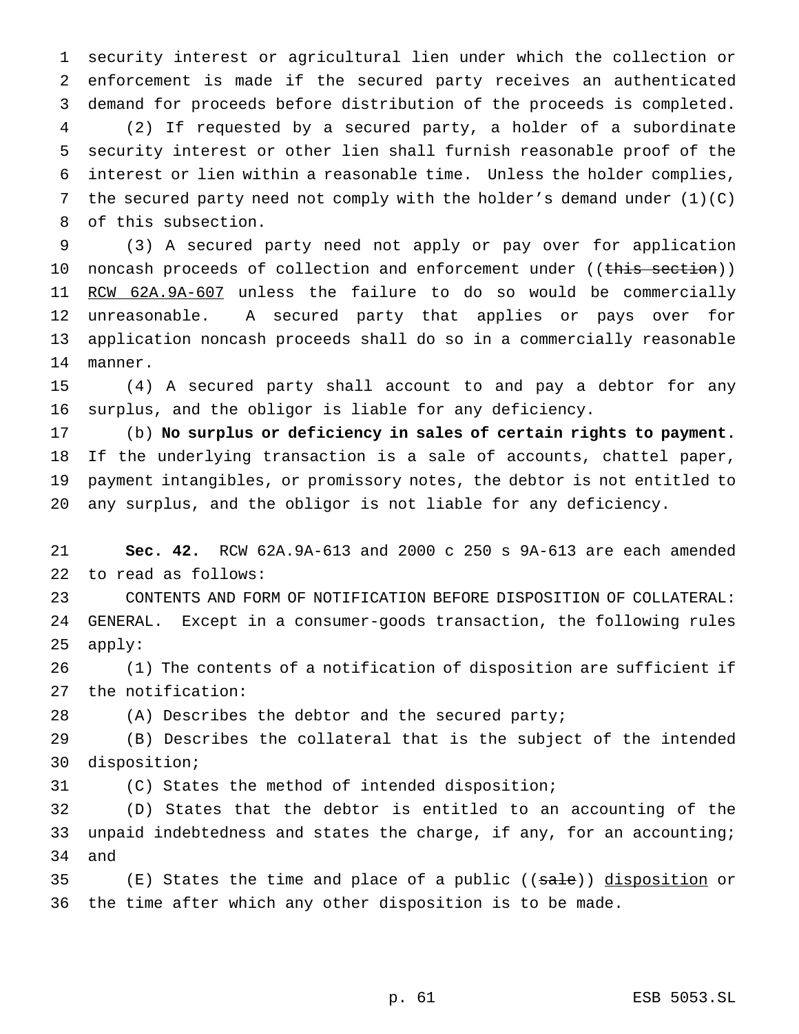security interest or agricultural lien under which the collection or enforcement is made if the secured party receives an authenticated demand for proceeds before distribution of the proceeds is completed.

(2) If requested by a secured party, a holder of a subordinate security interest or other lien shall furnish reasonable proof of the interest or lien within a reasonable time. Unless the holder complies, the secured party need not comply with the holder's demand under (1)(C) of this subsection.

(3) A secured party need not apply or pay over for application noncash proceeds of collection and enforcement under ((~~this section~~)) RCW 62A.9A-607 unless the failure to do so would be commercially unreasonable. A secured party that applies or pays over for application noncash proceeds shall do so in a commercially reasonable manner.

(4) A secured party shall account to and pay a debtor for any surplus, and the obligor is liable for any deficiency.

(b) **No surplus or deficiency in sales of certain rights to payment.** If the underlying transaction is a sale of accounts, chattel paper, payment intangibles, or promissory notes, the debtor is not entitled to any surplus, and the obligor is not liable for any deficiency.

**Sec. 42.** RCW 62A.9A-613 and 2000 c 250 s 9A-613 are each amended to read as follows:

CONTENTS AND FORM OF NOTIFICATION BEFORE DISPOSITION OF COLLATERAL: GENERAL. Except in a consumer-goods transaction, the following rules apply:

(1) The contents of a notification of disposition are sufficient if the notification:

(A) Describes the debtor and the secured party;

(B) Describes the collateral that is the subject of the intended disposition;

(C) States the method of intended disposition;

(D) States that the debtor is entitled to an accounting of the unpaid indebtedness and states the charge, if any, for an accounting; and

(E) States the time and place of a public ((~~sale~~)) disposition or the time after which any other disposition is to be made.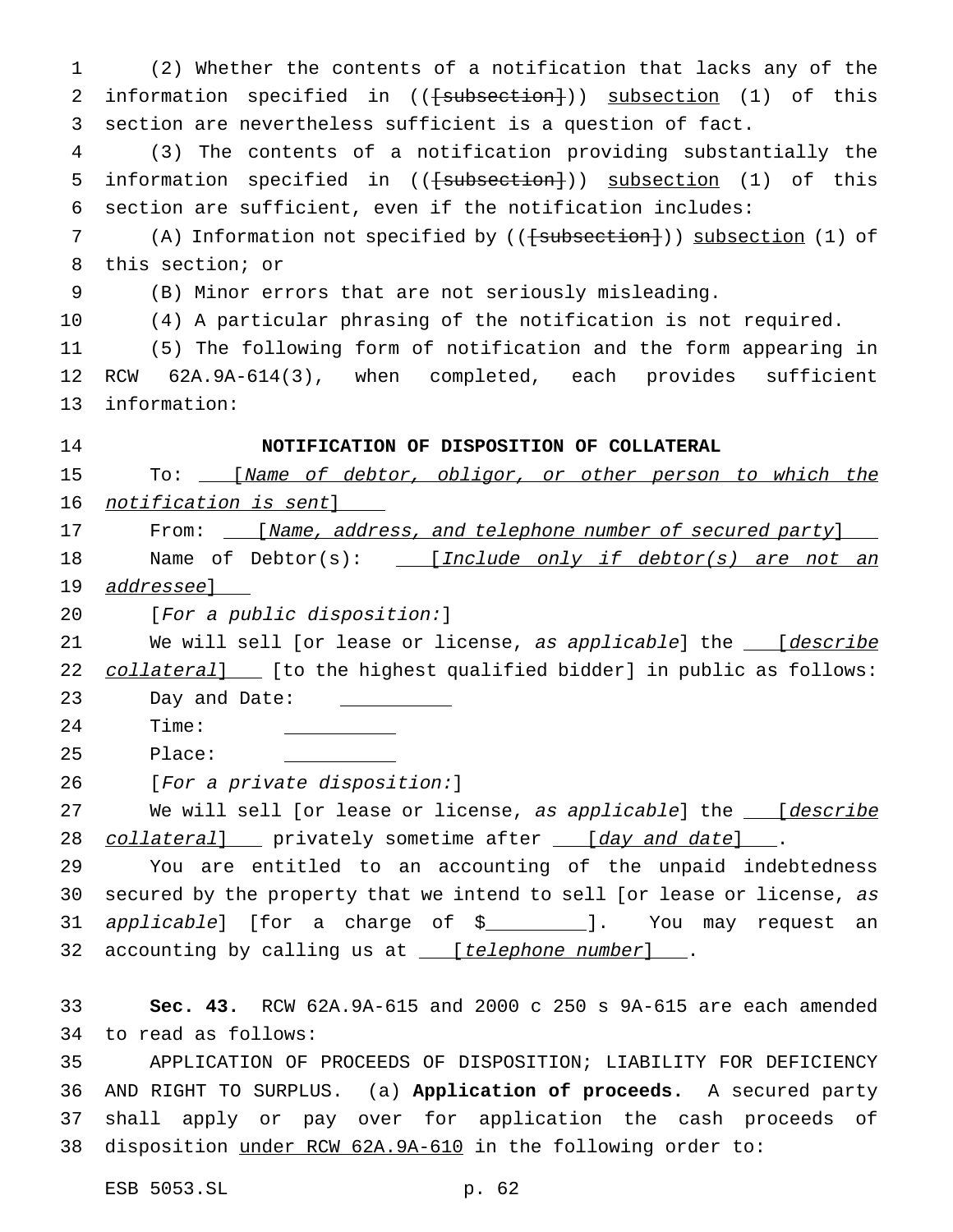(2) Whether the contents of a notification that lacks any of the information specified in (([subsection])) subsection (1) of this section are nevertheless sufficient is a question of fact.

(3) The contents of a notification providing substantially the information specified in (([subsection])) subsection (1) of this section are sufficient, even if the notification includes:

(A) Information not specified by (([subsection])) subsection (1) of this section; or

(B) Minor errors that are not seriously misleading.

(4) A particular phrasing of the notification is not required.

(5) The following form of notification and the form appearing in RCW 62A.9A-614(3), when completed, each provides sufficient information:

**NOTIFICATION OF DISPOSITION OF COLLATERAL**

To: \_\_\_[*Name of debtor, obligor, or other person to which the notification is sent*]\_\_\_

From: \_\_\_[*Name, address, and telephone number of secured party*]\_\_\_

Name of Debtor(s): \_\_\_[*Include only if debtor(s) are not an addressee*]\_\_\_

[*For a public disposition:*]

We will sell [or lease or license, *as applicable*] the \_\_\_[*describe collateral*]\_\_\_ [to the highest qualified bidder] in public as follows:

Day and Date: \_\_\_\_\_\_\_\_\_\_

Time: \_\_\_\_\_\_\_\_\_\_

Place: \_\_\_\_\_\_\_\_\_\_

[*For a private disposition:*]

We will sell [or lease or license, *as applicable*] the \_\_\_[*describe collateral*]\_\_\_ privately sometime after \_\_\_[*day and date*]\_\_\_.

You are entitled to an accounting of the unpaid indebtedness secured by the property that we intend to sell [or lease or license, *as applicable*] [for a charge of $\_\_\_\_\_\_\_\_\_]. You may request an accounting by calling us at \_\_\_[*telephone number*]\_\_\_.

**Sec. 43.** RCW 62A.9A-615 and 2000 c 250 s 9A-615 are each amended to read as follows:

APPLICATION OF PROCEEDS OF DISPOSITION; LIABILITY FOR DEFICIENCY AND RIGHT TO SURPLUS. (a) **Application of proceeds.** A secured party shall apply or pay over for application the cash proceeds of disposition under RCW 62A.9A-610 in the following order to: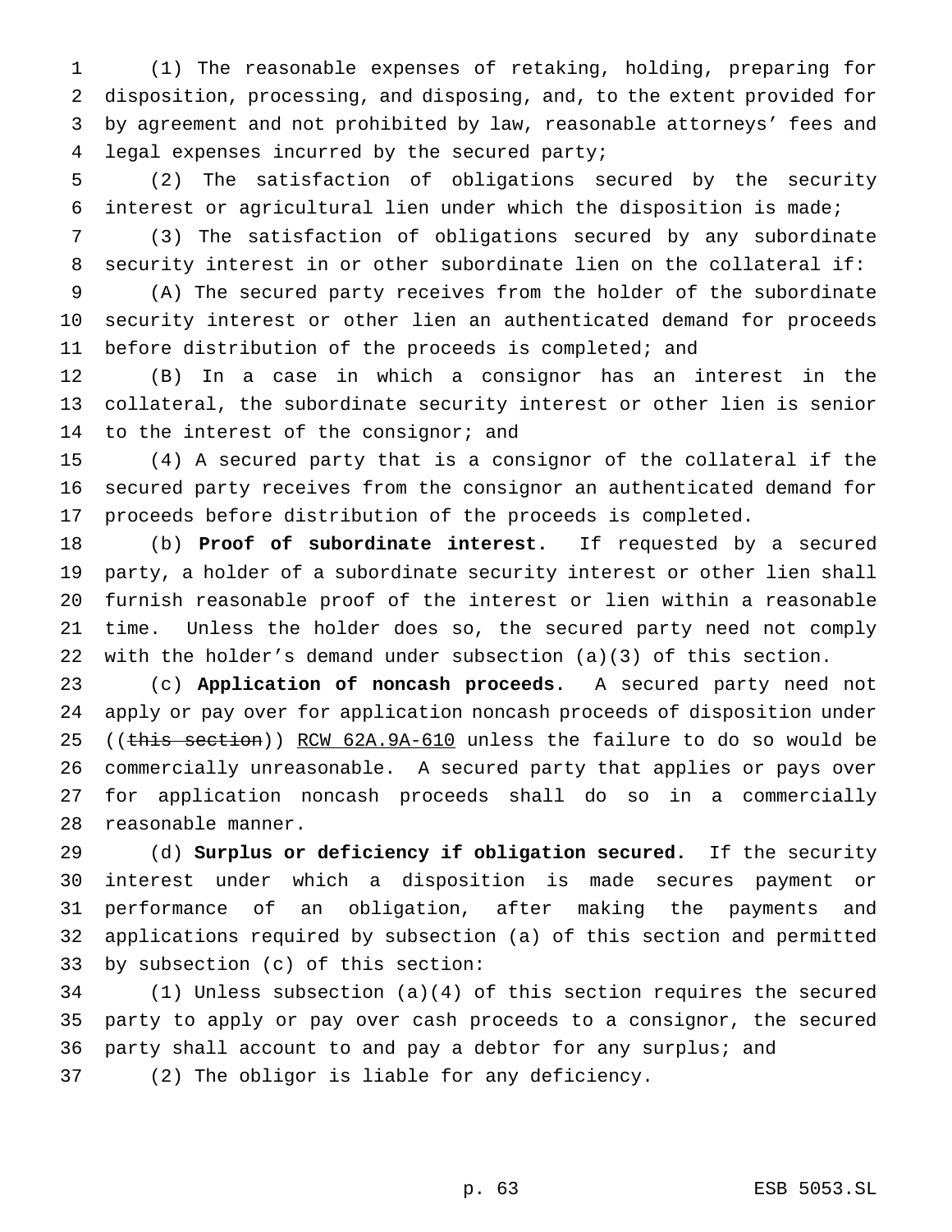(1) The reasonable expenses of retaking, holding, preparing for disposition, processing, and disposing, and, to the extent provided for by agreement and not prohibited by law, reasonable attorneys' fees and legal expenses incurred by the secured party;

(2) The satisfaction of obligations secured by the security interest or agricultural lien under which the disposition is made;

(3) The satisfaction of obligations secured by any subordinate security interest in or other subordinate lien on the collateral if:

(A) The secured party receives from the holder of the subordinate security interest or other lien an authenticated demand for proceeds before distribution of the proceeds is completed; and

(B) In a case in which a consignor has an interest in the collateral, the subordinate security interest or other lien is senior to the interest of the consignor; and

(4) A secured party that is a consignor of the collateral if the secured party receives from the consignor an authenticated demand for proceeds before distribution of the proceeds is completed.

(b) **Proof of subordinate interest.** If requested by a secured party, a holder of a subordinate security interest or other lien shall furnish reasonable proof of the interest or lien within a reasonable time. Unless the holder does so, the secured party need not comply with the holder's demand under subsection (a)(3) of this section.

(c) **Application of noncash proceeds.** A secured party need not apply or pay over for application noncash proceeds of disposition under ((~~this section~~)) RCW 62A.9A-610 unless the failure to do so would be commercially unreasonable. A secured party that applies or pays over for application noncash proceeds shall do so in a commercially reasonable manner.

(d) **Surplus or deficiency if obligation secured.** If the security interest under which a disposition is made secures payment or performance of an obligation, after making the payments and applications required by subsection (a) of this section and permitted by subsection (c) of this section:

(1) Unless subsection (a)(4) of this section requires the secured party to apply or pay over cash proceeds to a consignor, the secured party shall account to and pay a debtor for any surplus; and

(2) The obligor is liable for any deficiency.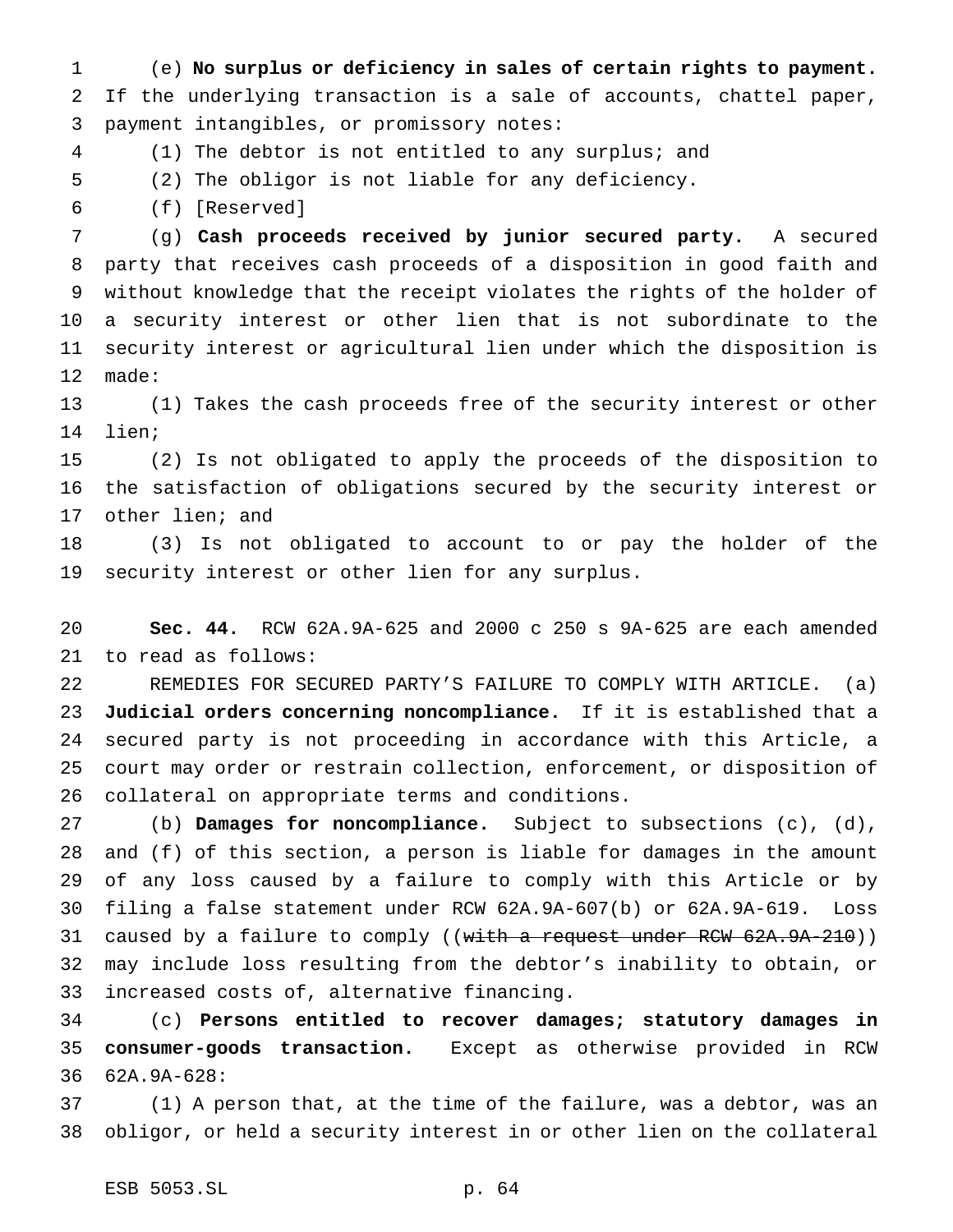(e) **No surplus or deficiency in sales of certain rights to payment.** If the underlying transaction is a sale of accounts, chattel paper, payment intangibles, or promissory notes:

(1) The debtor is not entitled to any surplus; and

(2) The obligor is not liable for any deficiency.

(f) [Reserved]

(g) **Cash proceeds received by junior secured party.** A secured party that receives cash proceeds of a disposition in good faith and without knowledge that the receipt violates the rights of the holder of a security interest or other lien that is not subordinate to the security interest or agricultural lien under which the disposition is made:

(1) Takes the cash proceeds free of the security interest or other lien;

(2) Is not obligated to apply the proceeds of the disposition to the satisfaction of obligations secured by the security interest or other lien; and

(3) Is not obligated to account to or pay the holder of the security interest or other lien for any surplus.

**Sec. 44.** RCW 62A.9A-625 and 2000 c 250 s 9A-625 are each amended to read as follows:

REMEDIES FOR SECURED PARTY'S FAILURE TO COMPLY WITH ARTICLE. (a) **Judicial orders concerning noncompliance.** If it is established that a secured party is not proceeding in accordance with this Article, a court may order or restrain collection, enforcement, or disposition of collateral on appropriate terms and conditions.

(b) **Damages for noncompliance.** Subject to subsections (c), (d), and (f) of this section, a person is liable for damages in the amount of any loss caused by a failure to comply with this Article or by filing a false statement under RCW 62A.9A-607(b) or 62A.9A-619. Loss caused by a failure to comply ((~~with a request under RCW 62A.9A-210~~)) may include loss resulting from the debtor's inability to obtain, or increased costs of, alternative financing.

(c) **Persons entitled to recover damages; statutory damages in consumer-goods transaction.** Except as otherwise provided in RCW 62A.9A-628:

(1) A person that, at the time of the failure, was a debtor, was an obligor, or held a security interest in or other lien on the collateral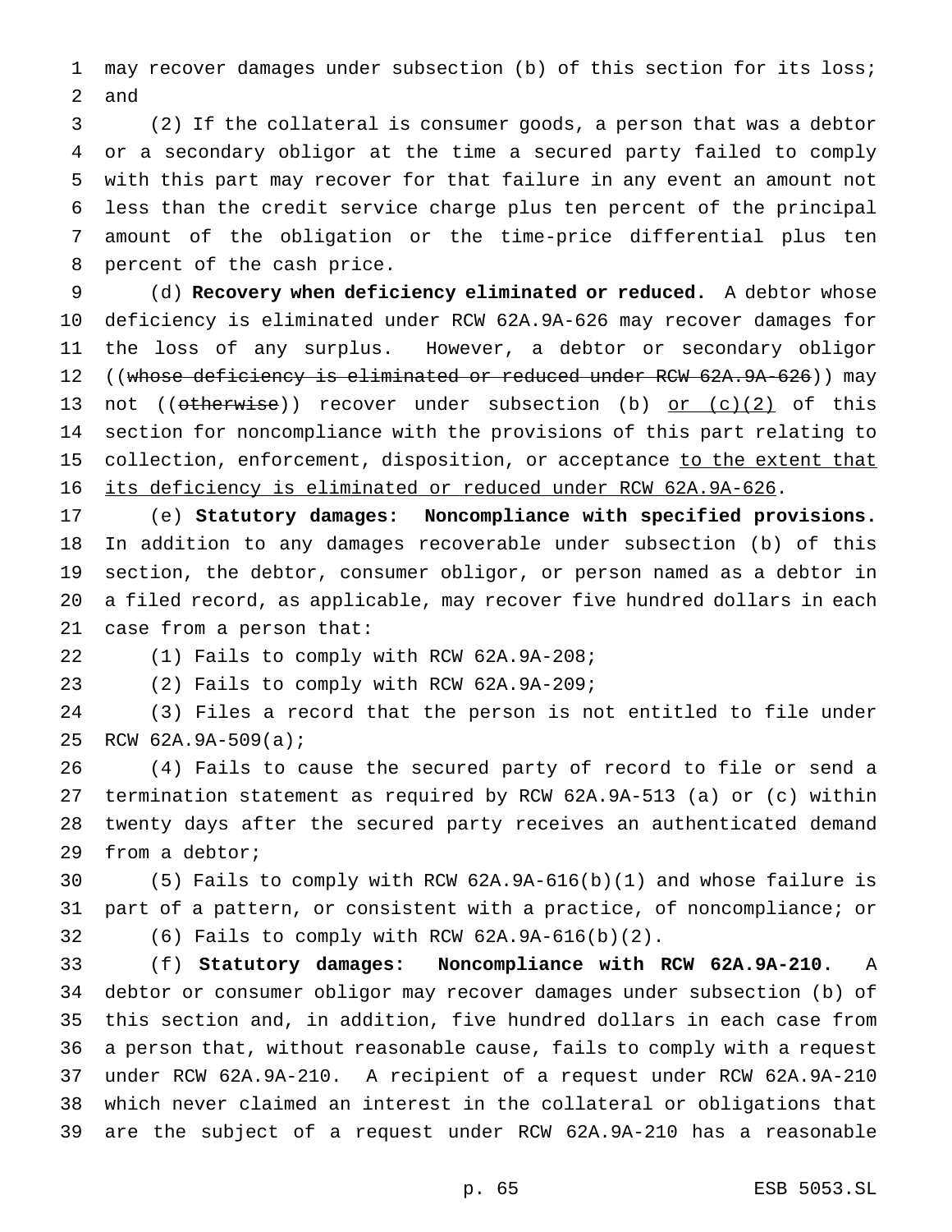may recover damages under subsection (b) of this section for its loss; and

(2) If the collateral is consumer goods, a person that was a debtor or a secondary obligor at the time a secured party failed to comply with this part may recover for that failure in any event an amount not less than the credit service charge plus ten percent of the principal amount of the obligation or the time-price differential plus ten percent of the cash price.

(d) **Recovery when deficiency eliminated or reduced.** A debtor whose deficiency is eliminated under RCW 62A.9A-626 may recover damages for the loss of any surplus. However, a debtor or secondary obligor ((~~whose deficiency is eliminated or reduced under RCW 62A.9A-626~~)) may not ((~~otherwise~~)) recover under subsection (b) <u>or (c)(2)</u> of this section for noncompliance with the provisions of this part relating to collection, enforcement, disposition, or acceptance <u>to the extent that its deficiency is eliminated or reduced under RCW 62A.9A-626</u>.

(e) **Statutory damages: Noncompliance with specified provisions.** In addition to any damages recoverable under subsection (b) of this section, the debtor, consumer obligor, or person named as a debtor in a filed record, as applicable, may recover five hundred dollars in each case from a person that:

(1) Fails to comply with RCW 62A.9A-208;

(2) Fails to comply with RCW 62A.9A-209;

(3) Files a record that the person is not entitled to file under RCW 62A.9A-509(a);

(4) Fails to cause the secured party of record to file or send a termination statement as required by RCW 62A.9A-513 (a) or (c) within twenty days after the secured party receives an authenticated demand from a debtor;

(5) Fails to comply with RCW 62A.9A-616(b)(1) and whose failure is part of a pattern, or consistent with a practice, of noncompliance; or

(6) Fails to comply with RCW 62A.9A-616(b)(2).

(f) **Statutory damages: Noncompliance with RCW 62A.9A-210.** A debtor or consumer obligor may recover damages under subsection (b) of this section and, in addition, five hundred dollars in each case from a person that, without reasonable cause, fails to comply with a request under RCW 62A.9A-210. A recipient of a request under RCW 62A.9A-210 which never claimed an interest in the collateral or obligations that are the subject of a request under RCW 62A.9A-210 has a reasonable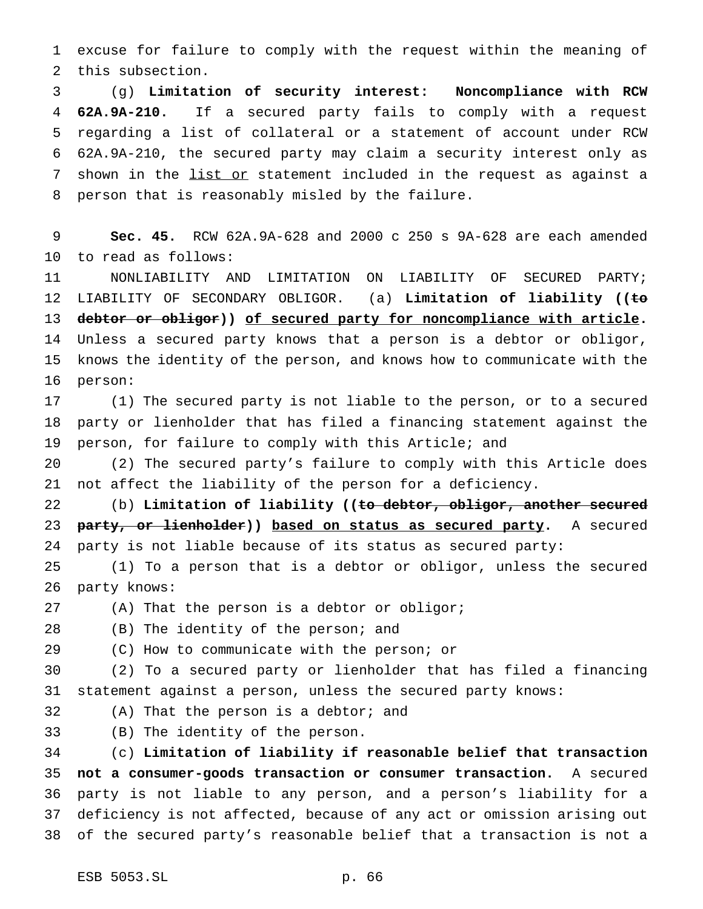excuse for failure to comply with the request within the meaning of this subsection.

(g) **Limitation of security interest: Noncompliance with RCW 62A.9A-210.** If a secured party fails to comply with a request regarding a list of collateral or a statement of account under RCW 62A.9A-210, the secured party may claim a security interest only as shown in the <u>list or</u> statement included in the request as against a person that is reasonably misled by the failure.

**Sec. 45.** RCW 62A.9A-628 and 2000 c 250 s 9A-628 are each amended to read as follows:

NONLIABILITY AND LIMITATION ON LIABILITY OF SECURED PARTY; LIABILITY OF SECONDARY OBLIGOR. (a) **Limitation of liability ((~~to debtor or obligor~~)) <u>of secured party for noncompliance with article</u>.** Unless a secured party knows that a person is a debtor or obligor, knows the identity of the person, and knows how to communicate with the person:

(1) The secured party is not liable to the person, or to a secured party or lienholder that has filed a financing statement against the person, for failure to comply with this Article; and

(2) The secured party's failure to comply with this Article does not affect the liability of the person for a deficiency.

(b) **Limitation of liability ((~~to debtor, obligor, another secured party, or lienholder~~)) <u>based on status as secured party</u>.** A secured party is not liable because of its status as secured party:

(1) To a person that is a debtor or obligor, unless the secured party knows:

(A) That the person is a debtor or obligor;

(B) The identity of the person; and

(C) How to communicate with the person; or

(2) To a secured party or lienholder that has filed a financing statement against a person, unless the secured party knows:

(A) That the person is a debtor; and

(B) The identity of the person.

(c) **Limitation of liability if reasonable belief that transaction not a consumer-goods transaction or consumer transaction.** A secured party is not liable to any person, and a person's liability for a deficiency is not affected, because of any act or omission arising out of the secured party's reasonable belief that a transaction is not a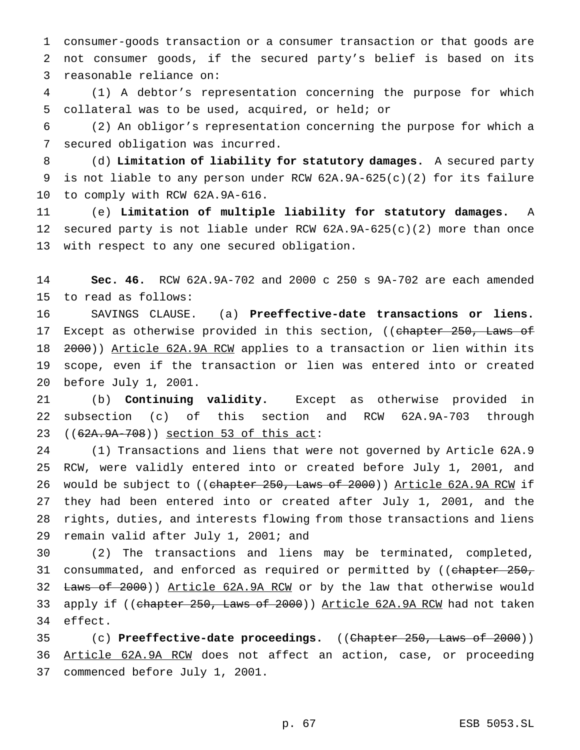consumer-goods transaction or a consumer transaction or that goods are not consumer goods, if the secured party's belief is based on its reasonable reliance on:

(1) A debtor's representation concerning the purpose for which collateral was to be used, acquired, or held; or

(2) An obligor's representation concerning the purpose for which a secured obligation was incurred.

(d) **Limitation of liability for statutory damages.** A secured party is not liable to any person under RCW 62A.9A-625(c)(2) for its failure to comply with RCW 62A.9A-616.

(e) **Limitation of multiple liability for statutory damages.** A secured party is not liable under RCW 62A.9A-625(c)(2) more than once with respect to any one secured obligation.

**Sec. 46.** RCW 62A.9A-702 and 2000 c 250 s 9A-702 are each amended to read as follows:

SAVINGS CLAUSE. (a) **Preeffective-date transactions or liens.** Except as otherwise provided in this section, ((~~chapter 250, Laws of 2000~~)) Article 62A.9A RCW applies to a transaction or lien within its scope, even if the transaction or lien was entered into or created before July 1, 2001.

(b) **Continuing validity.** Except as otherwise provided in subsection (c) of this section and RCW 62A.9A-703 through ((~~62A.9A-708~~)) section 53 of this act:

(1) Transactions and liens that were not governed by Article 62A.9 RCW, were validly entered into or created before July 1, 2001, and would be subject to ((~~chapter 250, Laws of 2000~~)) Article 62A.9A RCW if they had been entered into or created after July 1, 2001, and the rights, duties, and interests flowing from those transactions and liens remain valid after July 1, 2001; and

(2) The transactions and liens may be terminated, completed, consummated, and enforced as required or permitted by ((~~chapter 250, Laws of 2000~~)) Article 62A.9A RCW or by the law that otherwise would apply if ((~~chapter 250, Laws of 2000~~)) Article 62A.9A RCW had not taken effect.

(c) **Preeffective-date proceedings.** ((~~Chapter 250, Laws of 2000~~)) Article 62A.9A RCW does not affect an action, case, or proceeding commenced before July 1, 2001.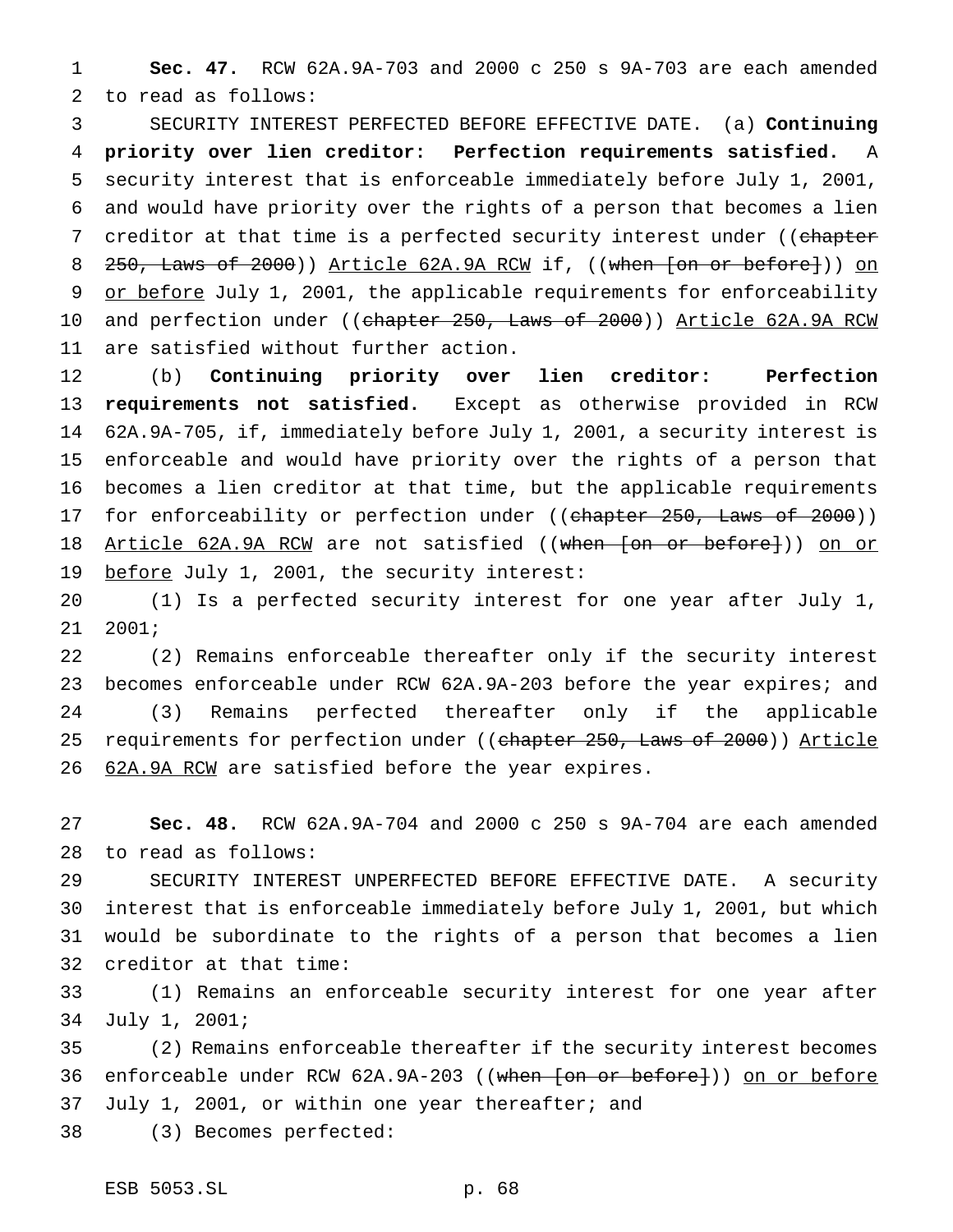**Sec. 47.** RCW 62A.9A-703 and 2000 c 250 s 9A-703 are each amended to read as follows:

SECURITY INTEREST PERFECTED BEFORE EFFECTIVE DATE. (a) **Continuing priority over lien creditor: Perfection requirements satisfied.** A security interest that is enforceable immediately before July 1, 2001, and would have priority over the rights of a person that becomes a lien creditor at that time is a perfected security interest under ((~~chapter 250, Laws of 2000~~)) <u>Article 62A.9A RCW</u> if, ((~~when [on or before]~~)) <u>on or before</u> July 1, 2001, the applicable requirements for enforceability and perfection under ((~~chapter 250, Laws of 2000~~)) <u>Article 62A.9A RCW</u> are satisfied without further action.

(b) **Continuing priority over lien creditor: Perfection requirements not satisfied.** Except as otherwise provided in RCW 62A.9A-705, if, immediately before July 1, 2001, a security interest is enforceable and would have priority over the rights of a person that becomes a lien creditor at that time, but the applicable requirements for enforceability or perfection under ((~~chapter 250, Laws of 2000~~)) <u>Article 62A.9A RCW</u> are not satisfied ((~~when [on or before]~~)) <u>on or before</u> July 1, 2001, the security interest:

(1) Is a perfected security interest for one year after July 1, 2001;

(2) Remains enforceable thereafter only if the security interest becomes enforceable under RCW 62A.9A-203 before the year expires; and

(3) Remains perfected thereafter only if the applicable requirements for perfection under ((~~chapter 250, Laws of 2000~~)) <u>Article 62A.9A RCW</u> are satisfied before the year expires.

**Sec. 48.** RCW 62A.9A-704 and 2000 c 250 s 9A-704 are each amended to read as follows:

SECURITY INTEREST UNPERFECTED BEFORE EFFECTIVE DATE. A security interest that is enforceable immediately before July 1, 2001, but which would be subordinate to the rights of a person that becomes a lien creditor at that time:

(1) Remains an enforceable security interest for one year after July 1, 2001;

(2) Remains enforceable thereafter if the security interest becomes enforceable under RCW 62A.9A-203 ((~~when [on or before]~~)) <u>on or before</u> July 1, 2001, or within one year thereafter; and

(3) Becomes perfected: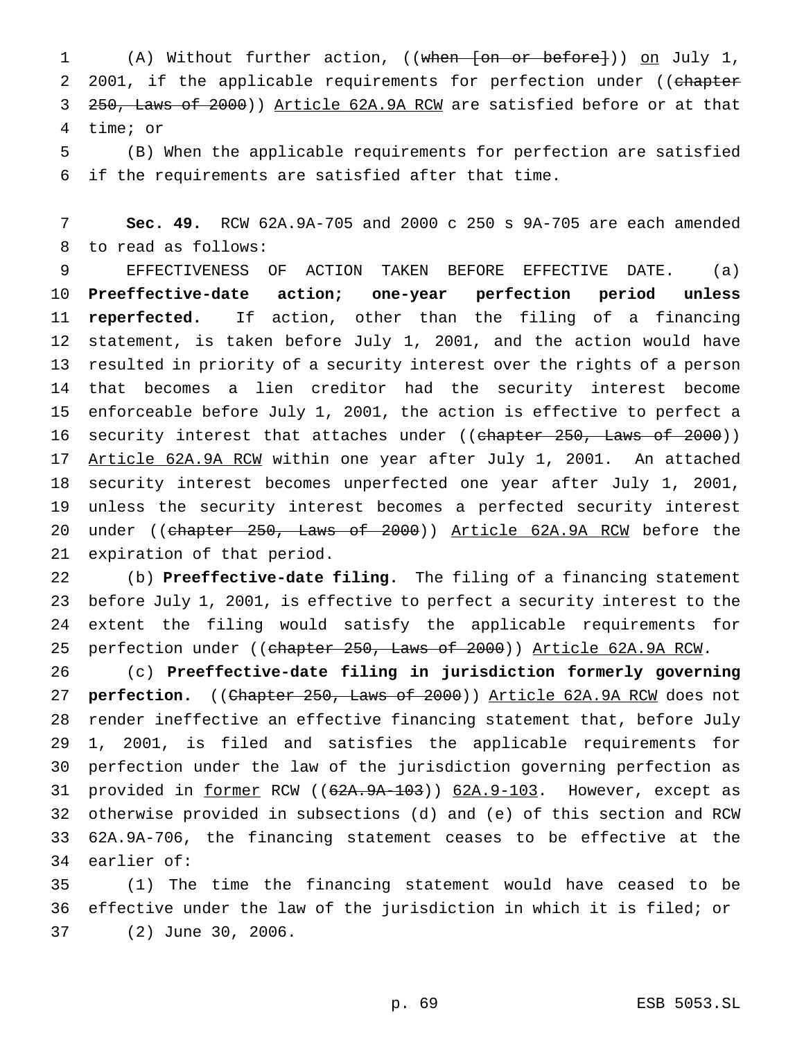(A) Without further action, ((~~when [on or before]~~)) <u>on</u> July 1, 2001, if the applicable requirements for perfection under ((~~chapter 250, Laws of 2000~~)) <u>Article 62A.9A RCW</u> are satisfied before or at that time; or

(B) When the applicable requirements for perfection are satisfied if the requirements are satisfied after that time.

**Sec. 49.** RCW 62A.9A-705 and 2000 c 250 s 9A-705 are each amended to read as follows:

EFFECTIVENESS OF ACTION TAKEN BEFORE EFFECTIVE DATE. (a) **Preeffective-date action; one-year perfection period unless reperfected.** If action, other than the filing of a financing statement, is taken before July 1, 2001, and the action would have resulted in priority of a security interest over the rights of a person that becomes a lien creditor had the security interest become enforceable before July 1, 2001, the action is effective to perfect a security interest that attaches under ((~~chapter 250, Laws of 2000~~)) <u>Article 62A.9A RCW</u> within one year after July 1, 2001. An attached security interest becomes unperfected one year after July 1, 2001, unless the security interest becomes a perfected security interest under ((~~chapter 250, Laws of 2000~~)) <u>Article 62A.9A RCW</u> before the expiration of that period.

(b) **Preeffective-date filing.** The filing of a financing statement before July 1, 2001, is effective to perfect a security interest to the extent the filing would satisfy the applicable requirements for perfection under ((~~chapter 250, Laws of 2000~~)) <u>Article 62A.9A RCW</u>.

(c) **Preeffective-date filing in jurisdiction formerly governing perfection.** ((~~Chapter 250, Laws of 2000~~)) <u>Article 62A.9A RCW</u> does not render ineffective an effective financing statement that, before July 1, 2001, is filed and satisfies the applicable requirements for perfection under the law of the jurisdiction governing perfection as provided in <u>former</u> RCW ((~~62A.9A-103~~)) <u>62A.9-103</u>. However, except as otherwise provided in subsections (d) and (e) of this section and RCW 62A.9A-706, the financing statement ceases to be effective at the earlier of:

(1) The time the financing statement would have ceased to be effective under the law of the jurisdiction in which it is filed; or

(2) June 30, 2006.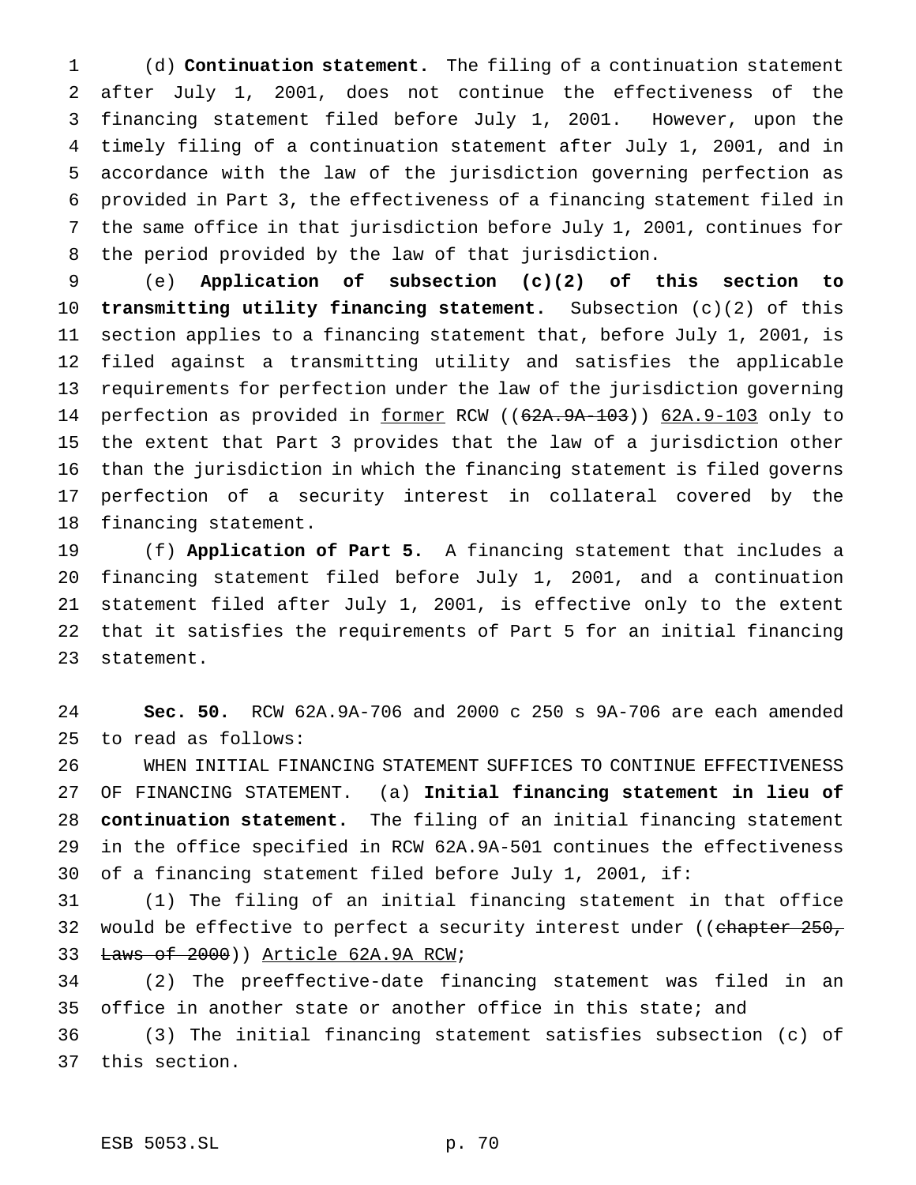(d) **Continuation statement.** The filing of a continuation statement after July 1, 2001, does not continue the effectiveness of the financing statement filed before July 1, 2001. However, upon the timely filing of a continuation statement after July 1, 2001, and in accordance with the law of the jurisdiction governing perfection as provided in Part 3, the effectiveness of a financing statement filed in the same office in that jurisdiction before July 1, 2001, continues for the period provided by the law of that jurisdiction.

(e) **Application of subsection (c)(2) of this section to transmitting utility financing statement.** Subsection (c)(2) of this section applies to a financing statement that, before July 1, 2001, is filed against a transmitting utility and satisfies the applicable requirements for perfection under the law of the jurisdiction governing perfection as provided in former RCW ((~~62A.9A-103~~)) 62A.9-103 only to the extent that Part 3 provides that the law of a jurisdiction other than the jurisdiction in which the financing statement is filed governs perfection of a security interest in collateral covered by the financing statement.

(f) **Application of Part 5.** A financing statement that includes a financing statement filed before July 1, 2001, and a continuation statement filed after July 1, 2001, is effective only to the extent that it satisfies the requirements of Part 5 for an initial financing statement.

**Sec. 50.** RCW 62A.9A-706 and 2000 c 250 s 9A-706 are each amended to read as follows:

WHEN INITIAL FINANCING STATEMENT SUFFICES TO CONTINUE EFFECTIVENESS OF FINANCING STATEMENT. (a) **Initial financing statement in lieu of continuation statement.** The filing of an initial financing statement in the office specified in RCW 62A.9A-501 continues the effectiveness of a financing statement filed before July 1, 2001, if:

(1) The filing of an initial financing statement in that office would be effective to perfect a security interest under ((~~chapter 250, Laws of 2000~~)) Article 62A.9A RCW;

(2) The preeffective-date financing statement was filed in an office in another state or another office in this state; and

(3) The initial financing statement satisfies subsection (c) of this section.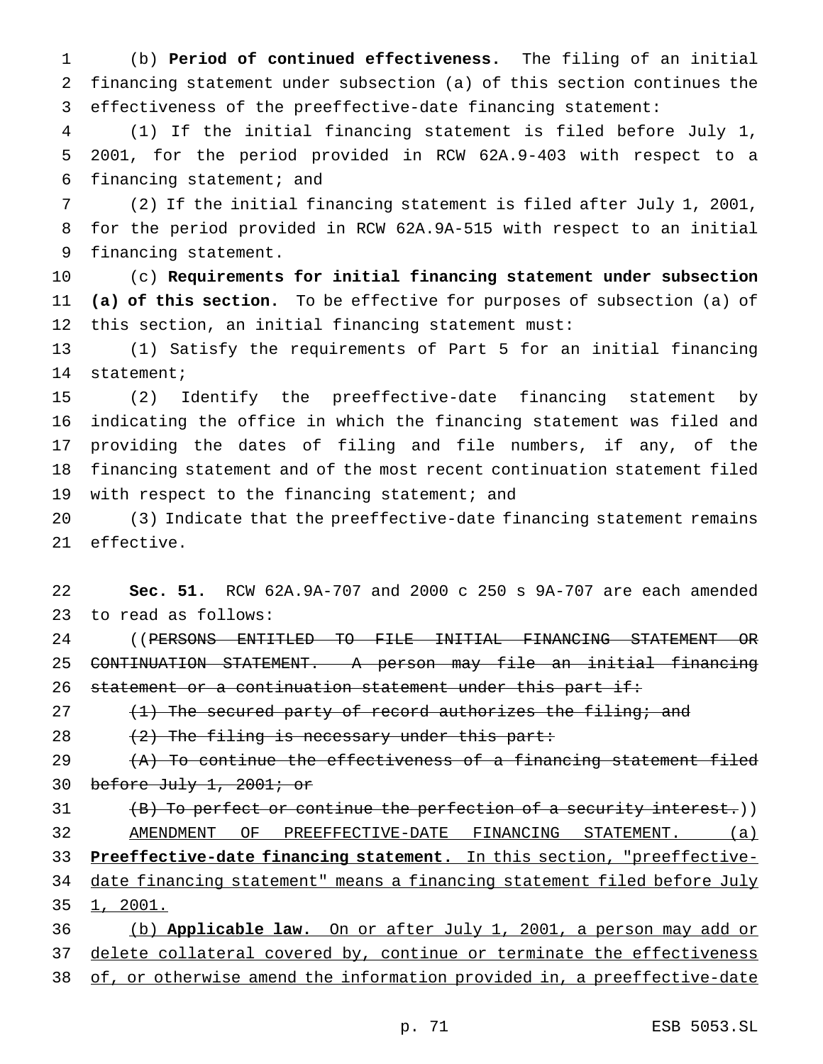(b) **Period of continued effectiveness.** The filing of an initial financing statement under subsection (a) of this section continues the effectiveness of the preeffective-date financing statement:

(1) If the initial financing statement is filed before July 1, 2001, for the period provided in RCW 62A.9-403 with respect to a financing statement; and

(2) If the initial financing statement is filed after July 1, 2001, for the period provided in RCW 62A.9A-515 with respect to an initial financing statement.

(c) **Requirements for initial financing statement under subsection (a) of this section.** To be effective for purposes of subsection (a) of this section, an initial financing statement must:

(1) Satisfy the requirements of Part 5 for an initial financing statement;

(2) Identify the preeffective-date financing statement by indicating the office in which the financing statement was filed and providing the dates of filing and file numbers, if any, of the financing statement and of the most recent continuation statement filed with respect to the financing statement; and

(3) Indicate that the preeffective-date financing statement remains effective.

**Sec. 51.** RCW 62A.9A-707 and 2000 c 250 s 9A-707 are each amended to read as follows:

((~~PERSONS ENTITLED TO FILE INITIAL FINANCING STATEMENT OR CONTINUATION STATEMENT. A person may file an initial financing statement or a continuation statement under this part if:~~

~~(1) The secured party of record authorizes the filing; and~~

~~(2) The filing is necessary under this part:~~

~~(A) To continue the effectiveness of a financing statement filed before July 1, 2001; or~~

~~(B) To perfect or continue the perfection of a security interest.~~))

<u>AMENDMENT OF PREEFFECTIVE-DATE FINANCING STATEMENT. (a) **Preeffective-date financing statement.** In this section, "preeffective-date financing statement" means a financing statement filed before July 1, 2001.</u>

<u>(b) **Applicable law.** On or after July 1, 2001, a person may add or delete collateral covered by, continue or terminate the effectiveness of, or otherwise amend the information provided in, a preeffective-date</u>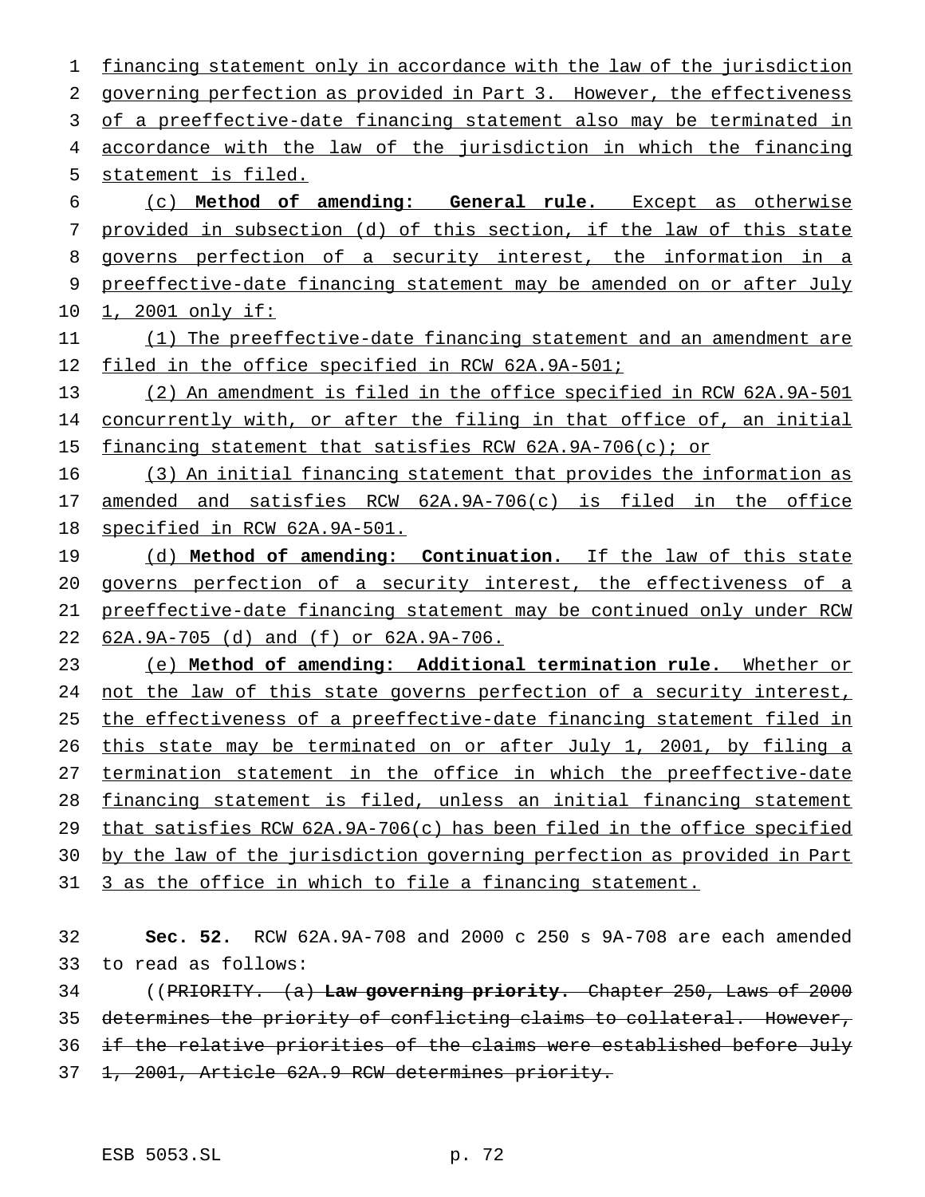financing statement only in accordance with the law of the jurisdiction governing perfection as provided in Part 3. However, the effectiveness of a preeffective-date financing statement also may be terminated in accordance with the law of the jurisdiction in which the financing statement is filed.

(c) **Method of amending: General rule.** Except as otherwise provided in subsection (d) of this section, if the law of this state governs perfection of a security interest, the information in a preeffective-date financing statement may be amended on or after July 1, 2001 only if:

(1) The preeffective-date financing statement and an amendment are filed in the office specified in RCW 62A.9A-501;

(2) An amendment is filed in the office specified in RCW 62A.9A-501 concurrently with, or after the filing in that office of, an initial financing statement that satisfies RCW 62A.9A-706(c); or

(3) An initial financing statement that provides the information as amended and satisfies RCW 62A.9A-706(c) is filed in the office specified in RCW 62A.9A-501.

(d) **Method of amending: Continuation.** If the law of this state governs perfection of a security interest, the effectiveness of a preeffective-date financing statement may be continued only under RCW 62A.9A-705 (d) and (f) or 62A.9A-706.

(e) **Method of amending: Additional termination rule.** Whether or not the law of this state governs perfection of a security interest, the effectiveness of a preeffective-date financing statement filed in this state may be terminated on or after July 1, 2001, by filing a termination statement in the office in which the preeffective-date financing statement is filed, unless an initial financing statement that satisfies RCW 62A.9A-706(c) has been filed in the office specified by the law of the jurisdiction governing perfection as provided in Part 3 as the office in which to file a financing statement.

**Sec. 52.** RCW 62A.9A-708 and 2000 c 250 s 9A-708 are each amended to read as follows:

((~~PRIORITY. (a)~~ **~~Law governing priority.~~** ~~Chapter 250, Laws of 2000 determines the priority of conflicting claims to collateral. However, if the relative priorities of the claims were established before July 1, 2001, Article 62A.9 RCW determines priority.~~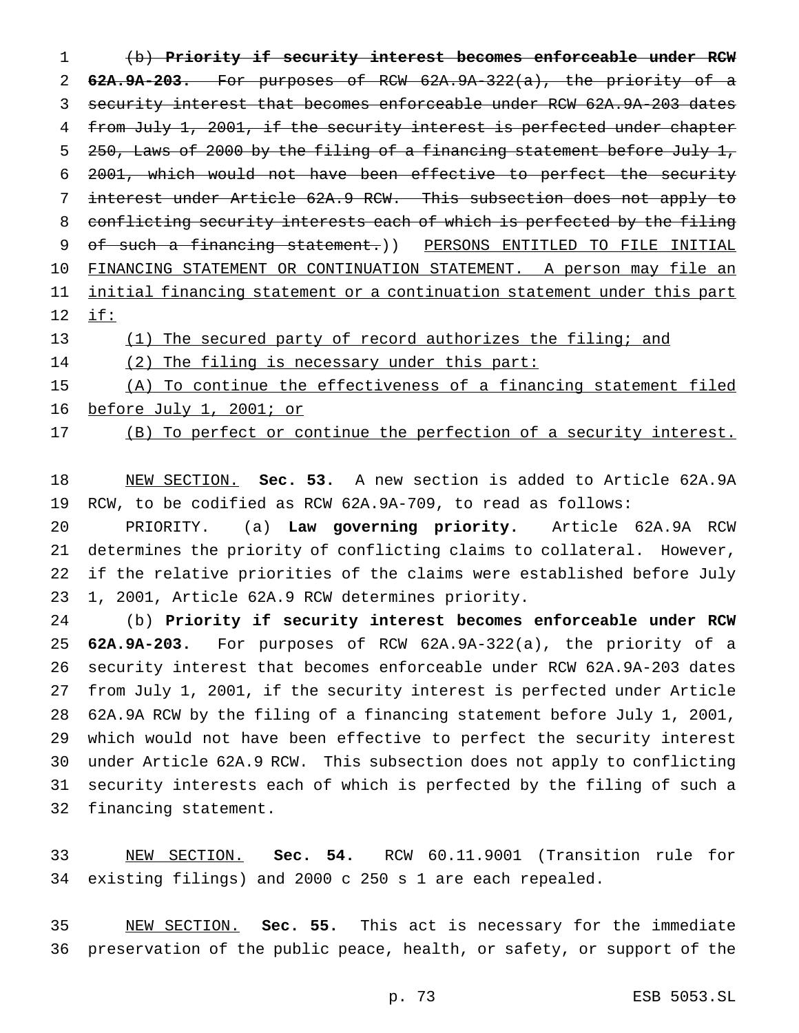(b) ~~**Priority if security interest becomes enforceable under RCW 62A.9A-203.** For purposes of RCW 62A.9A-322(a), the priority of a security interest that becomes enforceable under RCW 62A.9A-203 dates from July 1, 2001, if the security interest is perfected under chapter 250, Laws of 2000 by the filing of a financing statement before July 1, 2001, which would not have been effective to perfect the security interest under Article 62A.9 RCW. This subsection does not apply to conflicting security interests each of which is perfected by the filing of such a financing statement.~~)) PERSONS ENTITLED TO FILE INITIAL FINANCING STATEMENT OR CONTINUATION STATEMENT. A person may file an initial financing statement or a continuation statement under this part if:

(1) The secured party of record authorizes the filing; and

(2) The filing is necessary under this part:

(A) To continue the effectiveness of a financing statement filed before July 1, 2001; or

(B) To perfect or continue the perfection of a security interest.

NEW SECTION. **Sec. 53.** A new section is added to Article 62A.9A RCW, to be codified as RCW 62A.9A-709, to read as follows:

PRIORITY. (a) **Law governing priority.** Article 62A.9A RCW determines the priority of conflicting claims to collateral. However, if the relative priorities of the claims were established before July 1, 2001, Article 62A.9 RCW determines priority.

(b) **Priority if security interest becomes enforceable under RCW 62A.9A-203.** For purposes of RCW 62A.9A-322(a), the priority of a security interest that becomes enforceable under RCW 62A.9A-203 dates from July 1, 2001, if the security interest is perfected under Article 62A.9A RCW by the filing of a financing statement before July 1, 2001, which would not have been effective to perfect the security interest under Article 62A.9 RCW. This subsection does not apply to conflicting security interests each of which is perfected by the filing of such a financing statement.

NEW SECTION. **Sec. 54.** RCW 60.11.9001 (Transition rule for existing filings) and 2000 c 250 s 1 are each repealed.

NEW SECTION. **Sec. 55.** This act is necessary for the immediate preservation of the public peace, health, or safety, or support of the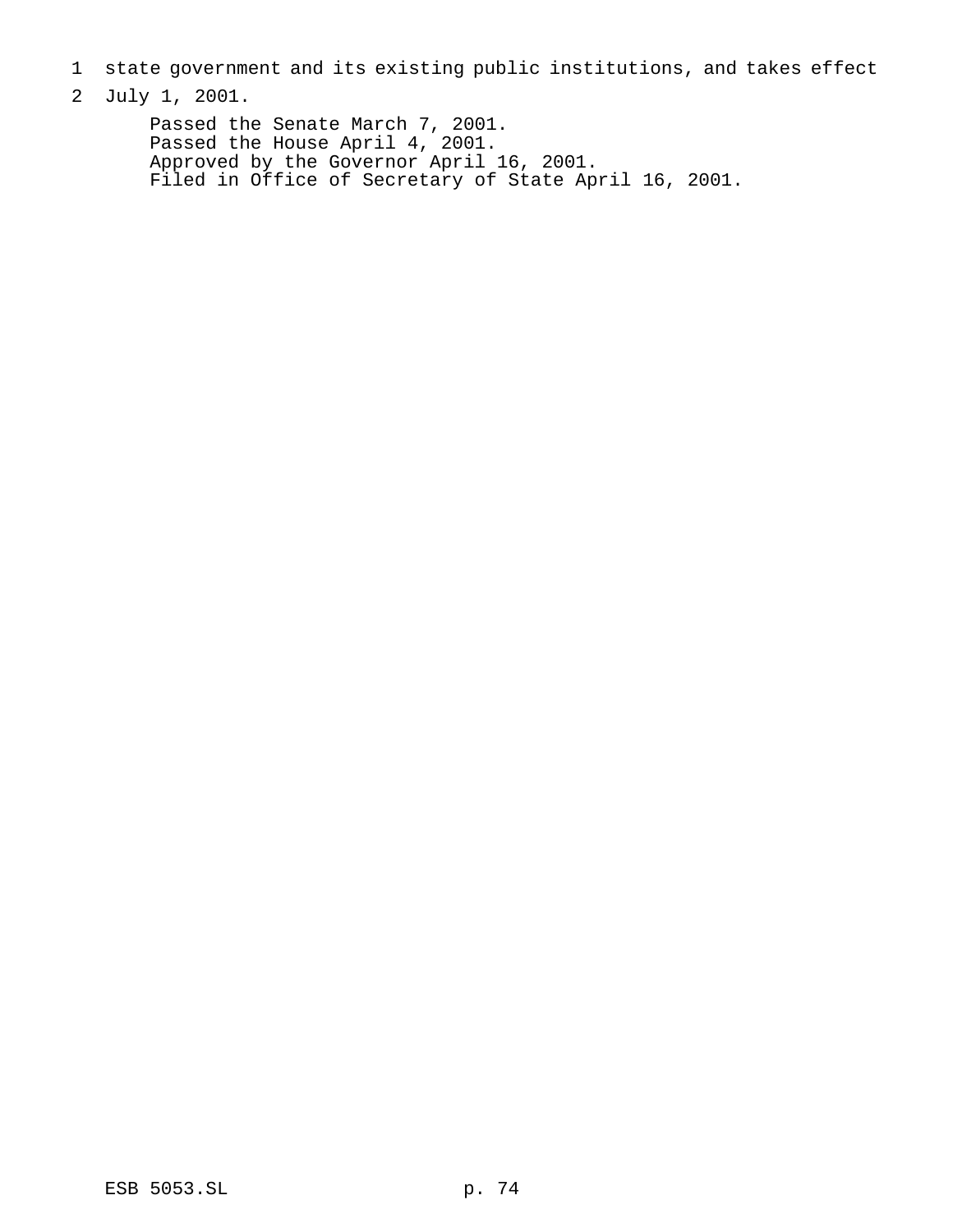state government and its existing public institutions, and takes effect July 1, 2001.

Passed the Senate March 7, 2001.
Passed the House April 4, 2001.
Approved by the Governor April 16, 2001.
Filed in Office of Secretary of State April 16, 2001.